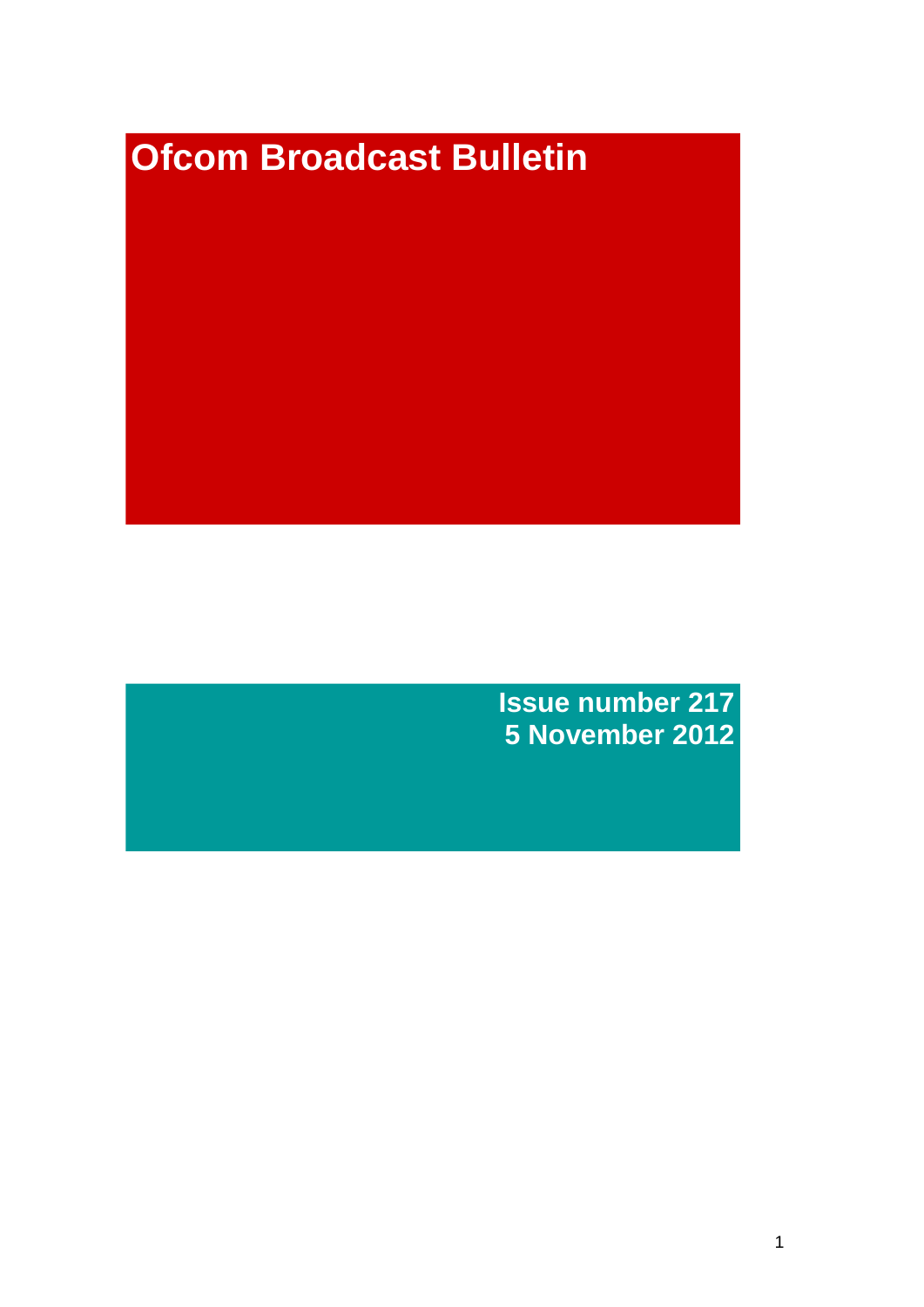# Ofcom Broadcast Bulletin

**Issue number 217**
**5 November 2012**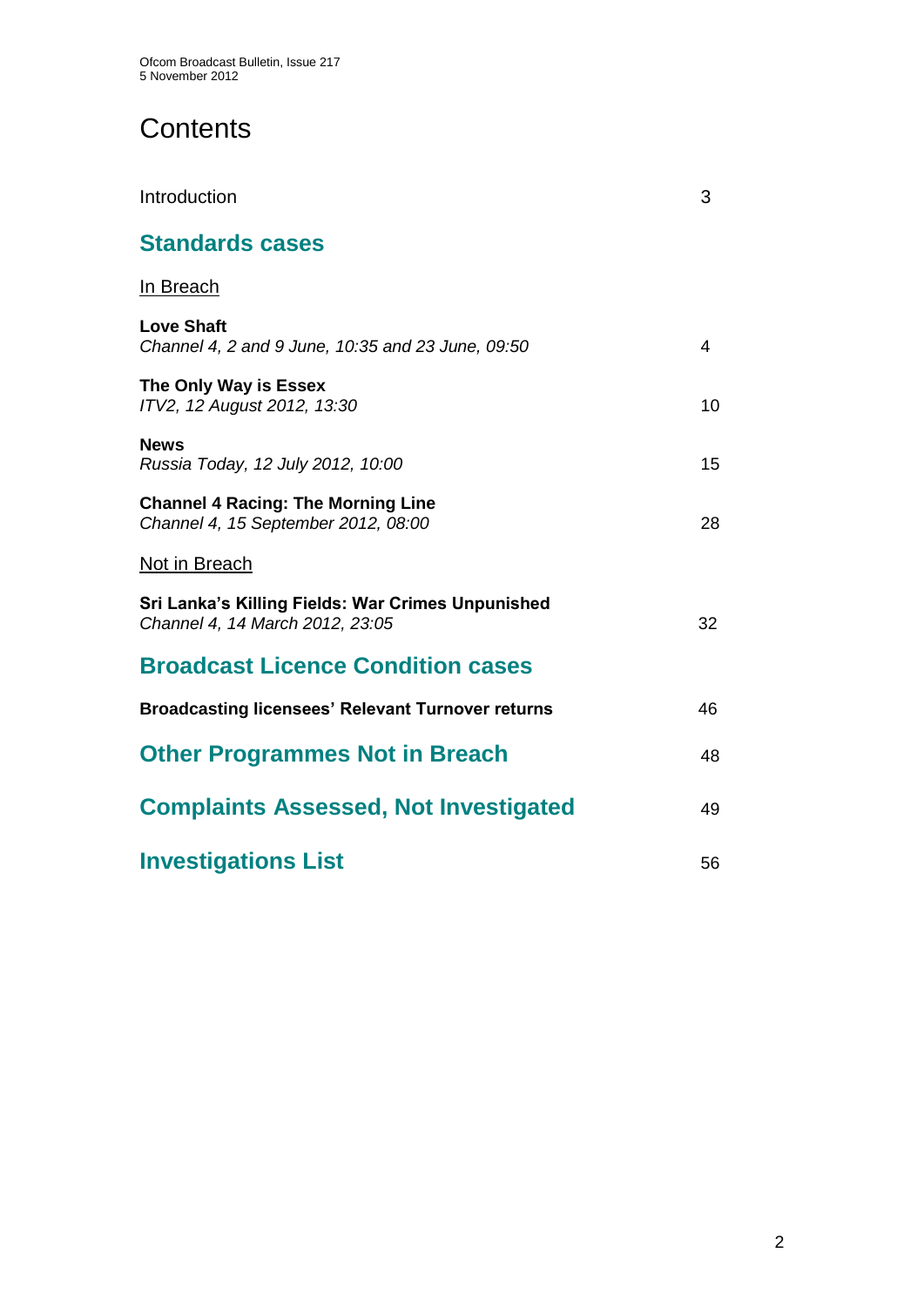# Contents

Introduction 3

## Standards cases

In Breach

**Love Shaft**
*Channel 4, 2 and 9 June, 10:35 and 23 June, 09:50* 4

**The Only Way is Essex**
*ITV2, 12 August 2012, 13:30* 10

**News**
*Russia Today, 12 July 2012, 10:00* 15

**Channel 4 Racing: The Morning Line**
*Channel 4, 15 September 2012, 08:00* 28

Not in Breach

**Sri Lanka's Killing Fields: War Crimes Unpunished**
*Channel 4, 14 March 2012, 23:05* 32

## Broadcast Licence Condition cases

**Broadcasting licensees' Relevant Turnover returns** 46

## Other Programmes Not in Breach 48

## Complaints Assessed, Not Investigated 49

## Investigations List 56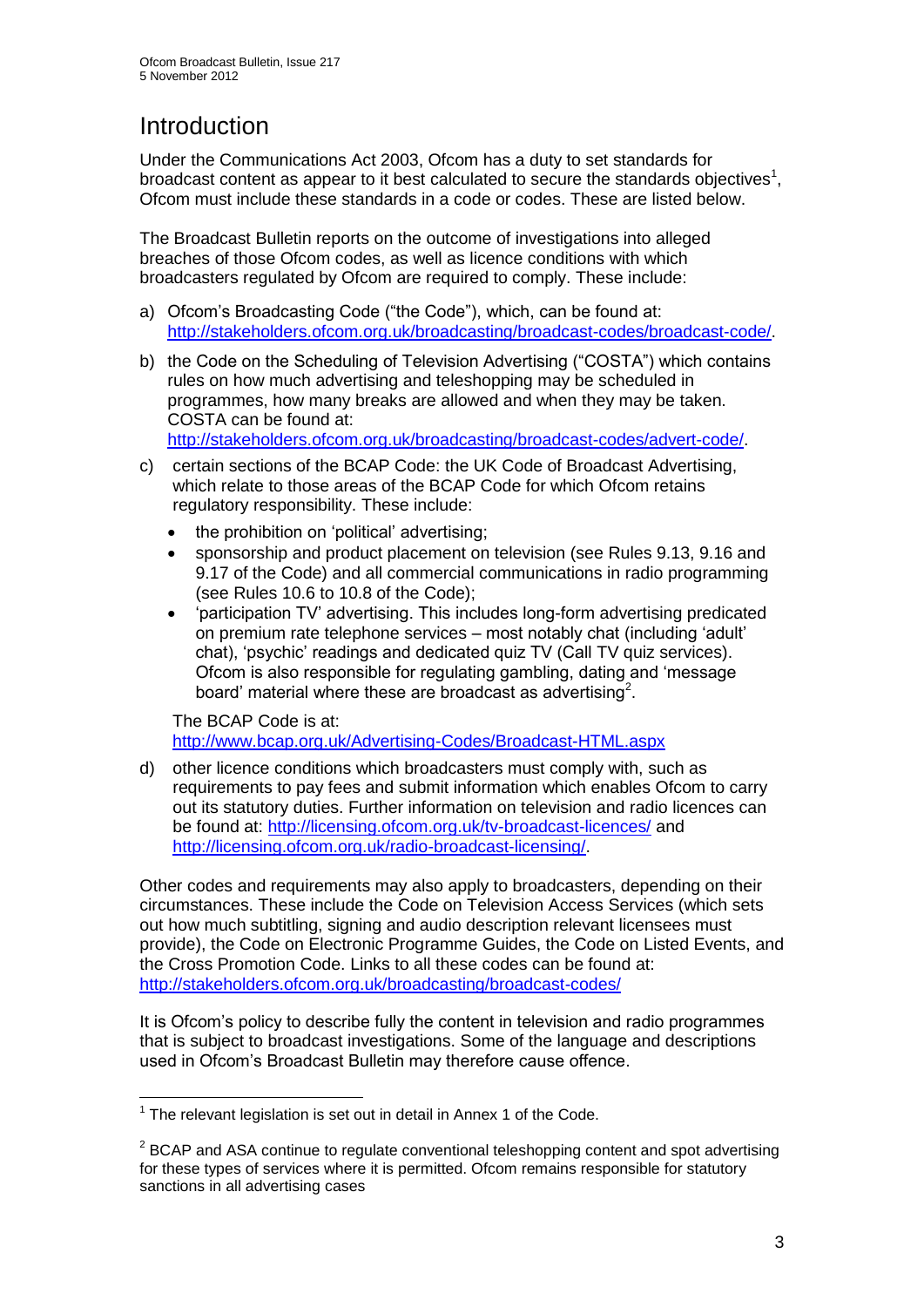# Introduction

Under the Communications Act 2003, Ofcom has a duty to set standards for broadcast content as appear to it best calculated to secure the standards objectives[1], Ofcom must include these standards in a code or codes. These are listed below.

The Broadcast Bulletin reports on the outcome of investigations into alleged breaches of those Ofcom codes, as well as licence conditions with which broadcasters regulated by Ofcom are required to comply. These include:

a) Ofcom's Broadcasting Code ("the Code"), which, can be found at: http://stakeholders.ofcom.org.uk/broadcasting/broadcast-codes/broadcast-code/.

b) the Code on the Scheduling of Television Advertising ("COSTA") which contains rules on how much advertising and teleshopping may be scheduled in programmes, how many breaks are allowed and when they may be taken. COSTA can be found at: http://stakeholders.ofcom.org.uk/broadcasting/broadcast-codes/advert-code/.

c) certain sections of the BCAP Code: the UK Code of Broadcast Advertising, which relate to those areas of the BCAP Code for which Ofcom retains regulatory responsibility. These include:
   - the prohibition on 'political' advertising;
   - sponsorship and product placement on television (see Rules 9.13, 9.16 and 9.17 of the Code) and all commercial communications in radio programming (see Rules 10.6 to 10.8 of the Code);
   - 'participation TV' advertising. This includes long-form advertising predicated on premium rate telephone services – most notably chat (including 'adult' chat), 'psychic' readings and dedicated quiz TV (Call TV quiz services). Ofcom is also responsible for regulating gambling, dating and 'message board' material where these are broadcast as advertising[2].

   The BCAP Code is at: http://www.bcap.org.uk/Advertising-Codes/Broadcast-HTML.aspx

d) other licence conditions which broadcasters must comply with, such as requirements to pay fees and submit information which enables Ofcom to carry out its statutory duties. Further information on television and radio licences can be found at: http://licensing.ofcom.org.uk/tv-broadcast-licences/ and http://licensing.ofcom.org.uk/radio-broadcast-licensing/.

Other codes and requirements may also apply to broadcasters, depending on their circumstances. These include the Code on Television Access Services (which sets out how much subtitling, signing and audio description relevant licensees must provide), the Code on Electronic Programme Guides, the Code on Listed Events, and the Cross Promotion Code. Links to all these codes can be found at: http://stakeholders.ofcom.org.uk/broadcasting/broadcast-codes/

It is Ofcom's policy to describe fully the content in television and radio programmes that is subject to broadcast investigations. Some of the language and descriptions used in Ofcom's Broadcast Bulletin may therefore cause offence.

---

[1] The relevant legislation is set out in detail in Annex 1 of the Code.

[2] BCAP and ASA continue to regulate conventional teleshopping content and spot advertising for these types of services where it is permitted. Ofcom remains responsible for statutory sanctions in all advertising cases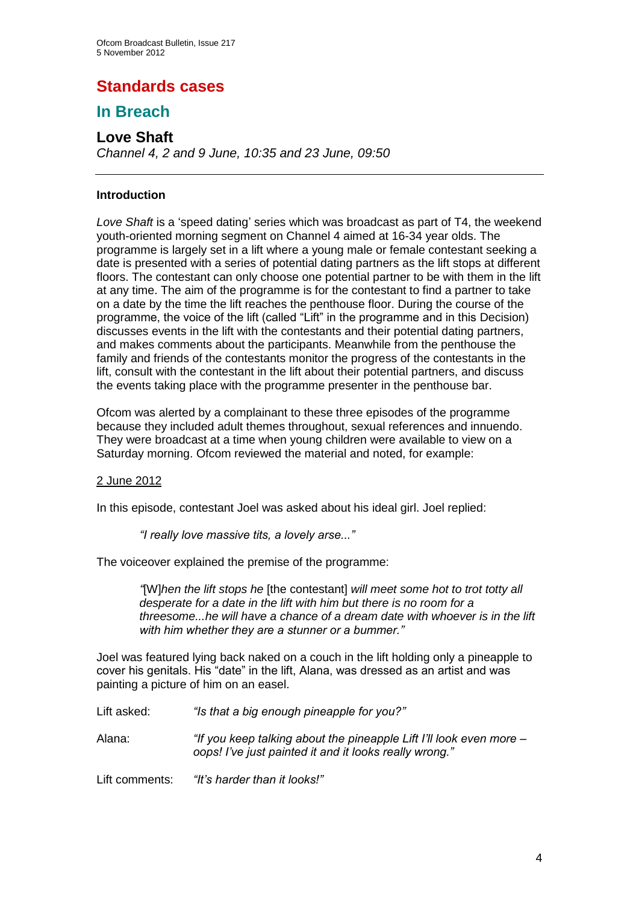## Standards cases

## In Breach

### Love Shaft

*Channel 4, 2 and 9 June, 10:35 and 23 June, 09:50*

---

**Introduction**

*Love Shaft* is a 'speed dating' series which was broadcast as part of T4, the weekend youth-oriented morning segment on Channel 4 aimed at 16-34 year olds. The programme is largely set in a lift where a young male or female contestant seeking a date is presented with a series of potential dating partners as the lift stops at different floors. The contestant can only choose one potential partner to be with them in the lift at any time. The aim of the programme is for the contestant to find a partner to take on a date by the time the lift reaches the penthouse floor. During the course of the programme, the voice of the lift (called "Lift" in the programme and in this Decision) discusses events in the lift with the contestants and their potential dating partners, and makes comments about the participants. Meanwhile from the penthouse the family and friends of the contestants monitor the progress of the contestants in the lift, consult with the contestant in the lift about their potential partners, and discuss the events taking place with the programme presenter in the penthouse bar.

Ofcom was alerted by a complainant to these three episodes of the programme because they included adult themes throughout, sexual references and innuendo. They were broadcast at a time when young children were available to view on a Saturday morning. Ofcom reviewed the material and noted, for example:

<u>2 June 2012</u>

In this episode, contestant Joel was asked about his ideal girl. Joel replied:

> *"I really love massive tits, a lovely arse..."*

The voiceover explained the premise of the programme:

> *"*[W]*hen the lift stops he* [the contestant] *will meet some hot to trot totty all desperate for a date in the lift with him but there is no room for a threesome...he will have a chance of a dream date with whoever is in the lift with him whether they are a stunner or a bummer."*

Joel was featured lying back naked on a couch in the lift holding only a pineapple to cover his genitals. His "date" in the lift, Alana, was dressed as an artist and was painting a picture of him on an easel.

Lift asked: *"Is that a big enough pineapple for you?"*

Alana: *"If you keep talking about the pineapple Lift I'll look even more – oops! I've just painted it and it looks really wrong."*

Lift comments: *"It's harder than it looks!"*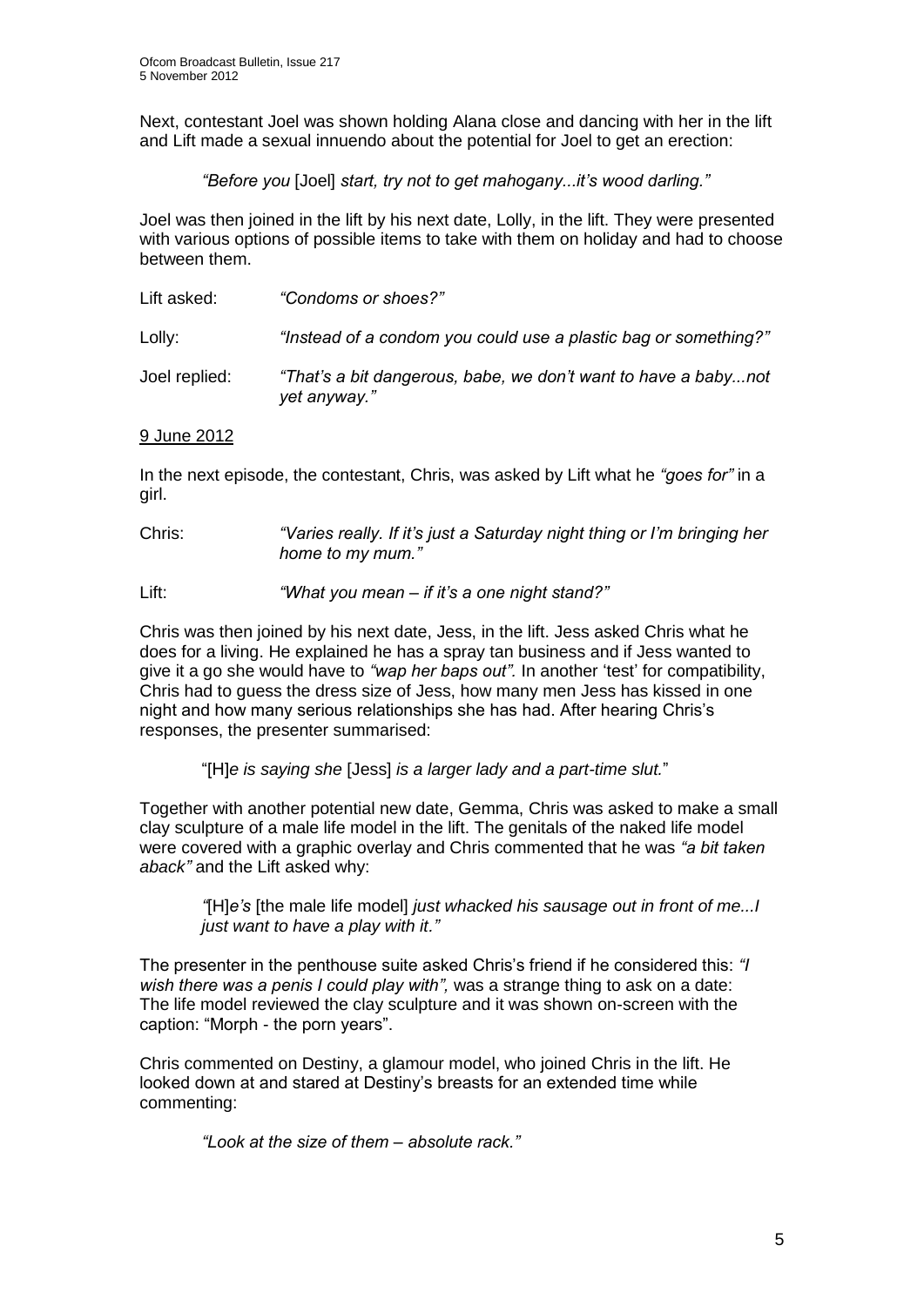Next, contestant Joel was shown holding Alana close and dancing with her in the lift and Lift made a sexual innuendo about the potential for Joel to get an erection:

> *"Before you* [Joel] *start, try not to get mahogany...it's wood darling."*

Joel was then joined in the lift by his next date, Lolly, in the lift. They were presented with various options of possible items to take with them on holiday and had to choose between them.

Lift asked: *"Condoms or shoes?"*

Lolly: *"Instead of a condom you could use a plastic bag or something?"*

Joel replied: *"That's a bit dangerous, babe, we don't want to have a baby...not yet anyway."*

<u>9 June 2012</u>

In the next episode, the contestant, Chris, was asked by Lift what he *"goes for"* in a girl.

Chris: *"Varies really. If it's just a Saturday night thing or I'm bringing her home to my mum."*

Lift: *"What you mean – if it's a one night stand?"*

Chris was then joined by his next date, Jess, in the lift. Jess asked Chris what he does for a living. He explained he has a spray tan business and if Jess wanted to give it a go she would have to *"wap her baps out".* In another 'test' for compatibility, Chris had to guess the dress size of Jess, how many men Jess has kissed in one night and how many serious relationships she has had. After hearing Chris's responses, the presenter summarised:

> "[H]*e is saying she* [Jess] *is a larger lady and a part-time slut.*"

Together with another potential new date, Gemma, Chris was asked to make a small clay sculpture of a male life model in the lift. The genitals of the naked life model were covered with a graphic overlay and Chris commented that he was *"a bit taken aback"* and the Lift asked why:

> *"*[H]*e's* [the male life model] *just whacked his sausage out in front of me...I just want to have a play with it."*

The presenter in the penthouse suite asked Chris's friend if he considered this: *"I wish there was a penis I could play with",* was a strange thing to ask on a date: The life model reviewed the clay sculpture and it was shown on-screen with the caption: "Morph - the porn years".

Chris commented on Destiny, a glamour model, who joined Chris in the lift. He looked down at and stared at Destiny's breasts for an extended time while commenting:

> *"Look at the size of them – absolute rack."*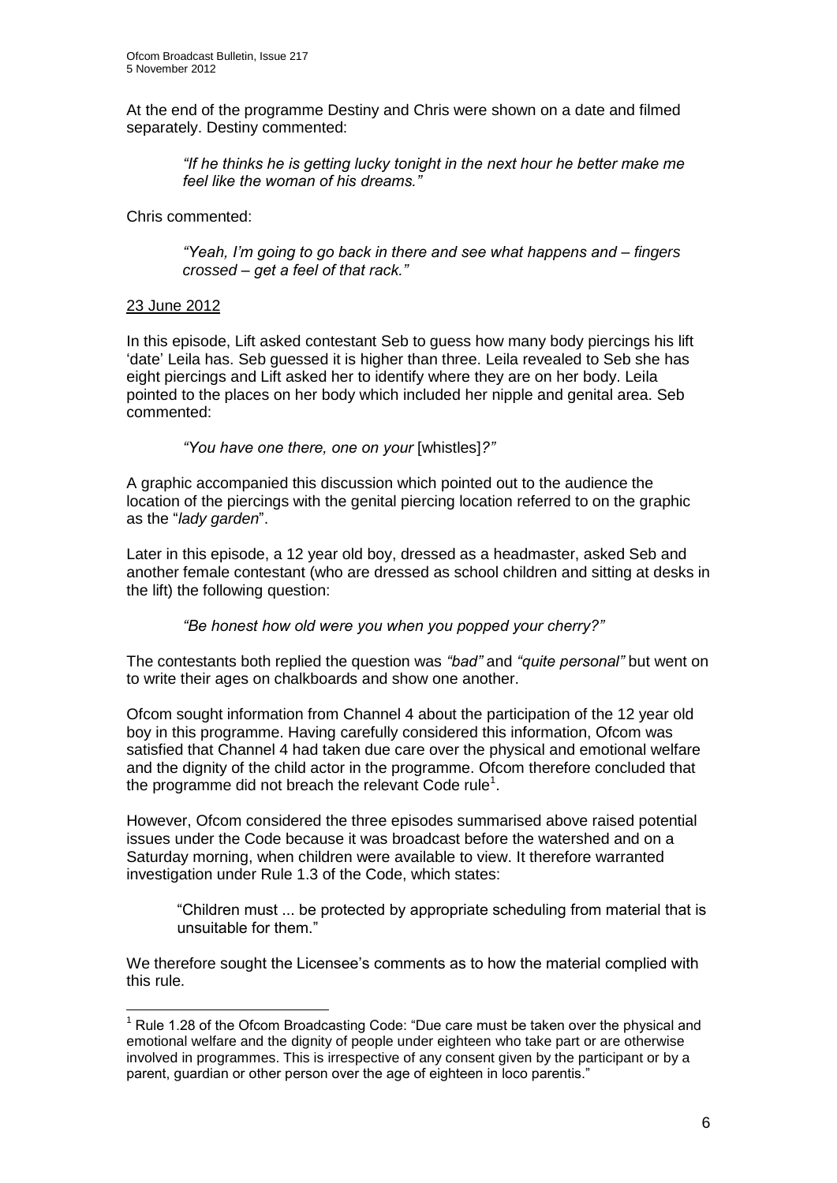At the end of the programme Destiny and Chris were shown on a date and filmed separately. Destiny commented:

> *"If he thinks he is getting lucky tonight in the next hour he better make me feel like the woman of his dreams."*

Chris commented:

> *"Yeah, I'm going to go back in there and see what happens and – fingers crossed – get a feel of that rack."*

<u>23 June 2012</u>

In this episode, Lift asked contestant Seb to guess how many body piercings his lift 'date' Leila has. Seb guessed it is higher than three. Leila revealed to Seb she has eight piercings and Lift asked her to identify where they are on her body. Leila pointed to the places on her body which included her nipple and genital area. Seb commented:

> *"You have one there, one on your* [whistles]*?"*

A graphic accompanied this discussion which pointed out to the audience the location of the piercings with the genital piercing location referred to on the graphic as the "*lady garden*".

Later in this episode, a 12 year old boy, dressed as a headmaster, asked Seb and another female contestant (who are dressed as school children and sitting at desks in the lift) the following question:

> *"Be honest how old were you when you popped your cherry?"*

The contestants both replied the question was *"bad"* and *"quite personal"* but went on to write their ages on chalkboards and show one another.

Ofcom sought information from Channel 4 about the participation of the 12 year old boy in this programme. Having carefully considered this information, Ofcom was satisfied that Channel 4 had taken due care over the physical and emotional welfare and the dignity of the child actor in the programme. Ofcom therefore concluded that the programme did not breach the relevant Code rule[1].

However, Ofcom considered the three episodes summarised above raised potential issues under the Code because it was broadcast before the watershed and on a Saturday morning, when children were available to view. It therefore warranted investigation under Rule 1.3 of the Code, which states:

> "Children must ... be protected by appropriate scheduling from material that is unsuitable for them."

We therefore sought the Licensee's comments as to how the material complied with this rule.

---

[1] Rule 1.28 of the Ofcom Broadcasting Code: "Due care must be taken over the physical and emotional welfare and the dignity of people under eighteen who take part or are otherwise involved in programmes. This is irrespective of any consent given by the participant or by a parent, guardian or other person over the age of eighteen in loco parentis."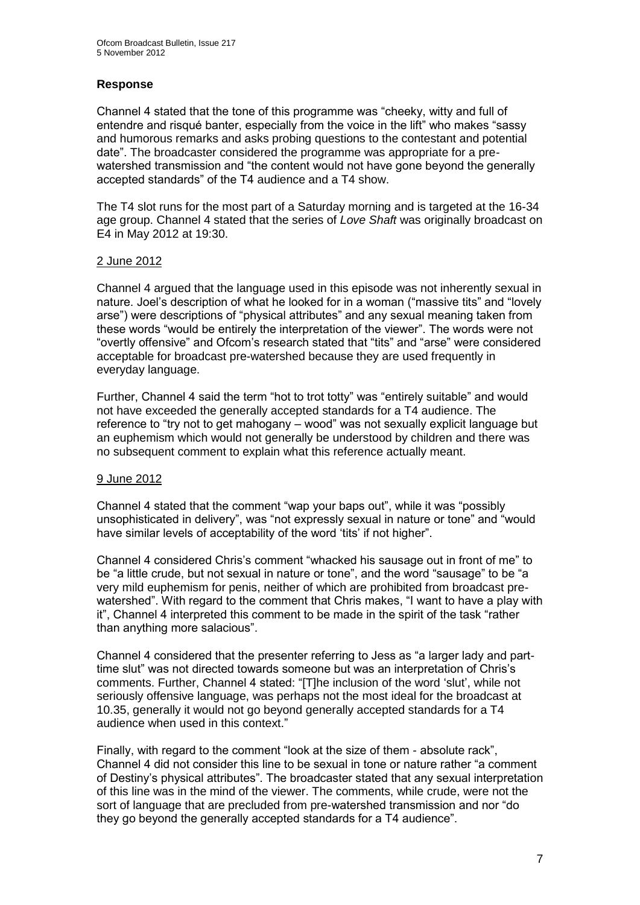## Response

Channel 4 stated that the tone of this programme was "cheeky, witty and full of entendre and risqué banter, especially from the voice in the lift" who makes "sassy and humorous remarks and asks probing questions to the contestant and potential date". The broadcaster considered the programme was appropriate for a pre-watershed transmission and "the content would not have gone beyond the generally accepted standards" of the T4 audience and a T4 show.

The T4 slot runs for the most part of a Saturday morning and is targeted at the 16-34 age group. Channel 4 stated that the series of *Love Shaft* was originally broadcast on E4 in May 2012 at 19:30.

### 2 June 2012

Channel 4 argued that the language used in this episode was not inherently sexual in nature. Joel's description of what he looked for in a woman ("massive tits" and "lovely arse") were descriptions of "physical attributes" and any sexual meaning taken from these words "would be entirely the interpretation of the viewer". The words were not "overtly offensive" and Ofcom's research stated that "tits" and "arse" were considered acceptable for broadcast pre-watershed because they are used frequently in everyday language.

Further, Channel 4 said the term "hot to trot totty" was "entirely suitable" and would not have exceeded the generally accepted standards for a T4 audience. The reference to "try not to get mahogany – wood" was not sexually explicit language but an euphemism which would not generally be understood by children and there was no subsequent comment to explain what this reference actually meant.

### 9 June 2012

Channel 4 stated that the comment "wap your baps out", while it was "possibly unsophisticated in delivery", was "not expressly sexual in nature or tone" and "would have similar levels of acceptability of the word 'tits' if not higher".

Channel 4 considered Chris's comment "whacked his sausage out in front of me" to be "a little crude, but not sexual in nature or tone", and the word "sausage" to be "a very mild euphemism for penis, neither of which are prohibited from broadcast pre-watershed". With regard to the comment that Chris makes, "I want to have a play with it", Channel 4 interpreted this comment to be made in the spirit of the task "rather than anything more salacious".

Channel 4 considered that the presenter referring to Jess as "a larger lady and part-time slut" was not directed towards someone but was an interpretation of Chris's comments. Further, Channel 4 stated: "[T]he inclusion of the word 'slut', while not seriously offensive language, was perhaps not the most ideal for the broadcast at 10.35, generally it would not go beyond generally accepted standards for a T4 audience when used in this context."

Finally, with regard to the comment "look at the size of them - absolute rack", Channel 4 did not consider this line to be sexual in tone or nature rather "a comment of Destiny's physical attributes". The broadcaster stated that any sexual interpretation of this line was in the mind of the viewer. The comments, while crude, were not the sort of language that are precluded from pre-watershed transmission and nor "do they go beyond the generally accepted standards for a T4 audience".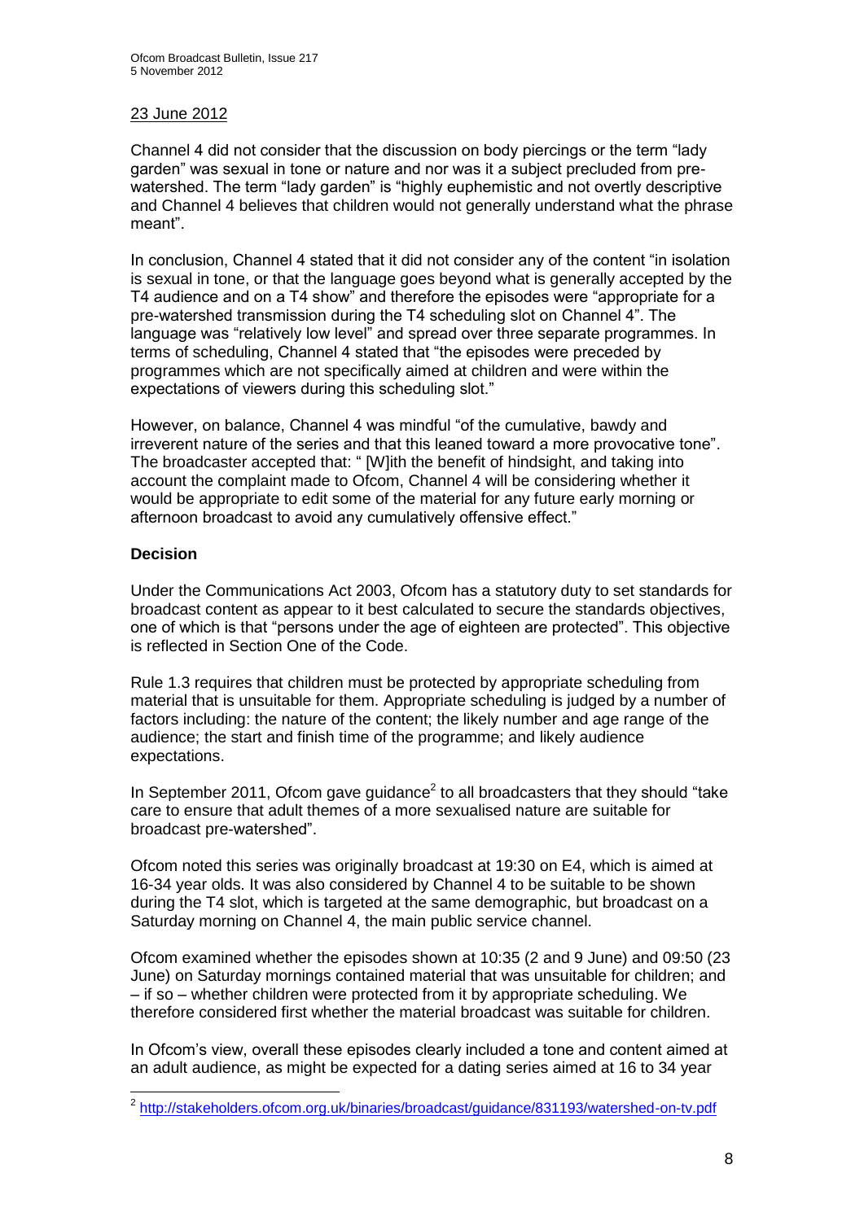23 June 2012

Channel 4 did not consider that the discussion on body piercings or the term "lady garden" was sexual in tone or nature and nor was it a subject precluded from pre-watershed. The term "lady garden" is "highly euphemistic and not overtly descriptive and Channel 4 believes that children would not generally understand what the phrase meant".

In conclusion, Channel 4 stated that it did not consider any of the content "in isolation is sexual in tone, or that the language goes beyond what is generally accepted by the T4 audience and on a T4 show" and therefore the episodes were "appropriate for a pre-watershed transmission during the T4 scheduling slot on Channel 4". The language was "relatively low level" and spread over three separate programmes. In terms of scheduling, Channel 4 stated that "the episodes were preceded by programmes which are not specifically aimed at children and were within the expectations of viewers during this scheduling slot."

However, on balance, Channel 4 was mindful "of the cumulative, bawdy and irreverent nature of the series and that this leaned toward a more provocative tone". The broadcaster accepted that: " [W]ith the benefit of hindsight, and taking into account the complaint made to Ofcom, Channel 4 will be considering whether it would be appropriate to edit some of the material for any future early morning or afternoon broadcast to avoid any cumulatively offensive effect."

**Decision**

Under the Communications Act 2003, Ofcom has a statutory duty to set standards for broadcast content as appear to it best calculated to secure the standards objectives, one of which is that "persons under the age of eighteen are protected". This objective is reflected in Section One of the Code.

Rule 1.3 requires that children must be protected by appropriate scheduling from material that is unsuitable for them. Appropriate scheduling is judged by a number of factors including: the nature of the content; the likely number and age range of the audience; the start and finish time of the programme; and likely audience expectations.

In September 2011, Ofcom gave guidance[2] to all broadcasters that they should "take care to ensure that adult themes of a more sexualised nature are suitable for broadcast pre-watershed".

Ofcom noted this series was originally broadcast at 19:30 on E4, which is aimed at 16-34 year olds. It was also considered by Channel 4 to be suitable to be shown during the T4 slot, which is targeted at the same demographic, but broadcast on a Saturday morning on Channel 4, the main public service channel.

Ofcom examined whether the episodes shown at 10:35 (2 and 9 June) and 09:50 (23 June) on Saturday mornings contained material that was unsuitable for children; and – if so – whether children were protected from it by appropriate scheduling. We therefore considered first whether the material broadcast was suitable for children.

In Ofcom's view, overall these episodes clearly included a tone and content aimed at an adult audience, as might be expected for a dating series aimed at 16 to 34 year

[2] http://stakeholders.ofcom.org.uk/binaries/broadcast/guidance/831193/watershed-on-tv.pdf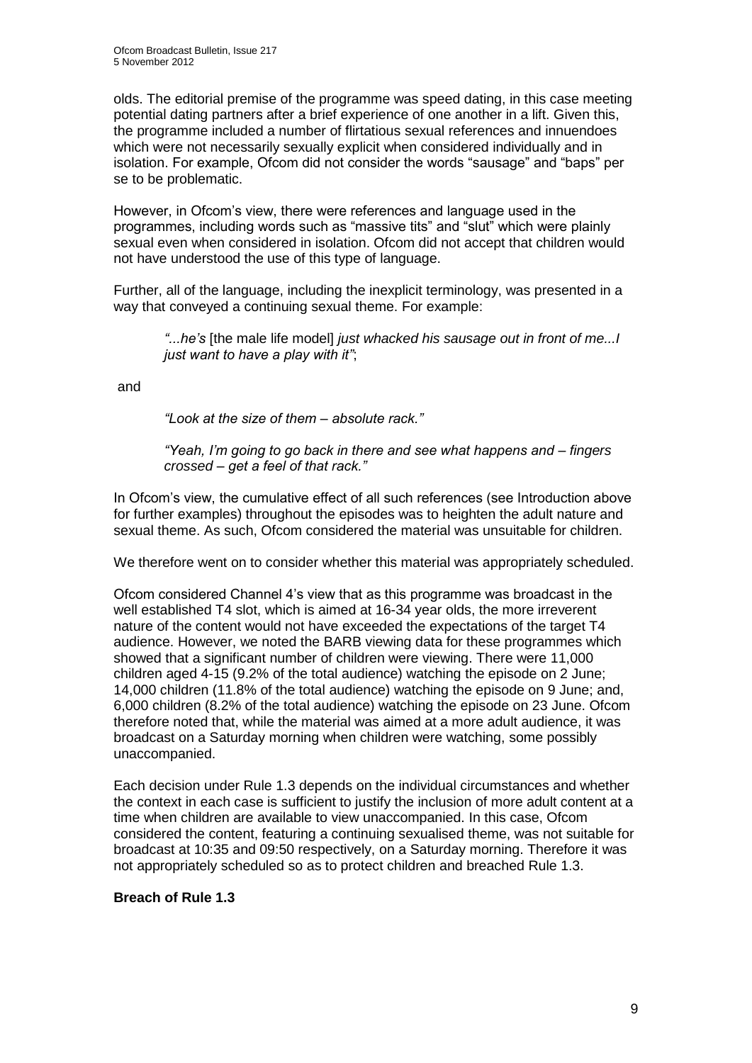olds. The editorial premise of the programme was speed dating, in this case meeting potential dating partners after a brief experience of one another in a lift. Given this, the programme included a number of flirtatious sexual references and innuendoes which were not necessarily sexually explicit when considered individually and in isolation. For example, Ofcom did not consider the words "sausage" and "baps" per se to be problematic.

However, in Ofcom's view, there were references and language used in the programmes, including words such as "massive tits" and "slut" which were plainly sexual even when considered in isolation. Ofcom did not accept that children would not have understood the use of this type of language.

Further, all of the language, including the inexplicit terminology, was presented in a way that conveyed a continuing sexual theme. For example:

> *"...he's* [the male life model] *just whacked his sausage out in front of me...I just want to have a play with it"*;

and

> *"Look at the size of them – absolute rack."*
>
> *"Yeah, I'm going to go back in there and see what happens and – fingers crossed – get a feel of that rack."*

In Ofcom's view, the cumulative effect of all such references (see Introduction above for further examples) throughout the episodes was to heighten the adult nature and sexual theme. As such, Ofcom considered the material was unsuitable for children.

We therefore went on to consider whether this material was appropriately scheduled.

Ofcom considered Channel 4's view that as this programme was broadcast in the well established T4 slot, which is aimed at 16-34 year olds, the more irreverent nature of the content would not have exceeded the expectations of the target T4 audience. However, we noted the BARB viewing data for these programmes which showed that a significant number of children were viewing. There were 11,000 children aged 4-15 (9.2% of the total audience) watching the episode on 2 June; 14,000 children (11.8% of the total audience) watching the episode on 9 June; and, 6,000 children (8.2% of the total audience) watching the episode on 23 June. Ofcom therefore noted that, while the material was aimed at a more adult audience, it was broadcast on a Saturday morning when children were watching, some possibly unaccompanied.

Each decision under Rule 1.3 depends on the individual circumstances and whether the context in each case is sufficient to justify the inclusion of more adult content at a time when children are available to view unaccompanied. In this case, Ofcom considered the content, featuring a continuing sexualised theme, was not suitable for broadcast at 10:35 and 09:50 respectively, on a Saturday morning. Therefore it was not appropriately scheduled so as to protect children and breached Rule 1.3.

**Breach of Rule 1.3**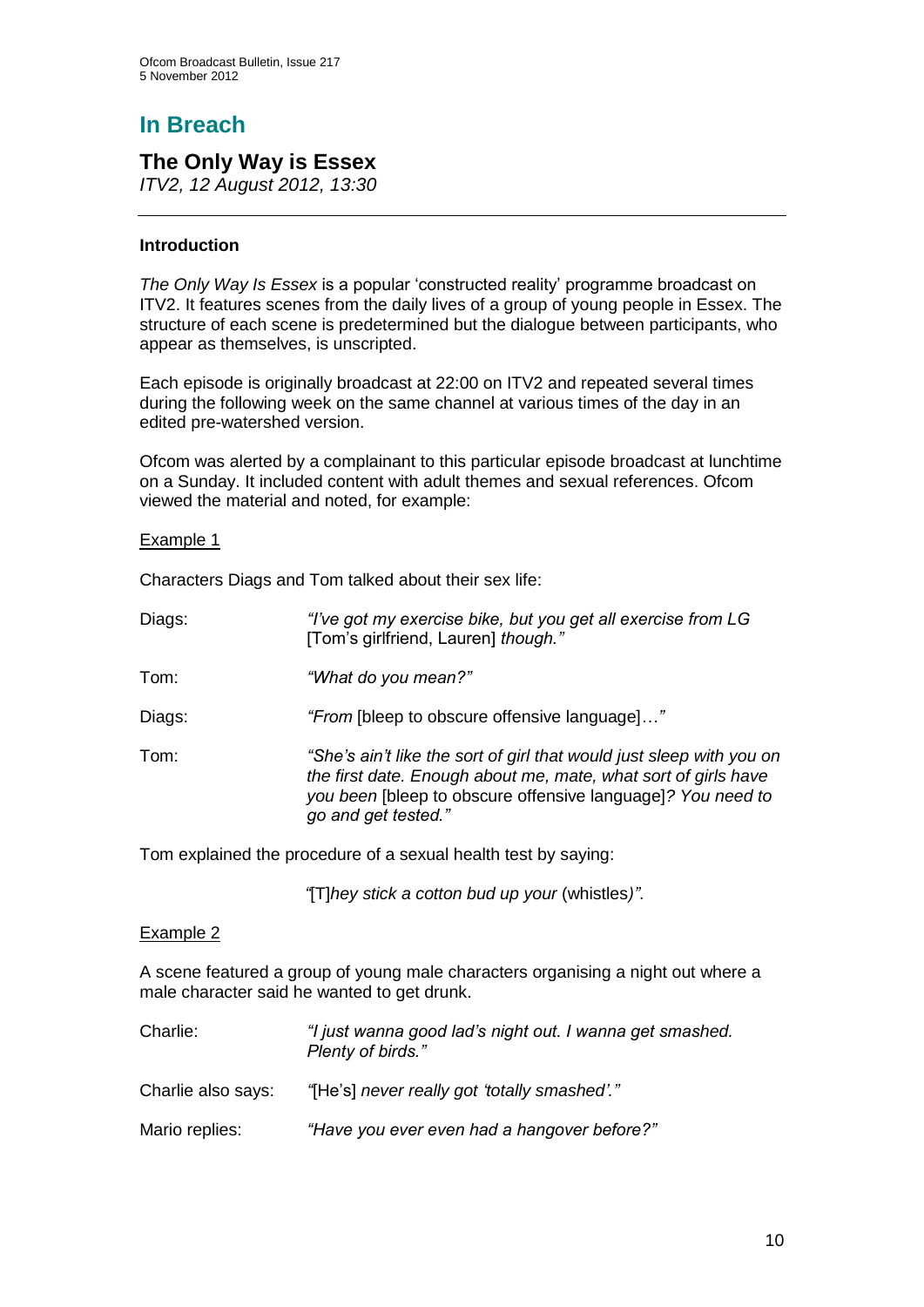## In Breach

### The Only Way is Essex

*ITV2, 12 August 2012, 13:30*

---

**Introduction**

*The Only Way Is Essex* is a popular 'constructed reality' programme broadcast on ITV2. It features scenes from the daily lives of a group of young people in Essex. The structure of each scene is predetermined but the dialogue between participants, who appear as themselves, is unscripted.

Each episode is originally broadcast at 22:00 on ITV2 and repeated several times during the following week on the same channel at various times of the day in an edited pre-watershed version.

Ofcom was alerted by a complainant to this particular episode broadcast at lunchtime on a Sunday. It included content with adult themes and sexual references. Ofcom viewed the material and noted, for example:

Example 1

Characters Diags and Tom talked about their sex life:

Diags: *"I've got my exercise bike, but you get all exercise from LG* [Tom's girlfriend, Lauren] *though."*

Tom: *"What do you mean?"*

Diags: *"From* [bleep to obscure offensive language]*…"*

Tom: *"She's ain't like the sort of girl that would just sleep with you on the first date. Enough about me, mate, what sort of girls have you been* [bleep to obscure offensive language]*? You need to go and get tested."*

Tom explained the procedure of a sexual health test by saying:

*"*[T]*hey stick a cotton bud up your* (whistles*)".*

Example 2

A scene featured a group of young male characters organising a night out where a male character said he wanted to get drunk.

Charlie: *"I just wanna good lad's night out. I wanna get smashed. Plenty of birds."*

Charlie also says: *"*[He's] *never really got 'totally smashed'."*

Mario replies: *"Have you ever even had a hangover before?"*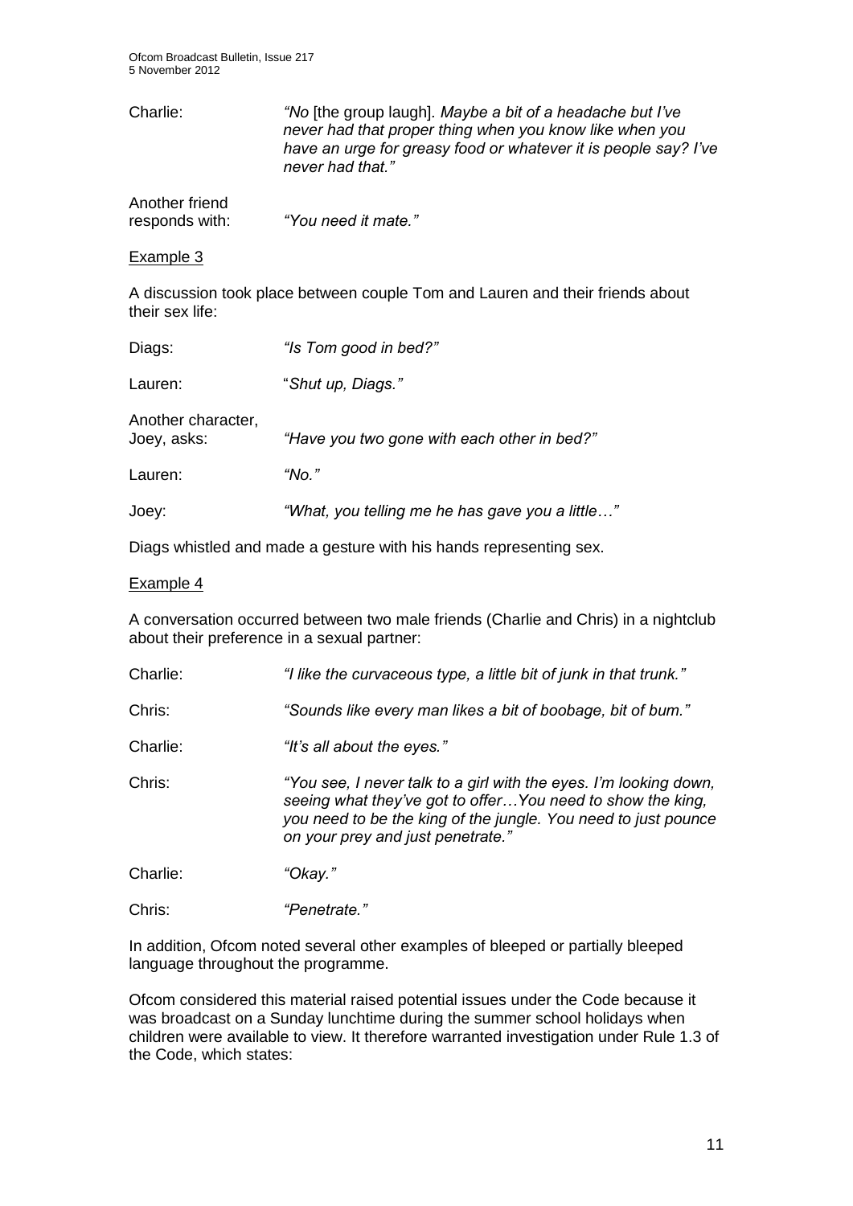Charlie: *"No* [the group laugh]*. Maybe a bit of a headache but I've never had that proper thing when you know like when you have an urge for greasy food or whatever it is people say? I've never had that."*

Another friend responds with: *"You need it mate."*

Example 3

A discussion took place between couple Tom and Lauren and their friends about their sex life:

Diags: *"Is Tom good in bed?"*

Lauren: *"Shut up, Diags."*

Another character, Joey, asks: *"Have you two gone with each other in bed?"*

Lauren: *"No."*

Joey: *"What, you telling me he has gave you a little…"*

Diags whistled and made a gesture with his hands representing sex.

Example 4

A conversation occurred between two male friends (Charlie and Chris) in a nightclub about their preference in a sexual partner:

Charlie: *"I like the curvaceous type, a little bit of junk in that trunk."*

Chris: *"Sounds like every man likes a bit of boobage, bit of bum."*

Charlie: *"It's all about the eyes."*

Chris: *"You see, I never talk to a girl with the eyes. I'm looking down, seeing what they've got to offer…You need to show the king, you need to be the king of the jungle. You need to just pounce on your prey and just penetrate."*

Charlie: *"Okay."*

Chris: *"Penetrate."*

In addition, Ofcom noted several other examples of bleeped or partially bleeped language throughout the programme.

Ofcom considered this material raised potential issues under the Code because it was broadcast on a Sunday lunchtime during the summer school holidays when children were available to view. It therefore warranted investigation under Rule 1.3 of the Code, which states: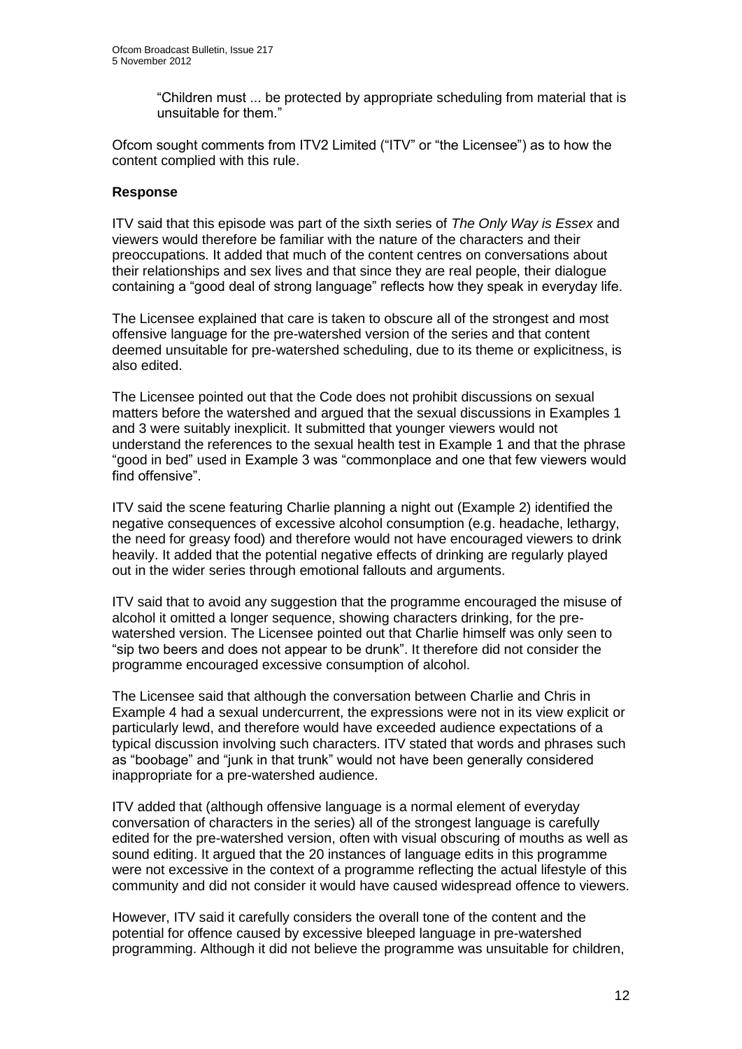> "Children must ... be protected by appropriate scheduling from material that is unsuitable for them."

Ofcom sought comments from ITV2 Limited ("ITV" or "the Licensee") as to how the content complied with this rule.

**Response**

ITV said that this episode was part of the sixth series of *The Only Way is Essex* and viewers would therefore be familiar with the nature of the characters and their preoccupations. It added that much of the content centres on conversations about their relationships and sex lives and that since they are real people, their dialogue containing a "good deal of strong language" reflects how they speak in everyday life.

The Licensee explained that care is taken to obscure all of the strongest and most offensive language for the pre-watershed version of the series and that content deemed unsuitable for pre-watershed scheduling, due to its theme or explicitness, is also edited.

The Licensee pointed out that the Code does not prohibit discussions on sexual matters before the watershed and argued that the sexual discussions in Examples 1 and 3 were suitably inexplicit. It submitted that younger viewers would not understand the references to the sexual health test in Example 1 and that the phrase "good in bed" used in Example 3 was "commonplace and one that few viewers would find offensive".

ITV said the scene featuring Charlie planning a night out (Example 2) identified the negative consequences of excessive alcohol consumption (e.g. headache, lethargy, the need for greasy food) and therefore would not have encouraged viewers to drink heavily. It added that the potential negative effects of drinking are regularly played out in the wider series through emotional fallouts and arguments.

ITV said that to avoid any suggestion that the programme encouraged the misuse of alcohol it omitted a longer sequence, showing characters drinking, for the pre-watershed version. The Licensee pointed out that Charlie himself was only seen to "sip two beers and does not appear to be drunk". It therefore did not consider the programme encouraged excessive consumption of alcohol.

The Licensee said that although the conversation between Charlie and Chris in Example 4 had a sexual undercurrent, the expressions were not in its view explicit or particularly lewd, and therefore would have exceeded audience expectations of a typical discussion involving such characters. ITV stated that words and phrases such as "boobage" and "junk in that trunk" would not have been generally considered inappropriate for a pre-watershed audience.

ITV added that (although offensive language is a normal element of everyday conversation of characters in the series) all of the strongest language is carefully edited for the pre-watershed version, often with visual obscuring of mouths as well as sound editing. It argued that the 20 instances of language edits in this programme were not excessive in the context of a programme reflecting the actual lifestyle of this community and did not consider it would have caused widespread offence to viewers.

However, ITV said it carefully considers the overall tone of the content and the potential for offence caused by excessive bleeped language in pre-watershed programming. Although it did not believe the programme was unsuitable for children,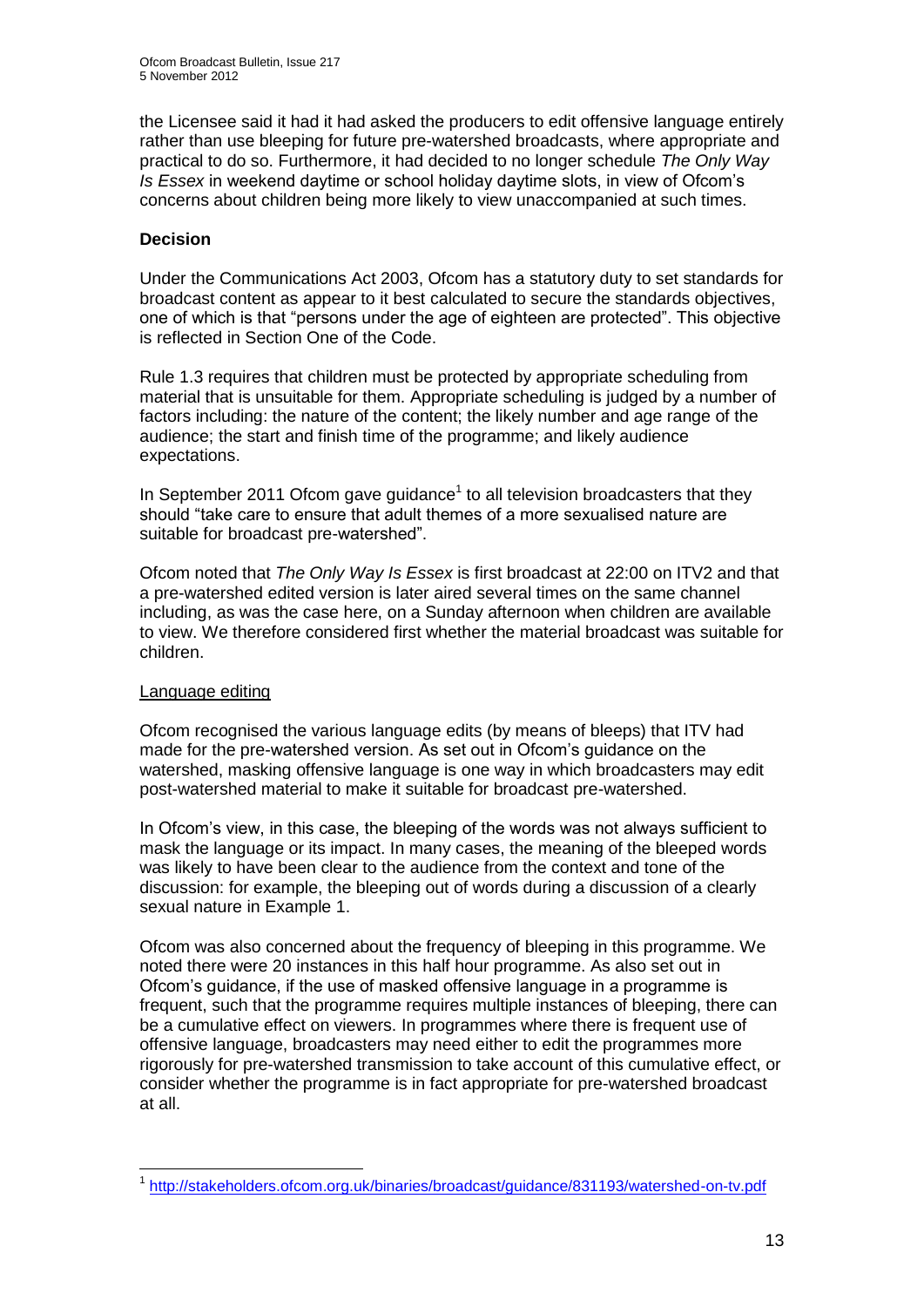the Licensee said it had it had asked the producers to edit offensive language entirely rather than use bleeping for future pre-watershed broadcasts, where appropriate and practical to do so. Furthermore, it had decided to no longer schedule *The Only Way Is Essex* in weekend daytime or school holiday daytime slots, in view of Ofcom's concerns about children being more likely to view unaccompanied at such times.

**Decision**

Under the Communications Act 2003, Ofcom has a statutory duty to set standards for broadcast content as appear to it best calculated to secure the standards objectives, one of which is that "persons under the age of eighteen are protected". This objective is reflected in Section One of the Code.

Rule 1.3 requires that children must be protected by appropriate scheduling from material that is unsuitable for them. Appropriate scheduling is judged by a number of factors including: the nature of the content; the likely number and age range of the audience; the start and finish time of the programme; and likely audience expectations.

In September 2011 Ofcom gave guidance[1] to all television broadcasters that they should "take care to ensure that adult themes of a more sexualised nature are suitable for broadcast pre-watershed".

Ofcom noted that *The Only Way Is Essex* is first broadcast at 22:00 on ITV2 and that a pre-watershed edited version is later aired several times on the same channel including, as was the case here, on a Sunday afternoon when children are available to view. We therefore considered first whether the material broadcast was suitable for children.

Language editing

Ofcom recognised the various language edits (by means of bleeps) that ITV had made for the pre-watershed version. As set out in Ofcom's guidance on the watershed, masking offensive language is one way in which broadcasters may edit post-watershed material to make it suitable for broadcast pre-watershed.

In Ofcom's view, in this case, the bleeping of the words was not always sufficient to mask the language or its impact. In many cases, the meaning of the bleeped words was likely to have been clear to the audience from the context and tone of the discussion: for example, the bleeping out of words during a discussion of a clearly sexual nature in Example 1.

Ofcom was also concerned about the frequency of bleeping in this programme. We noted there were 20 instances in this half hour programme. As also set out in Ofcom's guidance, if the use of masked offensive language in a programme is frequent, such that the programme requires multiple instances of bleeping, there can be a cumulative effect on viewers. In programmes where there is frequent use of offensive language, broadcasters may need either to edit the programmes more rigorously for pre-watershed transmission to take account of this cumulative effect, or consider whether the programme is in fact appropriate for pre-watershed broadcast at all.

---

[1] http://stakeholders.ofcom.org.uk/binaries/broadcast/guidance/831193/watershed-on-tv.pdf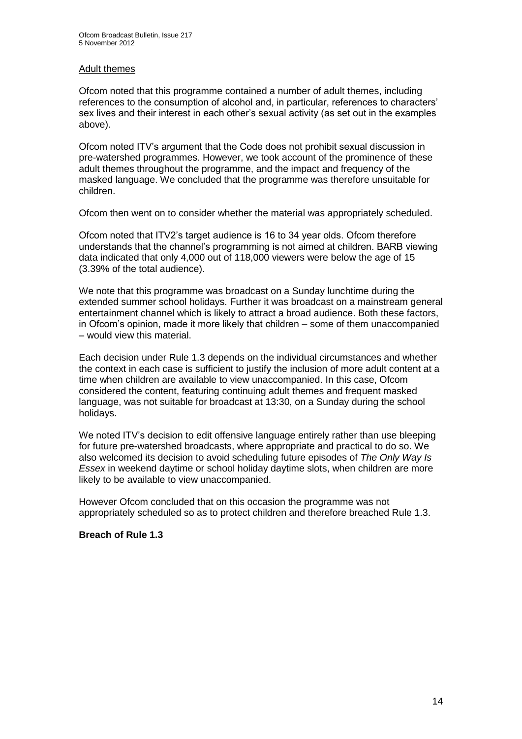Adult themes

Ofcom noted that this programme contained a number of adult themes, including references to the consumption of alcohol and, in particular, references to characters' sex lives and their interest in each other's sexual activity (as set out in the examples above).

Ofcom noted ITV's argument that the Code does not prohibit sexual discussion in pre-watershed programmes. However, we took account of the prominence of these adult themes throughout the programme, and the impact and frequency of the masked language. We concluded that the programme was therefore unsuitable for children.

Ofcom then went on to consider whether the material was appropriately scheduled.

Ofcom noted that ITV2's target audience is 16 to 34 year olds. Ofcom therefore understands that the channel's programming is not aimed at children. BARB viewing data indicated that only 4,000 out of 118,000 viewers were below the age of 15 (3.39% of the total audience).

We note that this programme was broadcast on a Sunday lunchtime during the extended summer school holidays. Further it was broadcast on a mainstream general entertainment channel which is likely to attract a broad audience. Both these factors, in Ofcom's opinion, made it more likely that children – some of them unaccompanied – would view this material.

Each decision under Rule 1.3 depends on the individual circumstances and whether the context in each case is sufficient to justify the inclusion of more adult content at a time when children are available to view unaccompanied. In this case, Ofcom considered the content, featuring continuing adult themes and frequent masked language, was not suitable for broadcast at 13:30, on a Sunday during the school holidays.

We noted ITV's decision to edit offensive language entirely rather than use bleeping for future pre-watershed broadcasts, where appropriate and practical to do so. We also welcomed its decision to avoid scheduling future episodes of *The Only Way Is Essex* in weekend daytime or school holiday daytime slots, when children are more likely to be available to view unaccompanied.

However Ofcom concluded that on this occasion the programme was not appropriately scheduled so as to protect children and therefore breached Rule 1.3.

**Breach of Rule 1.3**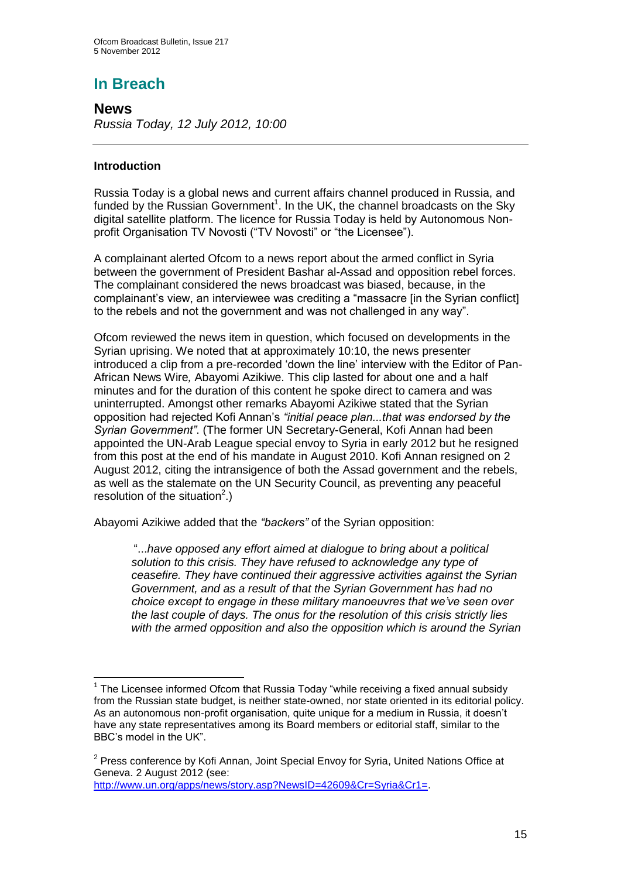# In Breach

## News

*Russia Today, 12 July 2012, 10:00*

---

### Introduction

Russia Today is a global news and current affairs channel produced in Russia, and funded by the Russian Government[1]. In the UK, the channel broadcasts on the Sky digital satellite platform. The licence for Russia Today is held by Autonomous Non-profit Organisation TV Novosti ("TV Novosti" or "the Licensee").

A complainant alerted Ofcom to a news report about the armed conflict in Syria between the government of President Bashar al-Assad and opposition rebel forces. The complainant considered the news broadcast was biased, because, in the complainant's view, an interviewee was crediting a "massacre [in the Syrian conflict] to the rebels and not the government and was not challenged in any way".

Ofcom reviewed the news item in question, which focused on developments in the Syrian uprising. We noted that at approximately 10:10, the news presenter introduced a clip from a pre-recorded 'down the line' interview with the Editor of Pan-African News Wire*,* Abayomi Azikiwe. This clip lasted for about one and a half minutes and for the duration of this content he spoke direct to camera and was uninterrupted. Amongst other remarks Abayomi Azikiwe stated that the Syrian opposition had rejected Kofi Annan's *"initial peace plan...that was endorsed by the Syrian Government"*. (The former UN Secretary-General, Kofi Annan had been appointed the UN-Arab League special envoy to Syria in early 2012 but he resigned from this post at the end of his mandate in August 2010. Kofi Annan resigned on 2 August 2012, citing the intransigence of both the Assad government and the rebels, as well as the stalemate on the UN Security Council, as preventing any peaceful resolution of the situation[2].)

Abayomi Azikiwe added that the *"backers"* of the Syrian opposition:

> "...*have opposed any effort aimed at dialogue to bring about a political solution to this crisis. They have refused to acknowledge any type of ceasefire. They have continued their aggressive activities against the Syrian Government, and as a result of that the Syrian Government has had no choice except to engage in these military manoeuvres that we've seen over the last couple of days. The onus for the resolution of this crisis strictly lies with the armed opposition and also the opposition which is around the Syrian*

---

[1] The Licensee informed Ofcom that Russia Today "while receiving a fixed annual subsidy from the Russian state budget, is neither state-owned, nor state oriented in its editorial policy. As an autonomous non-profit organisation, quite unique for a medium in Russia, it doesn't have any state representatives among its Board members or editorial staff, similar to the BBC's model in the UK".

[2] Press conference by Kofi Annan, Joint Special Envoy for Syria, United Nations Office at Geneva. 2 August 2012 (see: http://www.un.org/apps/news/story.asp?NewsID=42609&Cr=Syria&Cr1=.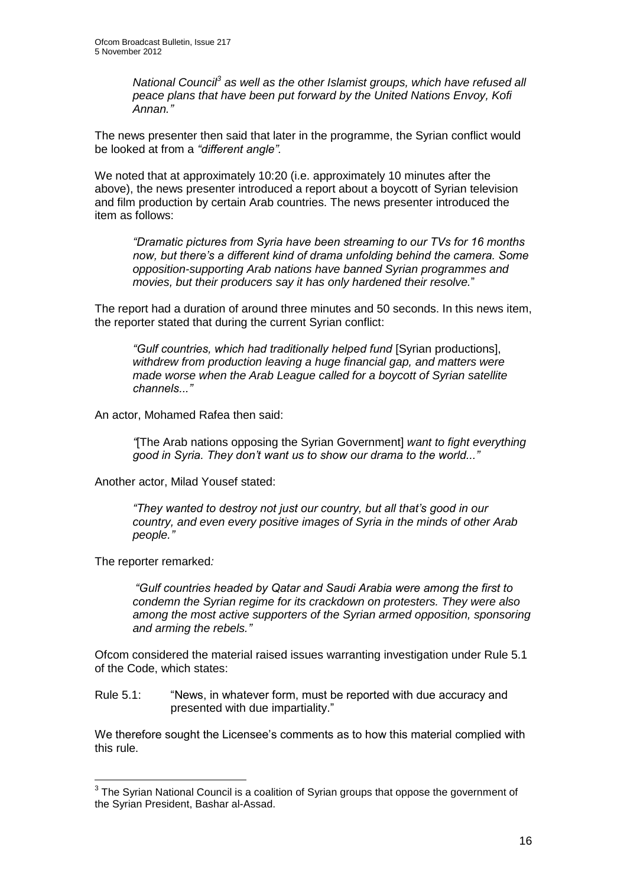*National Council[3] as well as the other Islamist groups, which have refused all peace plans that have been put forward by the United Nations Envoy, Kofi Annan."*

The news presenter then said that later in the programme, the Syrian conflict would be looked at from a *"different angle".*

We noted that at approximately 10:20 (i.e. approximately 10 minutes after the above), the news presenter introduced a report about a boycott of Syrian television and film production by certain Arab countries. The news presenter introduced the item as follows:

> *"Dramatic pictures from Syria have been streaming to our TVs for 16 months now, but there's a different kind of drama unfolding behind the camera. Some opposition-supporting Arab nations have banned Syrian programmes and movies, but their producers say it has only hardened their resolve.*"

The report had a duration of around three minutes and 50 seconds. In this news item, the reporter stated that during the current Syrian conflict:

> *"Gulf countries, which had traditionally helped fund* [Syrian productions], *withdrew from production leaving a huge financial gap, and matters were made worse when the Arab League called for a boycott of Syrian satellite channels..."*

An actor, Mohamed Rafea then said:

> *"*[The Arab nations opposing the Syrian Government] *want to fight everything good in Syria. They don't want us to show our drama to the world..."*

Another actor, Milad Yousef stated:

> *"They wanted to destroy not just our country, but all that's good in our country, and even every positive images of Syria in the minds of other Arab people."*

The reporter remarked*:*

> *"Gulf countries headed by Qatar and Saudi Arabia were among the first to condemn the Syrian regime for its crackdown on protesters. They were also among the most active supporters of the Syrian armed opposition, sponsoring and arming the rebels."*

Ofcom considered the material raised issues warranting investigation under Rule 5.1 of the Code, which states:

Rule 5.1: "News, in whatever form, must be reported with due accuracy and presented with due impartiality."

We therefore sought the Licensee's comments as to how this material complied with this rule.

---

[3] The Syrian National Council is a coalition of Syrian groups that oppose the government of the Syrian President, Bashar al-Assad.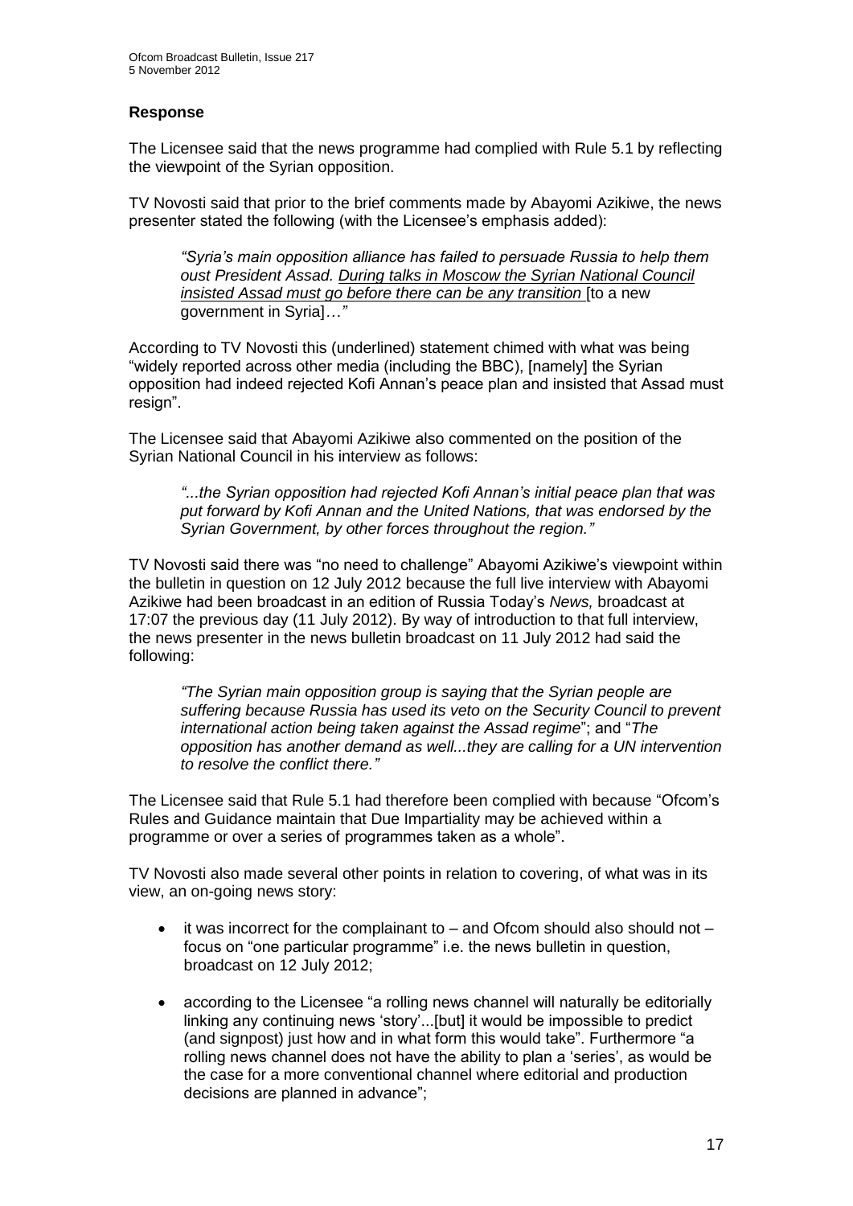### Response

The Licensee said that the news programme had complied with Rule 5.1 by reflecting the viewpoint of the Syrian opposition.

TV Novosti said that prior to the brief comments made by Abayomi Azikiwe, the news presenter stated the following (with the Licensee's emphasis added):

> *"Syria's main opposition alliance has failed to persuade Russia to help them oust President Assad. <u>During talks in Moscow the Syrian National Council insisted Assad must go before there can be any transition</u>* [to a new government in Syria]*…"*

According to TV Novosti this (underlined) statement chimed with what was being "widely reported across other media (including the BBC), [namely] the Syrian opposition had indeed rejected Kofi Annan's peace plan and insisted that Assad must resign".

The Licensee said that Abayomi Azikiwe also commented on the position of the Syrian National Council in his interview as follows:

> *"...the Syrian opposition had rejected Kofi Annan's initial peace plan that was put forward by Kofi Annan and the United Nations, that was endorsed by the Syrian Government, by other forces throughout the region."*

TV Novosti said there was "no need to challenge" Abayomi Azikiwe's viewpoint within the bulletin in question on 12 July 2012 because the full live interview with Abayomi Azikiwe had been broadcast in an edition of Russia Today's *News,* broadcast at 17:07 the previous day (11 July 2012). By way of introduction to that full interview, the news presenter in the news bulletin broadcast on 11 July 2012 had said the following:

> *"The Syrian main opposition group is saying that the Syrian people are suffering because Russia has used its veto on the Security Council to prevent international action being taken against the Assad regime*"; and "*The opposition has another demand as well...they are calling for a UN intervention to resolve the conflict there."*

The Licensee said that Rule 5.1 had therefore been complied with because "Ofcom's Rules and Guidance maintain that Due Impartiality may be achieved within a programme or over a series of programmes taken as a whole".

TV Novosti also made several other points in relation to covering, of what was in its view, an on-going news story:

- it was incorrect for the complainant to – and Ofcom should also should not – focus on "one particular programme" i.e. the news bulletin in question, broadcast on 12 July 2012;
- according to the Licensee "a rolling news channel will naturally be editorially linking any continuing news 'story'...[but] it would be impossible to predict (and signpost) just how and in what form this would take". Furthermore "a rolling news channel does not have the ability to plan a 'series', as would be the case for a more conventional channel where editorial and production decisions are planned in advance";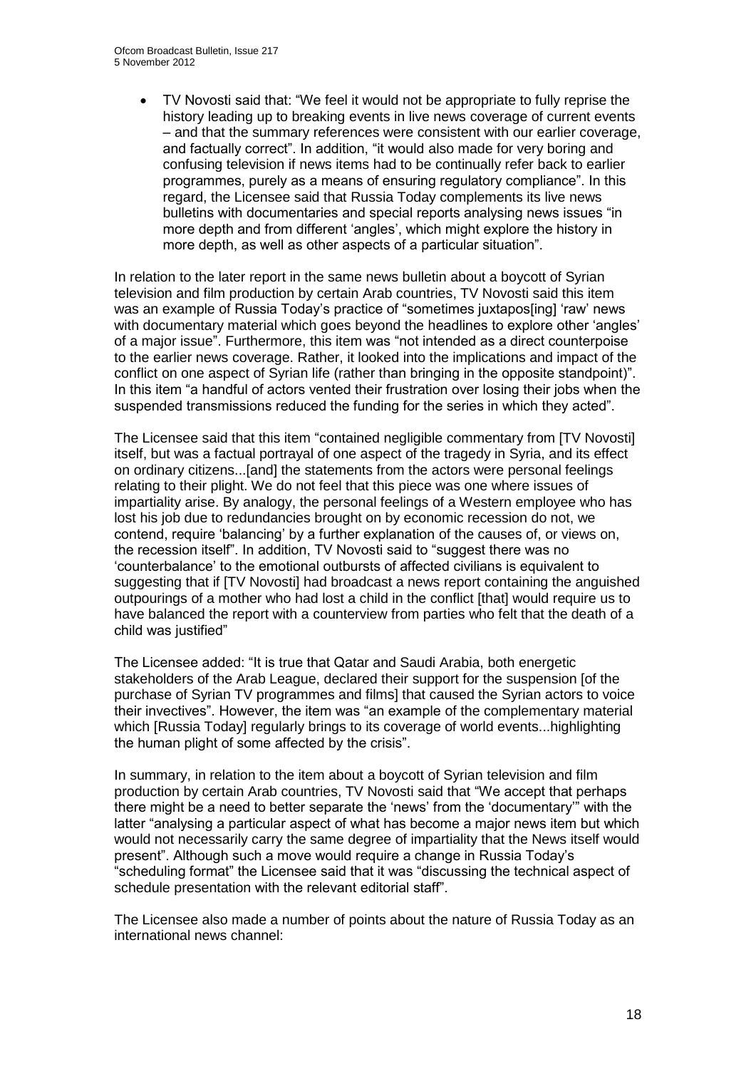- TV Novosti said that: "We feel it would not be appropriate to fully reprise the history leading up to breaking events in live news coverage of current events – and that the summary references were consistent with our earlier coverage, and factually correct". In addition, "it would also made for very boring and confusing television if news items had to be continually refer back to earlier programmes, purely as a means of ensuring regulatory compliance". In this regard, the Licensee said that Russia Today complements its live news bulletins with documentaries and special reports analysing news issues "in more depth and from different 'angles', which might explore the history in more depth, as well as other aspects of a particular situation".

In relation to the later report in the same news bulletin about a boycott of Syrian television and film production by certain Arab countries, TV Novosti said this item was an example of Russia Today's practice of "sometimes juxtapos[ing] 'raw' news with documentary material which goes beyond the headlines to explore other 'angles' of a major issue". Furthermore, this item was "not intended as a direct counterpoise to the earlier news coverage. Rather, it looked into the implications and impact of the conflict on one aspect of Syrian life (rather than bringing in the opposite standpoint)". In this item "a handful of actors vented their frustration over losing their jobs when the suspended transmissions reduced the funding for the series in which they acted".

The Licensee said that this item "contained negligible commentary from [TV Novosti] itself, but was a factual portrayal of one aspect of the tragedy in Syria, and its effect on ordinary citizens...[and] the statements from the actors were personal feelings relating to their plight. We do not feel that this piece was one where issues of impartiality arise. By analogy, the personal feelings of a Western employee who has lost his job due to redundancies brought on by economic recession do not, we contend, require 'balancing' by a further explanation of the causes of, or views on, the recession itself". In addition, TV Novosti said to "suggest there was no 'counterbalance' to the emotional outbursts of affected civilians is equivalent to suggesting that if [TV Novosti] had broadcast a news report containing the anguished outpourings of a mother who had lost a child in the conflict [that] would require us to have balanced the report with a counterview from parties who felt that the death of a child was justified"

The Licensee added: "It is true that Qatar and Saudi Arabia, both energetic stakeholders of the Arab League, declared their support for the suspension [of the purchase of Syrian TV programmes and films] that caused the Syrian actors to voice their invectives". However, the item was "an example of the complementary material which [Russia Today] regularly brings to its coverage of world events...highlighting the human plight of some affected by the crisis".

In summary, in relation to the item about a boycott of Syrian television and film production by certain Arab countries, TV Novosti said that "We accept that perhaps there might be a need to better separate the 'news' from the 'documentary'" with the latter "analysing a particular aspect of what has become a major news item but which would not necessarily carry the same degree of impartiality that the News itself would present". Although such a move would require a change in Russia Today's "scheduling format" the Licensee said that it was "discussing the technical aspect of schedule presentation with the relevant editorial staff".

The Licensee also made a number of points about the nature of Russia Today as an international news channel: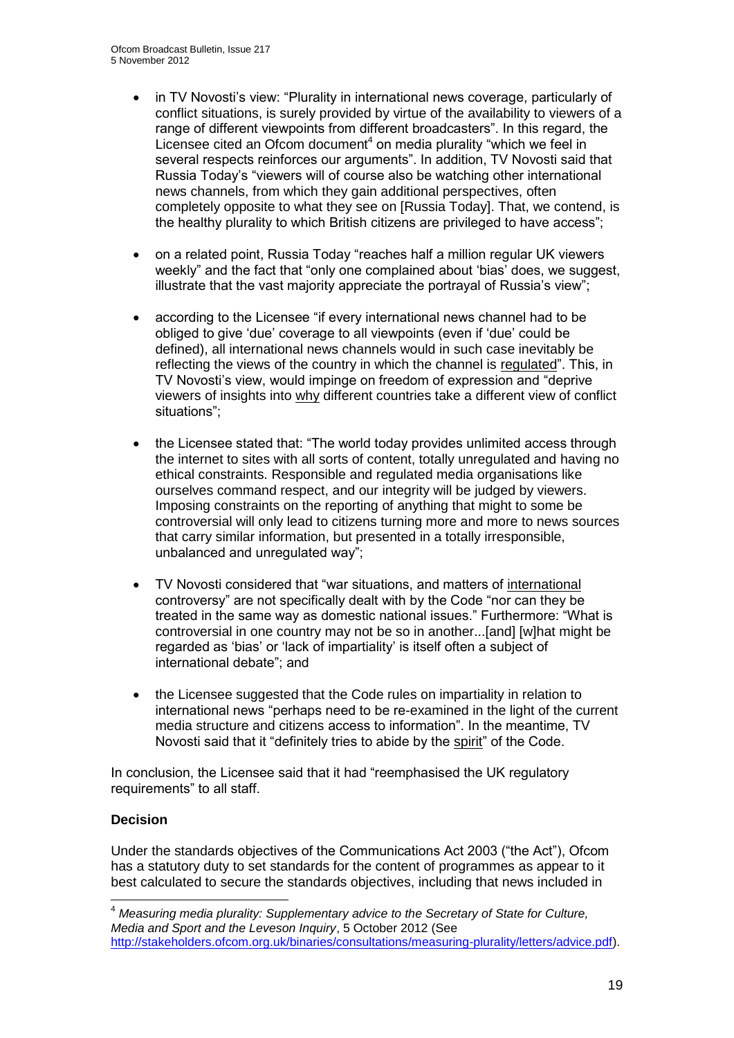- in TV Novosti's view: "Plurality in international news coverage, particularly of conflict situations, is surely provided by virtue of the availability to viewers of a range of different viewpoints from different broadcasters". In this regard, the Licensee cited an Ofcom document[4] on media plurality "which we feel in several respects reinforces our arguments". In addition, TV Novosti said that Russia Today's "viewers will of course also be watching other international news channels, from which they gain additional perspectives, often completely opposite to what they see on [Russia Today]. That, we contend, is the healthy plurality to which British citizens are privileged to have access";

- on a related point, Russia Today "reaches half a million regular UK viewers weekly" and the fact that "only one complained about 'bias' does, we suggest, illustrate that the vast majority appreciate the portrayal of Russia's view";

- according to the Licensee "if every international news channel had to be obliged to give 'due' coverage to all viewpoints (even if 'due' could be defined), all international news channels would in such case inevitably be reflecting the views of the country in which the channel is regulated". This, in TV Novosti's view, would impinge on freedom of expression and "deprive viewers of insights into why different countries take a different view of conflict situations";

- the Licensee stated that: "The world today provides unlimited access through the internet to sites with all sorts of content, totally unregulated and having no ethical constraints. Responsible and regulated media organisations like ourselves command respect, and our integrity will be judged by viewers. Imposing constraints on the reporting of anything that might to some be controversial will only lead to citizens turning more and more to news sources that carry similar information, but presented in a totally irresponsible, unbalanced and unregulated way";

- TV Novosti considered that "war situations, and matters of international controversy" are not specifically dealt with by the Code "nor can they be treated in the same way as domestic national issues." Furthermore: "What is controversial in one country may not be so in another...[and] [w]hat might be regarded as 'bias' or 'lack of impartiality' is itself often a subject of international debate"; and

- the Licensee suggested that the Code rules on impartiality in relation to international news "perhaps need to be re-examined in the light of the current media structure and citizens access to information". In the meantime, TV Novosti said that it "definitely tries to abide by the spirit" of the Code.

In conclusion, the Licensee said that it had "reemphasised the UK regulatory requirements" to all staff.

**Decision**

Under the standards objectives of the Communications Act 2003 ("the Act"), Ofcom has a statutory duty to set standards for the content of programmes as appear to it best calculated to secure the standards objectives, including that news included in

[4] *Measuring media plurality: Supplementary advice to the Secretary of State for Culture, Media and Sport and the Leveson Inquiry*, 5 October 2012 (See http://stakeholders.ofcom.org.uk/binaries/consultations/measuring-plurality/letters/advice.pdf).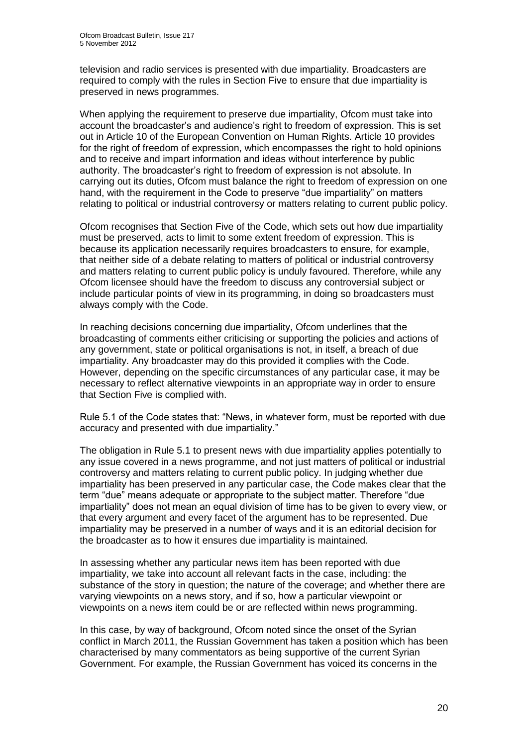television and radio services is presented with due impartiality. Broadcasters are required to comply with the rules in Section Five to ensure that due impartiality is preserved in news programmes.

When applying the requirement to preserve due impartiality, Ofcom must take into account the broadcaster's and audience's right to freedom of expression. This is set out in Article 10 of the European Convention on Human Rights. Article 10 provides for the right of freedom of expression, which encompasses the right to hold opinions and to receive and impart information and ideas without interference by public authority. The broadcaster's right to freedom of expression is not absolute. In carrying out its duties, Ofcom must balance the right to freedom of expression on one hand, with the requirement in the Code to preserve "due impartiality" on matters relating to political or industrial controversy or matters relating to current public policy.

Ofcom recognises that Section Five of the Code, which sets out how due impartiality must be preserved, acts to limit to some extent freedom of expression. This is because its application necessarily requires broadcasters to ensure, for example, that neither side of a debate relating to matters of political or industrial controversy and matters relating to current public policy is unduly favoured. Therefore, while any Ofcom licensee should have the freedom to discuss any controversial subject or include particular points of view in its programming, in doing so broadcasters must always comply with the Code.

In reaching decisions concerning due impartiality, Ofcom underlines that the broadcasting of comments either criticising or supporting the policies and actions of any government, state or political organisations is not, in itself, a breach of due impartiality. Any broadcaster may do this provided it complies with the Code. However, depending on the specific circumstances of any particular case, it may be necessary to reflect alternative viewpoints in an appropriate way in order to ensure that Section Five is complied with.

Rule 5.1 of the Code states that: "News, in whatever form, must be reported with due accuracy and presented with due impartiality."

The obligation in Rule 5.1 to present news with due impartiality applies potentially to any issue covered in a news programme, and not just matters of political or industrial controversy and matters relating to current public policy. In judging whether due impartiality has been preserved in any particular case, the Code makes clear that the term "due" means adequate or appropriate to the subject matter. Therefore "due impartiality" does not mean an equal division of time has to be given to every view, or that every argument and every facet of the argument has to be represented. Due impartiality may be preserved in a number of ways and it is an editorial decision for the broadcaster as to how it ensures due impartiality is maintained.

In assessing whether any particular news item has been reported with due impartiality, we take into account all relevant facts in the case, including: the substance of the story in question; the nature of the coverage; and whether there are varying viewpoints on a news story, and if so, how a particular viewpoint or viewpoints on a news item could be or are reflected within news programming.

In this case, by way of background, Ofcom noted since the onset of the Syrian conflict in March 2011, the Russian Government has taken a position which has been characterised by many commentators as being supportive of the current Syrian Government. For example, the Russian Government has voiced its concerns in the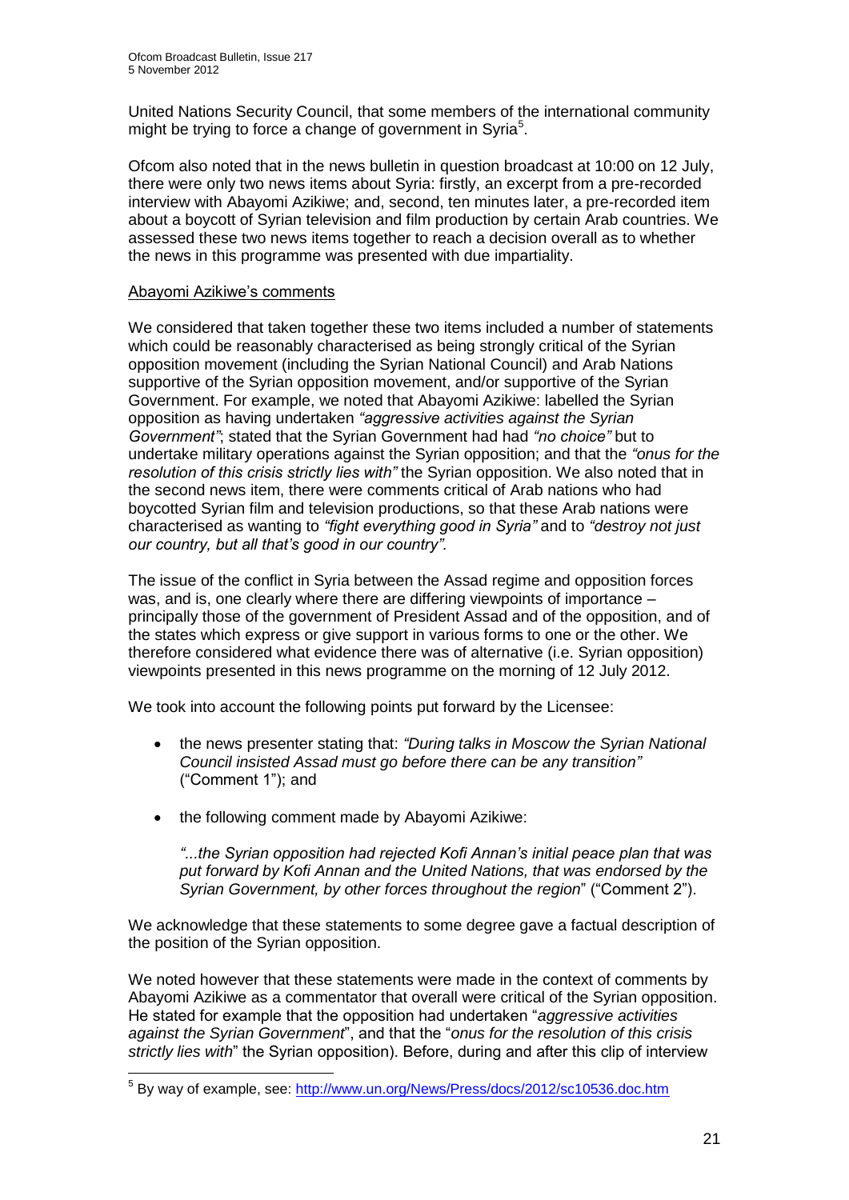United Nations Security Council, that some members of the international community might be trying to force a change of government in Syria[5].

Ofcom also noted that in the news bulletin in question broadcast at 10:00 on 12 July, there were only two news items about Syria: firstly, an excerpt from a pre-recorded interview with Abayomi Azikiwe; and, second, ten minutes later, a pre-recorded item about a boycott of Syrian television and film production by certain Arab countries. We assessed these two news items together to reach a decision overall as to whether the news in this programme was presented with due impartiality.

Abayomi Azikiwe's comments

We considered that taken together these two items included a number of statements which could be reasonably characterised as being strongly critical of the Syrian opposition movement (including the Syrian National Council) and Arab Nations supportive of the Syrian opposition movement, and/or supportive of the Syrian Government. For example, we noted that Abayomi Azikiwe: labelled the Syrian opposition as having undertaken *"aggressive activities against the Syrian Government"*; stated that the Syrian Government had had *"no choice"* but to undertake military operations against the Syrian opposition; and that the *"onus for the resolution of this crisis strictly lies with"* the Syrian opposition. We also noted that in the second news item, there were comments critical of Arab nations who had boycotted Syrian film and television productions, so that these Arab nations were characterised as wanting to *"fight everything good in Syria"* and to *"destroy not just our country, but all that's good in our country".*

The issue of the conflict in Syria between the Assad regime and opposition forces was, and is, one clearly where there are differing viewpoints of importance – principally those of the government of President Assad and of the opposition, and of the states which express or give support in various forms to one or the other. We therefore considered what evidence there was of alternative (i.e. Syrian opposition) viewpoints presented in this news programme on the morning of 12 July 2012.

We took into account the following points put forward by the Licensee:

- the news presenter stating that: *"During talks in Moscow the Syrian National Council insisted Assad must go before there can be any transition"* ("Comment 1"); and
- the following comment made by Abayomi Azikiwe:

  *"...the Syrian opposition had rejected Kofi Annan's initial peace plan that was put forward by Kofi Annan and the United Nations, that was endorsed by the Syrian Government, by other forces throughout the region*" ("Comment 2").

We acknowledge that these statements to some degree gave a factual description of the position of the Syrian opposition.

We noted however that these statements were made in the context of comments by Abayomi Azikiwe as a commentator that overall were critical of the Syrian opposition. He stated for example that the opposition had undertaken "*aggressive activities against the Syrian Government*", and that the "*onus for the resolution of this crisis strictly lies with*" the Syrian opposition). Before, during and after this clip of interview

[5] By way of example, see: http://www.un.org/News/Press/docs/2012/sc10536.doc.htm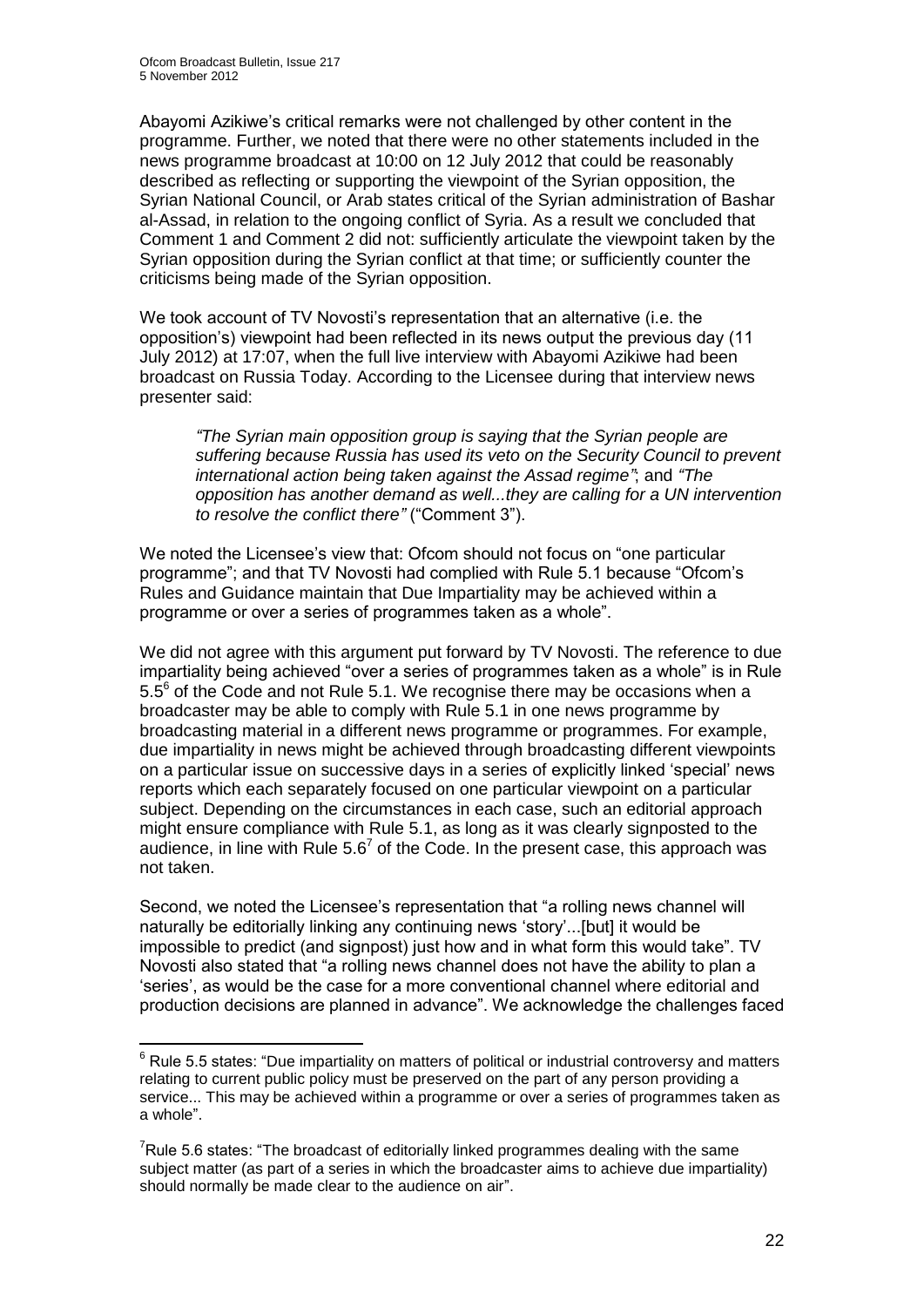Abayomi Azikiwe's critical remarks were not challenged by other content in the programme. Further, we noted that there were no other statements included in the news programme broadcast at 10:00 on 12 July 2012 that could be reasonably described as reflecting or supporting the viewpoint of the Syrian opposition, the Syrian National Council, or Arab states critical of the Syrian administration of Bashar al-Assad, in relation to the ongoing conflict of Syria. As a result we concluded that Comment 1 and Comment 2 did not: sufficiently articulate the viewpoint taken by the Syrian opposition during the Syrian conflict at that time; or sufficiently counter the criticisms being made of the Syrian opposition.

We took account of TV Novosti's representation that an alternative (i.e. the opposition's) viewpoint had been reflected in its news output the previous day (11 July 2012) at 17:07, when the full live interview with Abayomi Azikiwe had been broadcast on Russia Today. According to the Licensee during that interview news presenter said:

> *"The Syrian main opposition group is saying that the Syrian people are suffering because Russia has used its veto on the Security Council to prevent international action being taken against the Assad regime"*; and *"The opposition has another demand as well...they are calling for a UN intervention to resolve the conflict there"* ("Comment 3").

We noted the Licensee's view that: Ofcom should not focus on "one particular programme"; and that TV Novosti had complied with Rule 5.1 because "Ofcom's Rules and Guidance maintain that Due Impartiality may be achieved within a programme or over a series of programmes taken as a whole".

We did not agree with this argument put forward by TV Novosti. The reference to due impartiality being achieved "over a series of programmes taken as a whole" is in Rule 5.5[6] of the Code and not Rule 5.1. We recognise there may be occasions when a broadcaster may be able to comply with Rule 5.1 in one news programme by broadcasting material in a different news programme or programmes. For example, due impartiality in news might be achieved through broadcasting different viewpoints on a particular issue on successive days in a series of explicitly linked 'special' news reports which each separately focused on one particular viewpoint on a particular subject. Depending on the circumstances in each case, such an editorial approach might ensure compliance with Rule 5.1, as long as it was clearly signposted to the audience, in line with Rule 5.6[7] of the Code. In the present case, this approach was not taken.

Second, we noted the Licensee's representation that "a rolling news channel will naturally be editorially linking any continuing news 'story'...[but] it would be impossible to predict (and signpost) just how and in what form this would take". TV Novosti also stated that "a rolling news channel does not have the ability to plan a 'series', as would be the case for a more conventional channel where editorial and production decisions are planned in advance". We acknowledge the challenges faced

---

[6] Rule 5.5 states: "Due impartiality on matters of political or industrial controversy and matters relating to current public policy must be preserved on the part of any person providing a service... This may be achieved within a programme or over a series of programmes taken as a whole".

[7] Rule 5.6 states: "The broadcast of editorially linked programmes dealing with the same subject matter (as part of a series in which the broadcaster aims to achieve due impartiality) should normally be made clear to the audience on air".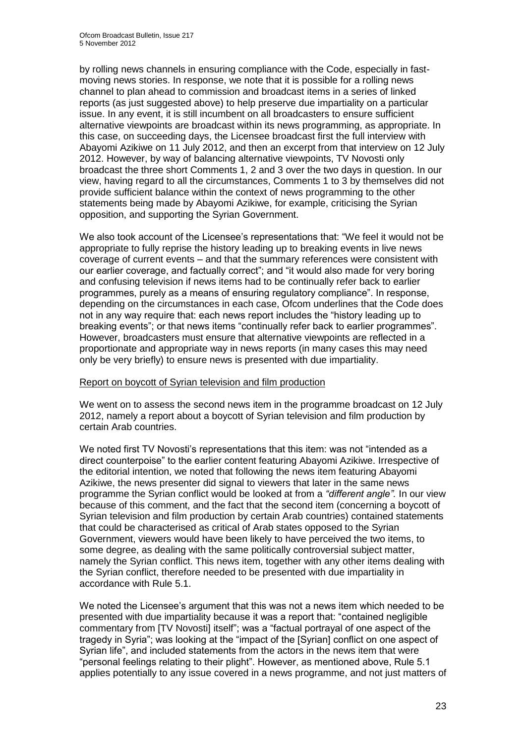by rolling news channels in ensuring compliance with the Code, especially in fast-moving news stories. In response, we note that it is possible for a rolling news channel to plan ahead to commission and broadcast items in a series of linked reports (as just suggested above) to help preserve due impartiality on a particular issue. In any event, it is still incumbent on all broadcasters to ensure sufficient alternative viewpoints are broadcast within its news programming, as appropriate. In this case, on succeeding days, the Licensee broadcast first the full interview with Abayomi Azikiwe on 11 July 2012, and then an excerpt from that interview on 12 July 2012. However, by way of balancing alternative viewpoints, TV Novosti only broadcast the three short Comments 1, 2 and 3 over the two days in question. In our view, having regard to all the circumstances, Comments 1 to 3 by themselves did not provide sufficient balance within the context of news programming to the other statements being made by Abayomi Azikiwe, for example, criticising the Syrian opposition, and supporting the Syrian Government.

We also took account of the Licensee's representations that: "We feel it would not be appropriate to fully reprise the history leading up to breaking events in live news coverage of current events – and that the summary references were consistent with our earlier coverage, and factually correct"; and "it would also made for very boring and confusing television if news items had to be continually refer back to earlier programmes, purely as a means of ensuring regulatory compliance". In response, depending on the circumstances in each case, Ofcom underlines that the Code does not in any way require that: each news report includes the "history leading up to breaking events"; or that news items "continually refer back to earlier programmes". However, broadcasters must ensure that alternative viewpoints are reflected in a proportionate and appropriate way in news reports (in many cases this may need only be very briefly) to ensure news is presented with due impartiality.

Report on boycott of Syrian television and film production

We went on to assess the second news item in the programme broadcast on 12 July 2012, namely a report about a boycott of Syrian television and film production by certain Arab countries.

We noted first TV Novosti's representations that this item: was not "intended as a direct counterpoise" to the earlier content featuring Abayomi Azikiwe. Irrespective of the editorial intention, we noted that following the news item featuring Abayomi Azikiwe, the news presenter did signal to viewers that later in the same news programme the Syrian conflict would be looked at from a *"different angle".* In our view because of this comment, and the fact that the second item (concerning a boycott of Syrian television and film production by certain Arab countries) contained statements that could be characterised as critical of Arab states opposed to the Syrian Government, viewers would have been likely to have perceived the two items, to some degree, as dealing with the same politically controversial subject matter, namely the Syrian conflict. This news item, together with any other items dealing with the Syrian conflict, therefore needed to be presented with due impartiality in accordance with Rule 5.1.

We noted the Licensee's argument that this was not a news item which needed to be presented with due impartiality because it was a report that: "contained negligible commentary from [TV Novosti] itself"; was a "factual portrayal of one aspect of the tragedy in Syria"; was looking at the "impact of the [Syrian] conflict on one aspect of Syrian life", and included statements from the actors in the news item that were "personal feelings relating to their plight". However, as mentioned above, Rule 5.1 applies potentially to any issue covered in a news programme, and not just matters of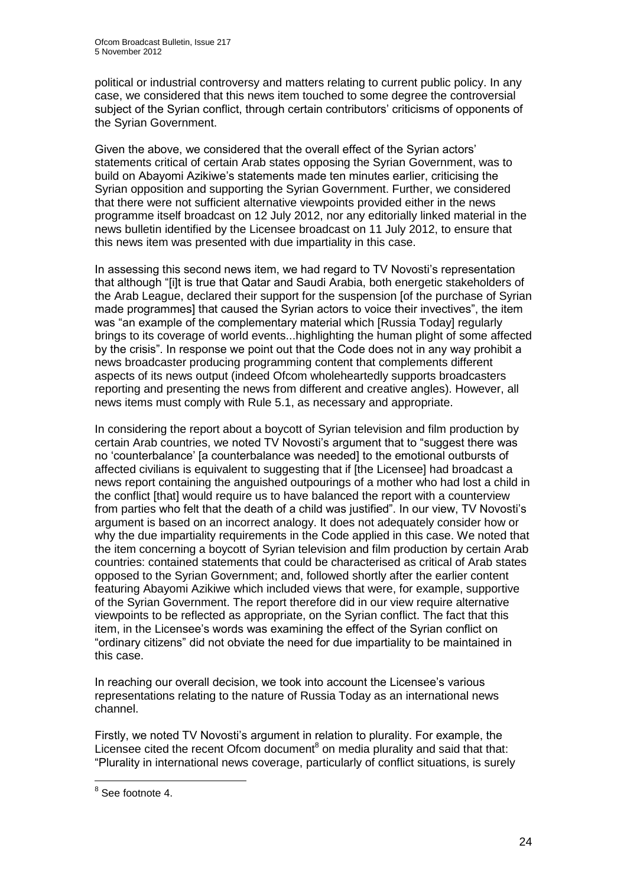political or industrial controversy and matters relating to current public policy. In any case, we considered that this news item touched to some degree the controversial subject of the Syrian conflict, through certain contributors' criticisms of opponents of the Syrian Government.

Given the above, we considered that the overall effect of the Syrian actors' statements critical of certain Arab states opposing the Syrian Government, was to build on Abayomi Azikiwe's statements made ten minutes earlier, criticising the Syrian opposition and supporting the Syrian Government. Further, we considered that there were not sufficient alternative viewpoints provided either in the news programme itself broadcast on 12 July 2012, nor any editorially linked material in the news bulletin identified by the Licensee broadcast on 11 July 2012, to ensure that this news item was presented with due impartiality in this case.

In assessing this second news item, we had regard to TV Novosti's representation that although "[i]t is true that Qatar and Saudi Arabia, both energetic stakeholders of the Arab League, declared their support for the suspension [of the purchase of Syrian made programmes] that caused the Syrian actors to voice their invectives", the item was "an example of the complementary material which [Russia Today] regularly brings to its coverage of world events...highlighting the human plight of some affected by the crisis". In response we point out that the Code does not in any way prohibit a news broadcaster producing programming content that complements different aspects of its news output (indeed Ofcom wholeheartedly supports broadcasters reporting and presenting the news from different and creative angles). However, all news items must comply with Rule 5.1, as necessary and appropriate.

In considering the report about a boycott of Syrian television and film production by certain Arab countries, we noted TV Novosti's argument that to "suggest there was no 'counterbalance' [a counterbalance was needed] to the emotional outbursts of affected civilians is equivalent to suggesting that if [the Licensee] had broadcast a news report containing the anguished outpourings of a mother who had lost a child in the conflict [that] would require us to have balanced the report with a counterview from parties who felt that the death of a child was justified". In our view, TV Novosti's argument is based on an incorrect analogy. It does not adequately consider how or why the due impartiality requirements in the Code applied in this case. We noted that the item concerning a boycott of Syrian television and film production by certain Arab countries: contained statements that could be characterised as critical of Arab states opposed to the Syrian Government; and, followed shortly after the earlier content featuring Abayomi Azikiwe which included views that were, for example, supportive of the Syrian Government. The report therefore did in our view require alternative viewpoints to be reflected as appropriate, on the Syrian conflict. The fact that this item, in the Licensee's words was examining the effect of the Syrian conflict on "ordinary citizens" did not obviate the need for due impartiality to be maintained in this case.

In reaching our overall decision, we took into account the Licensee's various representations relating to the nature of Russia Today as an international news channel.

Firstly, we noted TV Novosti's argument in relation to plurality. For example, the Licensee cited the recent Ofcom document[8] on media plurality and said that that: "Plurality in international news coverage, particularly of conflict situations, is surely

[8] See footnote 4.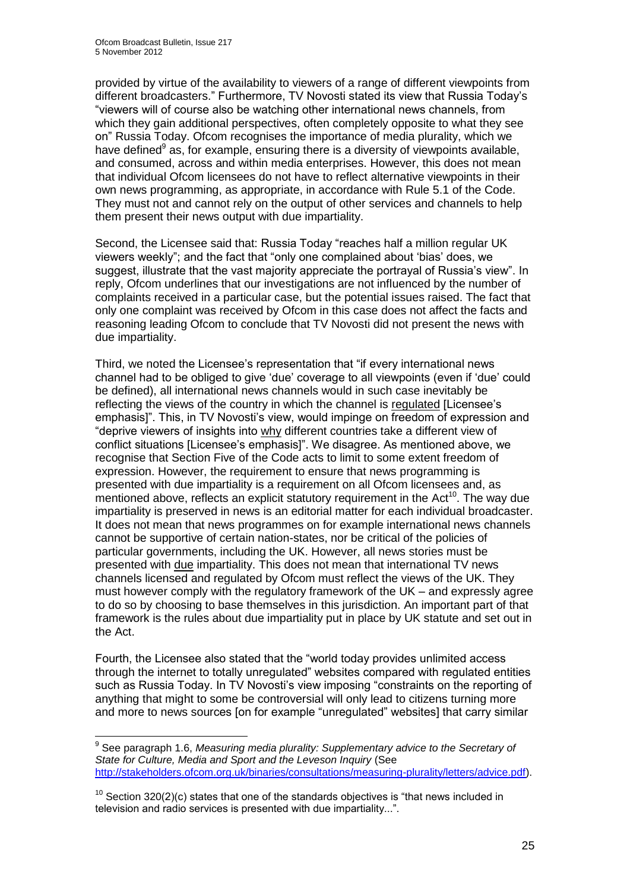provided by virtue of the availability to viewers of a range of different viewpoints from different broadcasters." Furthermore, TV Novosti stated its view that Russia Today's "viewers will of course also be watching other international news channels, from which they gain additional perspectives, often completely opposite to what they see on" Russia Today. Ofcom recognises the importance of media plurality, which we have defined[9] as, for example, ensuring there is a diversity of viewpoints available, and consumed, across and within media enterprises. However, this does not mean that individual Ofcom licensees do not have to reflect alternative viewpoints in their own news programming, as appropriate, in accordance with Rule 5.1 of the Code. They must not and cannot rely on the output of other services and channels to help them present their news output with due impartiality.

Second, the Licensee said that: Russia Today "reaches half a million regular UK viewers weekly"; and the fact that "only one complained about 'bias' does, we suggest, illustrate that the vast majority appreciate the portrayal of Russia's view". In reply, Ofcom underlines that our investigations are not influenced by the number of complaints received in a particular case, but the potential issues raised. The fact that only one complaint was received by Ofcom in this case does not affect the facts and reasoning leading Ofcom to conclude that TV Novosti did not present the news with due impartiality.

Third, we noted the Licensee's representation that "if every international news channel had to be obliged to give 'due' coverage to all viewpoints (even if 'due' could be defined), all international news channels would in such case inevitably be reflecting the views of the country in which the channel is <u>regulated</u> [Licensee's emphasis]". This, in TV Novosti's view, would impinge on freedom of expression and "deprive viewers of insights into <u>why</u> different countries take a different view of conflict situations [Licensee's emphasis]". We disagree. As mentioned above, we recognise that Section Five of the Code acts to limit to some extent freedom of expression. However, the requirement to ensure that news programming is presented with due impartiality is a requirement on all Ofcom licensees and, as mentioned above, reflects an explicit statutory requirement in the Act[10]. The way due impartiality is preserved in news is an editorial matter for each individual broadcaster. It does not mean that news programmes on for example international news channels cannot be supportive of certain nation-states, nor be critical of the policies of particular governments, including the UK. However, all news stories must be presented with <u>due</u> impartiality. This does not mean that international TV news channels licensed and regulated by Ofcom must reflect the views of the UK. They must however comply with the regulatory framework of the UK – and expressly agree to do so by choosing to base themselves in this jurisdiction. An important part of that framework is the rules about due impartiality put in place by UK statute and set out in the Act.

Fourth, the Licensee also stated that the "world today provides unlimited access through the internet to totally unregulated" websites compared with regulated entities such as Russia Today. In TV Novosti's view imposing "constraints on the reporting of anything that might to some be controversial will only lead to citizens turning more and more to news sources [on for example "unregulated" websites] that carry similar

---

[9] See paragraph 1.6, *Measuring media plurality: Supplementary advice to the Secretary of State for Culture, Media and Sport and the Leveson Inquiry* (See http://stakeholders.ofcom.org.uk/binaries/consultations/measuring-plurality/letters/advice.pdf).

[10] Section 320(2)(c) states that one of the standards objectives is "that news included in television and radio services is presented with due impartiality...".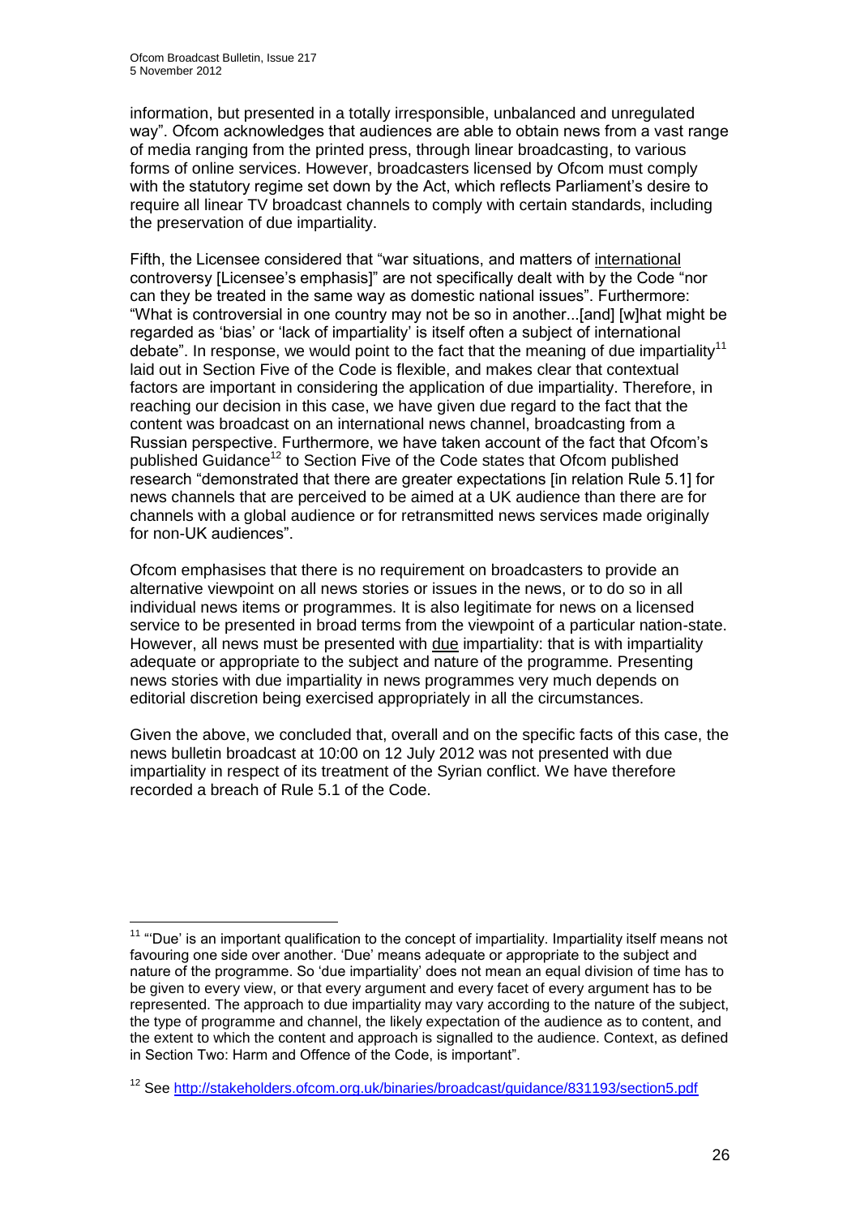information, but presented in a totally irresponsible, unbalanced and unregulated way". Ofcom acknowledges that audiences are able to obtain news from a vast range of media ranging from the printed press, through linear broadcasting, to various forms of online services. However, broadcasters licensed by Ofcom must comply with the statutory regime set down by the Act, which reflects Parliament's desire to require all linear TV broadcast channels to comply with certain standards, including the preservation of due impartiality.

Fifth, the Licensee considered that "war situations, and matters of <u>international</u> controversy [Licensee's emphasis]" are not specifically dealt with by the Code "nor can they be treated in the same way as domestic national issues". Furthermore: "What is controversial in one country may not be so in another...[and] [w]hat might be regarded as 'bias' or 'lack of impartiality' is itself often a subject of international debate". In response, we would point to the fact that the meaning of due impartiality[11] laid out in Section Five of the Code is flexible, and makes clear that contextual factors are important in considering the application of due impartiality. Therefore, in reaching our decision in this case, we have given due regard to the fact that the content was broadcast on an international news channel, broadcasting from a Russian perspective. Furthermore, we have taken account of the fact that Ofcom's published Guidance[12] to Section Five of the Code states that Ofcom published research "demonstrated that there are greater expectations [in relation Rule 5.1] for news channels that are perceived to be aimed at a UK audience than there are for channels with a global audience or for retransmitted news services made originally for non-UK audiences".

Ofcom emphasises that there is no requirement on broadcasters to provide an alternative viewpoint on all news stories or issues in the news, or to do so in all individual news items or programmes. It is also legitimate for news on a licensed service to be presented in broad terms from the viewpoint of a particular nation-state. However, all news must be presented with <u>due</u> impartiality: that is with impartiality adequate or appropriate to the subject and nature of the programme. Presenting news stories with due impartiality in news programmes very much depends on editorial discretion being exercised appropriately in all the circumstances.

Given the above, we concluded that, overall and on the specific facts of this case, the news bulletin broadcast at 10:00 on 12 July 2012 was not presented with due impartiality in respect of its treatment of the Syrian conflict. We have therefore recorded a breach of Rule 5.1 of the Code.

---

[11] "'Due' is an important qualification to the concept of impartiality. Impartiality itself means not favouring one side over another. 'Due' means adequate or appropriate to the subject and nature of the programme. So 'due impartiality' does not mean an equal division of time has to be given to every view, or that every argument and every facet of every argument has to be represented. The approach to due impartiality may vary according to the nature of the subject, the type of programme and channel, the likely expectation of the audience as to content, and the extent to which the content and approach is signalled to the audience. Context, as defined in Section Two: Harm and Offence of the Code, is important".

[12] See http://stakeholders.ofcom.org.uk/binaries/broadcast/guidance/831193/section5.pdf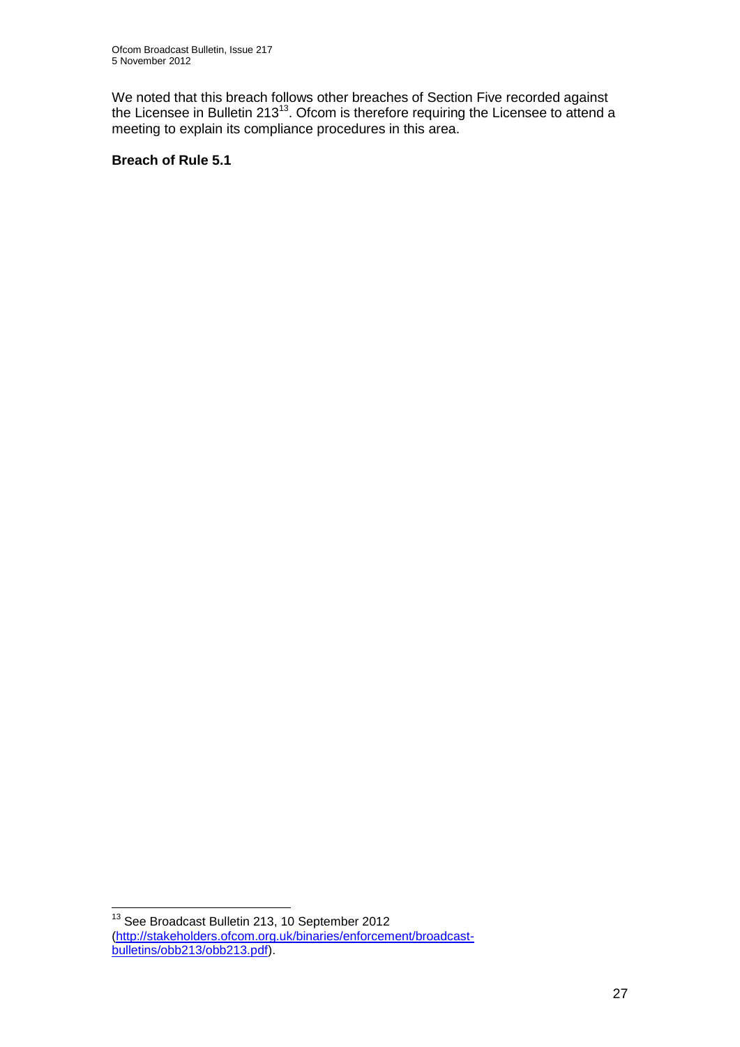We noted that this breach follows other breaches of Section Five recorded against the Licensee in Bulletin 213[13]. Ofcom is therefore requiring the Licensee to attend a meeting to explain its compliance procedures in this area.

**Breach of Rule 5.1**

---

[13] See Broadcast Bulletin 213, 10 September 2012 (http://stakeholders.ofcom.org.uk/binaries/enforcement/broadcast-bulletins/obb213/obb213.pdf).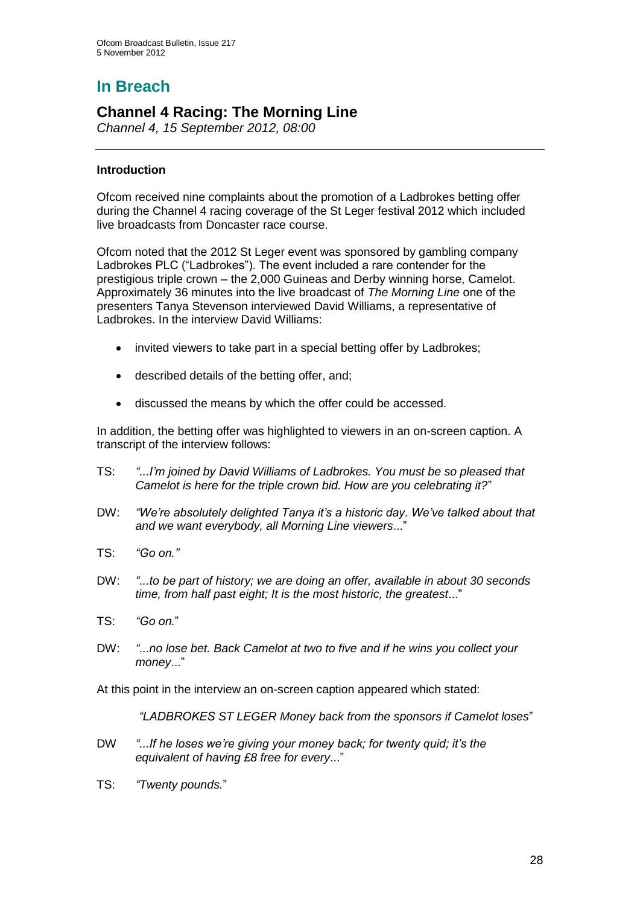# In Breach

## Channel 4 Racing: The Morning Line

*Channel 4, 15 September 2012, 08:00*

---

### Introduction

Ofcom received nine complaints about the promotion of a Ladbrokes betting offer during the Channel 4 racing coverage of the St Leger festival 2012 which included live broadcasts from Doncaster race course.

Ofcom noted that the 2012 St Leger event was sponsored by gambling company Ladbrokes PLC ("Ladbrokes"). The event included a rare contender for the prestigious triple crown – the 2,000 Guineas and Derby winning horse, Camelot. Approximately 36 minutes into the live broadcast of *The Morning Line* one of the presenters Tanya Stevenson interviewed David Williams, a representative of Ladbrokes. In the interview David Williams:

- invited viewers to take part in a special betting offer by Ladbrokes;
- described details of the betting offer, and;
- discussed the means by which the offer could be accessed.

In addition, the betting offer was highlighted to viewers in an on-screen caption. A transcript of the interview follows:

TS: *"...I'm joined by David Williams of Ladbrokes. You must be so pleased that Camelot is here for the triple crown bid. How are you celebrating it?*"

DW: *"We're absolutely delighted Tanya it's a historic day. We've talked about that and we want everybody, all Morning Line viewers*..."

TS: *"Go on."*

DW: *"...to be part of history; we are doing an offer, available in about 30 seconds time, from half past eight; It is the most historic, the greatest*..."

TS: *"Go on.*"

DW: *"...no lose bet. Back Camelot at two to five and if he wins you collect your money*..."

At this point in the interview an on-screen caption appeared which stated:

> *"LADBROKES ST LEGER Money back from the sponsors if Camelot loses*"

DW *"...If he loses we're giving your money back; for twenty quid; it's the equivalent of having £8 free for every*..."

TS: *"Twenty pounds.*"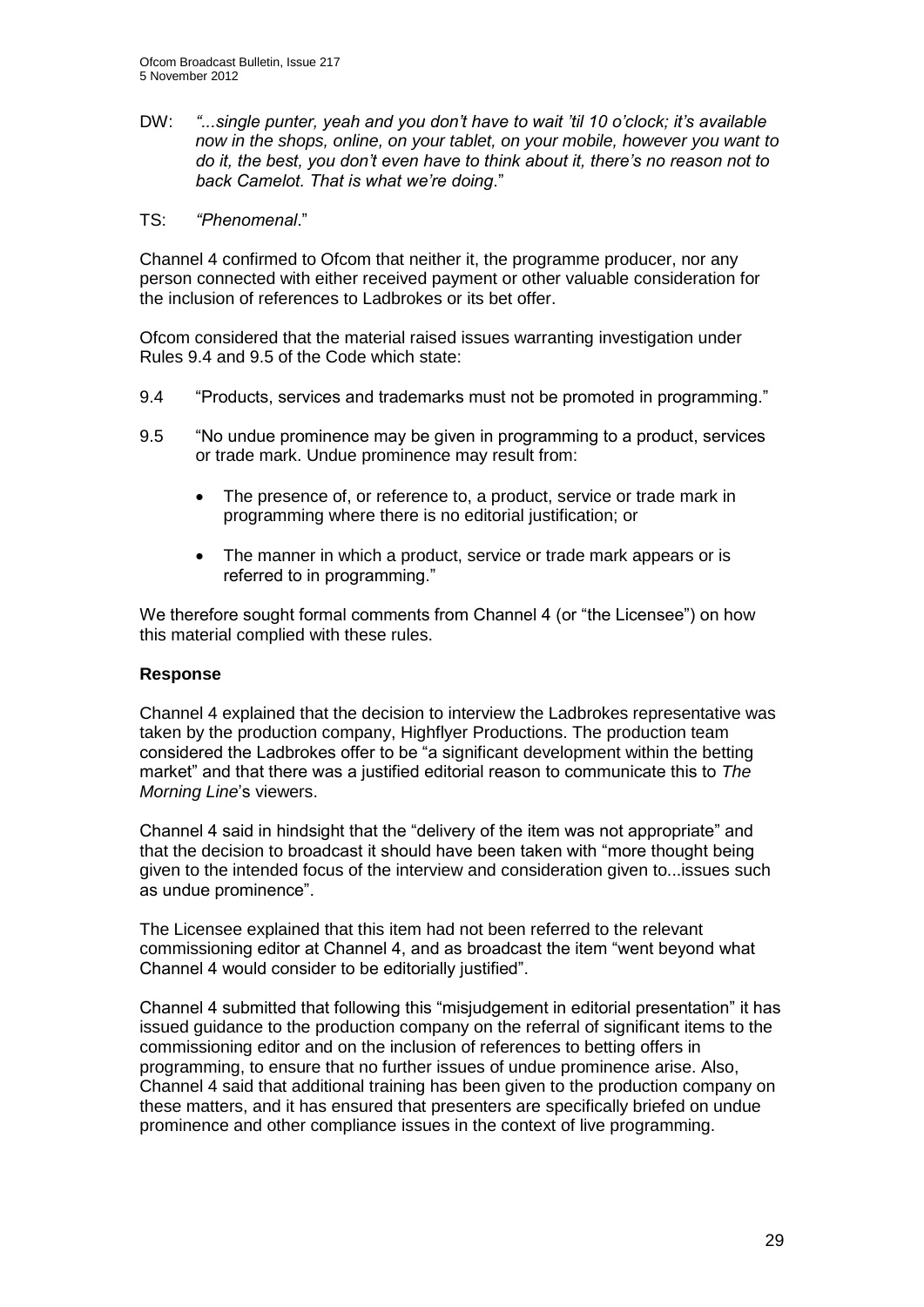DW: *"...single punter, yeah and you don't have to wait 'til 10 o'clock; it's available now in the shops, online, on your tablet, on your mobile, however you want to do it, the best, you don't even have to think about it, there's no reason not to back Camelot. That is what we're doing*."

TS: *"Phenomenal*."

Channel 4 confirmed to Ofcom that neither it, the programme producer, nor any person connected with either received payment or other valuable consideration for the inclusion of references to Ladbrokes or its bet offer.

Ofcom considered that the material raised issues warranting investigation under Rules 9.4 and 9.5 of the Code which state:

9.4 "Products, services and trademarks must not be promoted in programming."

9.5 "No undue prominence may be given in programming to a product, services or trade mark. Undue prominence may result from:

- The presence of, or reference to, a product, service or trade mark in programming where there is no editorial justification; or
- The manner in which a product, service or trade mark appears or is referred to in programming."

We therefore sought formal comments from Channel 4 (or "the Licensee") on how this material complied with these rules.

**Response**

Channel 4 explained that the decision to interview the Ladbrokes representative was taken by the production company, Highflyer Productions. The production team considered the Ladbrokes offer to be "a significant development within the betting market" and that there was a justified editorial reason to communicate this to *The Morning Line*'s viewers.

Channel 4 said in hindsight that the "delivery of the item was not appropriate" and that the decision to broadcast it should have been taken with "more thought being given to the intended focus of the interview and consideration given to...issues such as undue prominence".

The Licensee explained that this item had not been referred to the relevant commissioning editor at Channel 4, and as broadcast the item "went beyond what Channel 4 would consider to be editorially justified".

Channel 4 submitted that following this "misjudgement in editorial presentation" it has issued guidance to the production company on the referral of significant items to the commissioning editor and on the inclusion of references to betting offers in programming, to ensure that no further issues of undue prominence arise. Also, Channel 4 said that additional training has been given to the production company on these matters, and it has ensured that presenters are specifically briefed on undue prominence and other compliance issues in the context of live programming.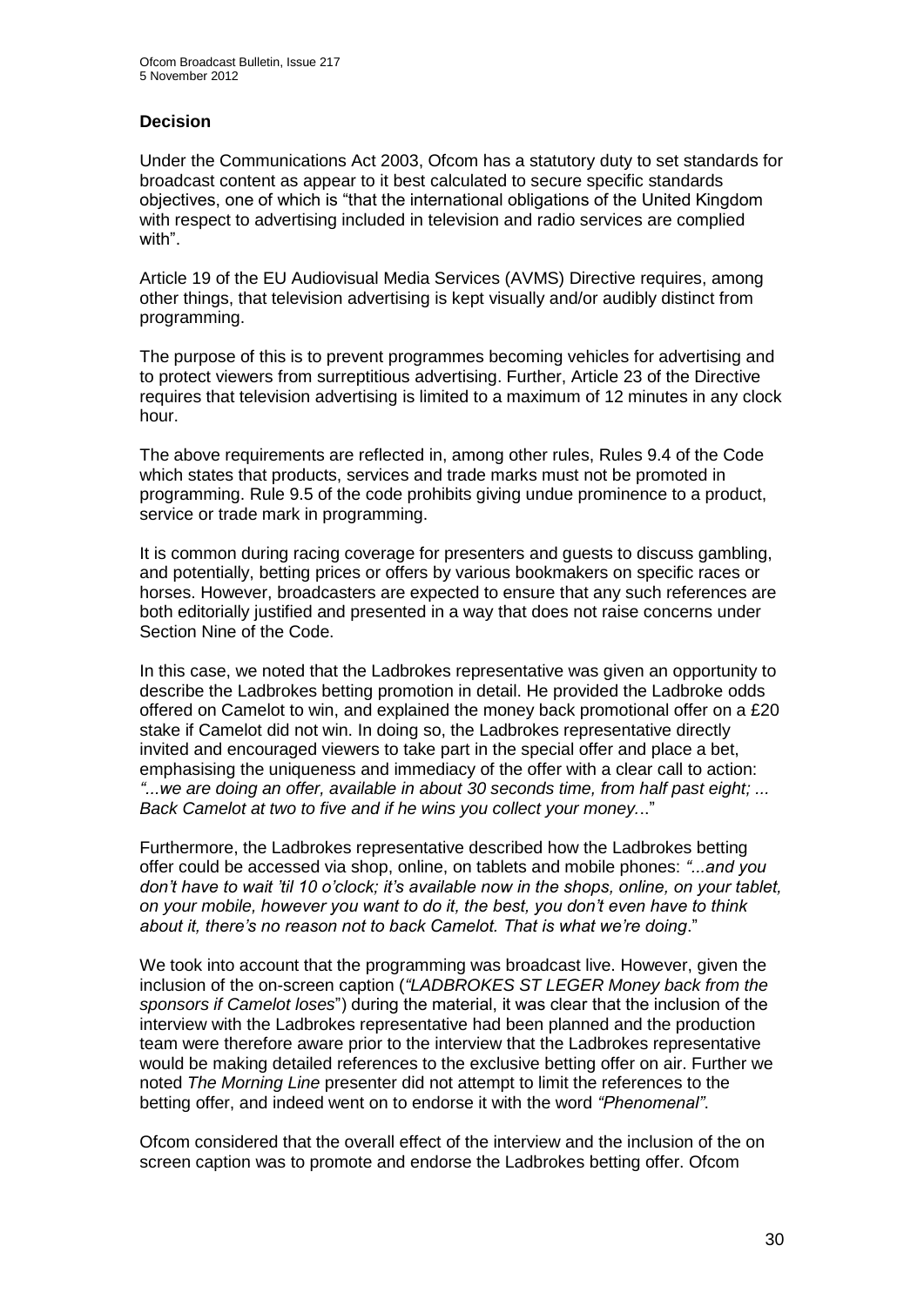### Decision

Under the Communications Act 2003, Ofcom has a statutory duty to set standards for broadcast content as appear to it best calculated to secure specific standards objectives, one of which is "that the international obligations of the United Kingdom with respect to advertising included in television and radio services are complied with".

Article 19 of the EU Audiovisual Media Services (AVMS) Directive requires, among other things, that television advertising is kept visually and/or audibly distinct from programming.

The purpose of this is to prevent programmes becoming vehicles for advertising and to protect viewers from surreptitious advertising. Further, Article 23 of the Directive requires that television advertising is limited to a maximum of 12 minutes in any clock hour.

The above requirements are reflected in, among other rules, Rules 9.4 of the Code which states that products, services and trade marks must not be promoted in programming. Rule 9.5 of the code prohibits giving undue prominence to a product, service or trade mark in programming.

It is common during racing coverage for presenters and guests to discuss gambling, and potentially, betting prices or offers by various bookmakers on specific races or horses. However, broadcasters are expected to ensure that any such references are both editorially justified and presented in a way that does not raise concerns under Section Nine of the Code.

In this case, we noted that the Ladbrokes representative was given an opportunity to describe the Ladbrokes betting promotion in detail. He provided the Ladbroke odds offered on Camelot to win, and explained the money back promotional offer on a £20 stake if Camelot did not win. In doing so, the Ladbrokes representative directly invited and encouraged viewers to take part in the special offer and place a bet, emphasising the uniqueness and immediacy of the offer with a clear call to action: *"...we are doing an offer, available in about 30 seconds time, from half past eight; ... Back Camelot at two to five and if he wins you collect your money...*"

Furthermore, the Ladbrokes representative described how the Ladbrokes betting offer could be accessed via shop, online, on tablets and mobile phones: *"...and you don't have to wait 'til 10 o'clock; it's available now in the shops, online, on your tablet, on your mobile, however you want to do it, the best, you don't even have to think about it, there's no reason not to back Camelot. That is what we're doing*."

We took into account that the programming was broadcast live. However, given the inclusion of the on-screen caption (*"LADBROKES ST LEGER Money back from the sponsors if Camelot loses*") during the material, it was clear that the inclusion of the interview with the Ladbrokes representative had been planned and the production team were therefore aware prior to the interview that the Ladbrokes representative would be making detailed references to the exclusive betting offer on air. Further we noted *The Morning Line* presenter did not attempt to limit the references to the betting offer, and indeed went on to endorse it with the word *"Phenomenal"*.

Ofcom considered that the overall effect of the interview and the inclusion of the on screen caption was to promote and endorse the Ladbrokes betting offer. Ofcom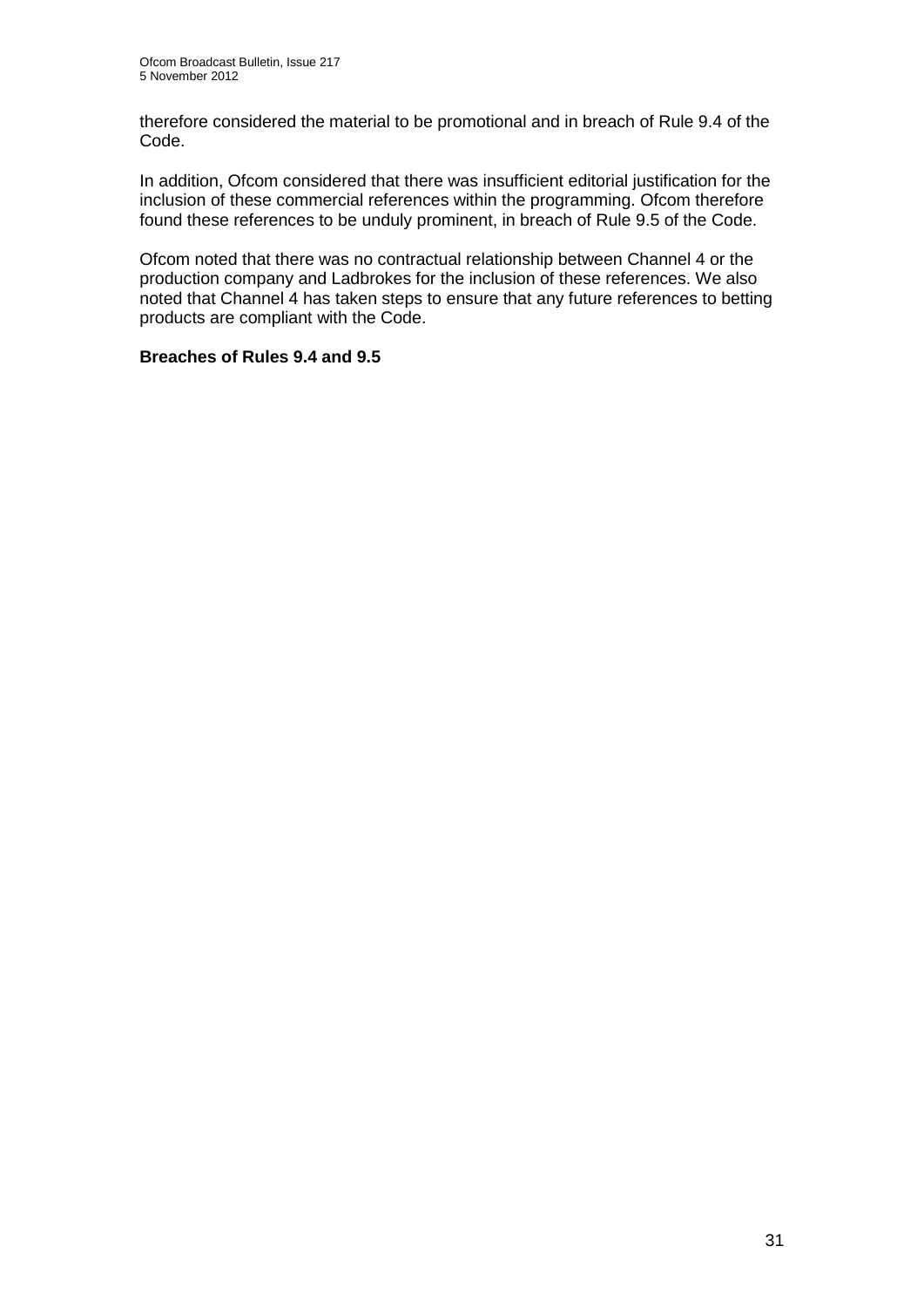therefore considered the material to be promotional and in breach of Rule 9.4 of the Code.

In addition, Ofcom considered that there was insufficient editorial justification for the inclusion of these commercial references within the programming. Ofcom therefore found these references to be unduly prominent, in breach of Rule 9.5 of the Code.

Ofcom noted that there was no contractual relationship between Channel 4 or the production company and Ladbrokes for the inclusion of these references. We also noted that Channel 4 has taken steps to ensure that any future references to betting products are compliant with the Code.

**Breaches of Rules 9.4 and 9.5**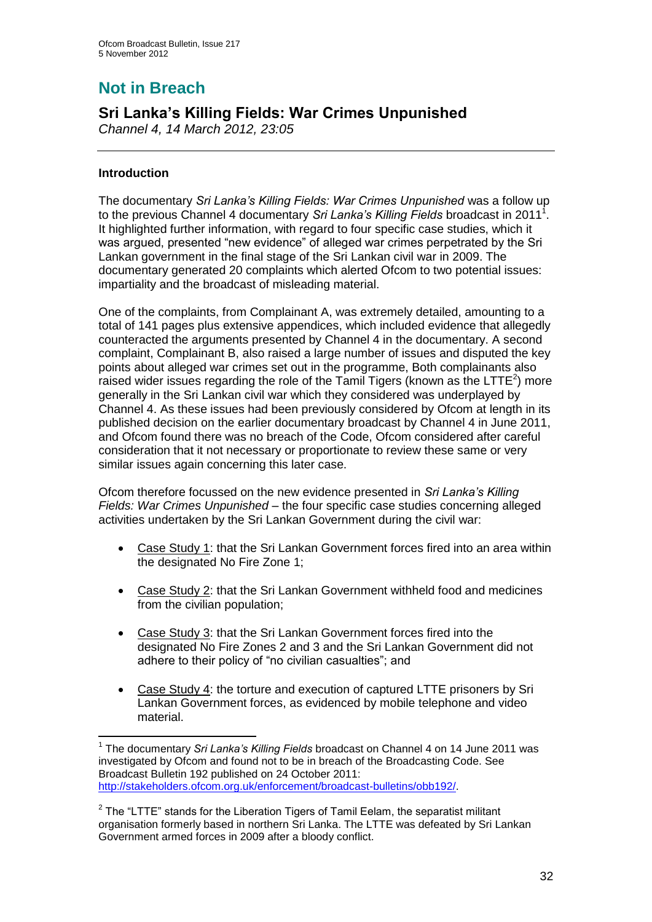# Not in Breach

## Sri Lanka's Killing Fields: War Crimes Unpunished

*Channel 4, 14 March 2012, 23:05*

### Introduction

The documentary *Sri Lanka's Killing Fields: War Crimes Unpunished* was a follow up to the previous Channel 4 documentary *Sri Lanka's Killing Fields* broadcast in 2011[1]. It highlighted further information, with regard to four specific case studies, which it was argued, presented "new evidence" of alleged war crimes perpetrated by the Sri Lankan government in the final stage of the Sri Lankan civil war in 2009. The documentary generated 20 complaints which alerted Ofcom to two potential issues: impartiality and the broadcast of misleading material.

One of the complaints, from Complainant A, was extremely detailed, amounting to a total of 141 pages plus extensive appendices, which included evidence that allegedly counteracted the arguments presented by Channel 4 in the documentary. A second complaint, Complainant B, also raised a large number of issues and disputed the key points about alleged war crimes set out in the programme, Both complainants also raised wider issues regarding the role of the Tamil Tigers (known as the LTTE[2]) more generally in the Sri Lankan civil war which they considered was underplayed by Channel 4. As these issues had been previously considered by Ofcom at length in its published decision on the earlier documentary broadcast by Channel 4 in June 2011, and Ofcom found there was no breach of the Code, Ofcom considered after careful consideration that it not necessary or proportionate to review these same or very similar issues again concerning this later case.

Ofcom therefore focussed on the new evidence presented in *Sri Lanka's Killing Fields: War Crimes Unpunished* – the four specific case studies concerning alleged activities undertaken by the Sri Lankan Government during the civil war:

- Case Study 1: that the Sri Lankan Government forces fired into an area within the designated No Fire Zone 1;
- Case Study 2: that the Sri Lankan Government withheld food and medicines from the civilian population;
- Case Study 3: that the Sri Lankan Government forces fired into the designated No Fire Zones 2 and 3 and the Sri Lankan Government did not adhere to their policy of "no civilian casualties"; and
- Case Study 4: the torture and execution of captured LTTE prisoners by Sri Lankan Government forces, as evidenced by mobile telephone and video material.

---

[1] The documentary *Sri Lanka's Killing Fields* broadcast on Channel 4 on 14 June 2011 was investigated by Ofcom and found not to be in breach of the Broadcasting Code. See Broadcast Bulletin 192 published on 24 October 2011: http://stakeholders.ofcom.org.uk/enforcement/broadcast-bulletins/obb192/.

[2] The "LTTE" stands for the Liberation Tigers of Tamil Eelam, the separatist militant organisation formerly based in northern Sri Lanka. The LTTE was defeated by Sri Lankan Government armed forces in 2009 after a bloody conflict.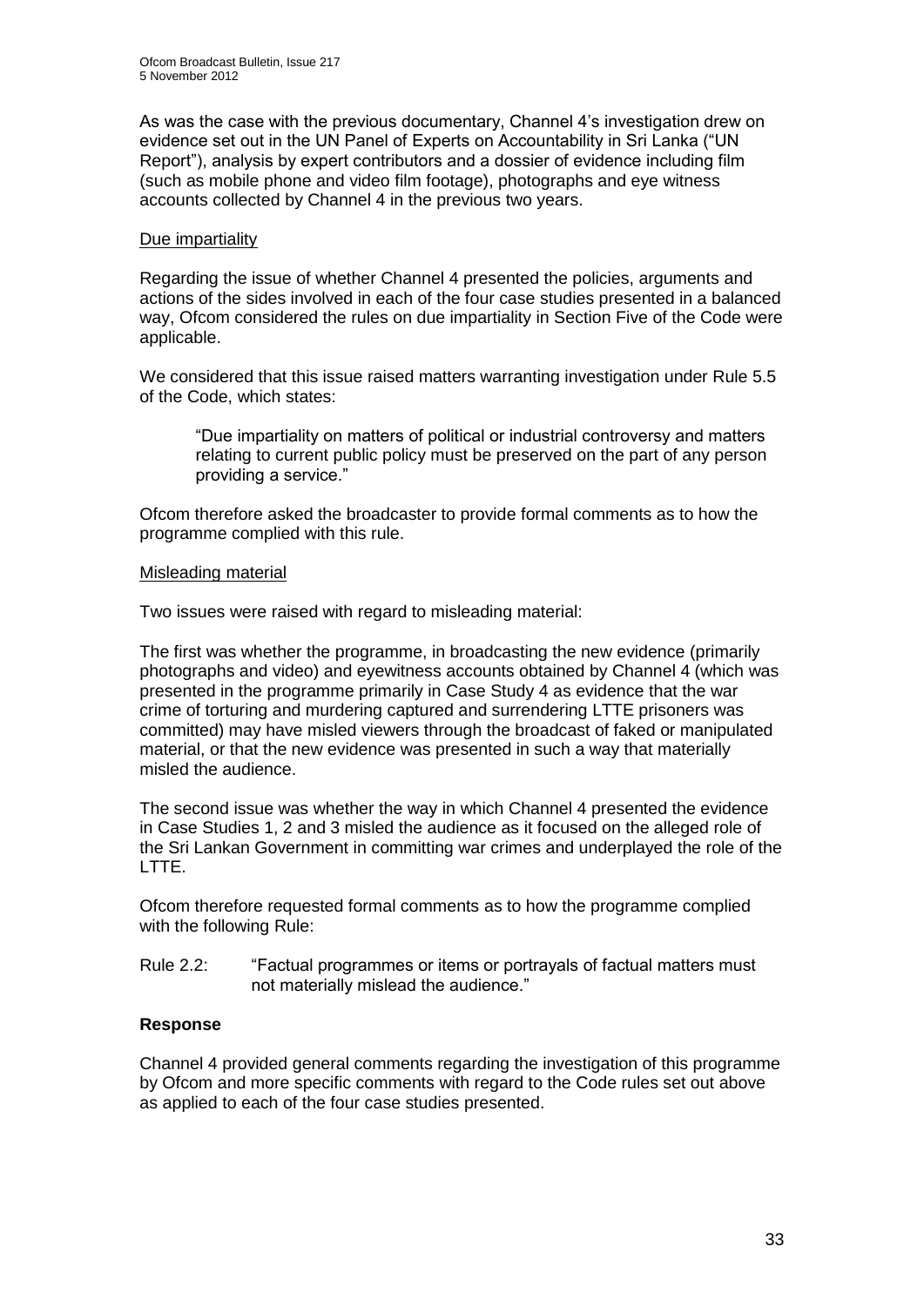As was the case with the previous documentary, Channel 4's investigation drew on evidence set out in the UN Panel of Experts on Accountability in Sri Lanka ("UN Report"), analysis by expert contributors and a dossier of evidence including film (such as mobile phone and video film footage), photographs and eye witness accounts collected by Channel 4 in the previous two years.

Due impartiality

Regarding the issue of whether Channel 4 presented the policies, arguments and actions of the sides involved in each of the four case studies presented in a balanced way, Ofcom considered the rules on due impartiality in Section Five of the Code were applicable.

We considered that this issue raised matters warranting investigation under Rule 5.5 of the Code, which states:

> "Due impartiality on matters of political or industrial controversy and matters relating to current public policy must be preserved on the part of any person providing a service."

Ofcom therefore asked the broadcaster to provide formal comments as to how the programme complied with this rule.

Misleading material

Two issues were raised with regard to misleading material:

The first was whether the programme, in broadcasting the new evidence (primarily photographs and video) and eyewitness accounts obtained by Channel 4 (which was presented in the programme primarily in Case Study 4 as evidence that the war crime of torturing and murdering captured and surrendering LTTE prisoners was committed) may have misled viewers through the broadcast of faked or manipulated material, or that the new evidence was presented in such a way that materially misled the audience.

The second issue was whether the way in which Channel 4 presented the evidence in Case Studies 1, 2 and 3 misled the audience as it focused on the alleged role of the Sri Lankan Government in committing war crimes and underplayed the role of the LTTE.

Ofcom therefore requested formal comments as to how the programme complied with the following Rule:

Rule 2.2: "Factual programmes or items or portrayals of factual matters must not materially mislead the audience."

**Response**

Channel 4 provided general comments regarding the investigation of this programme by Ofcom and more specific comments with regard to the Code rules set out above as applied to each of the four case studies presented.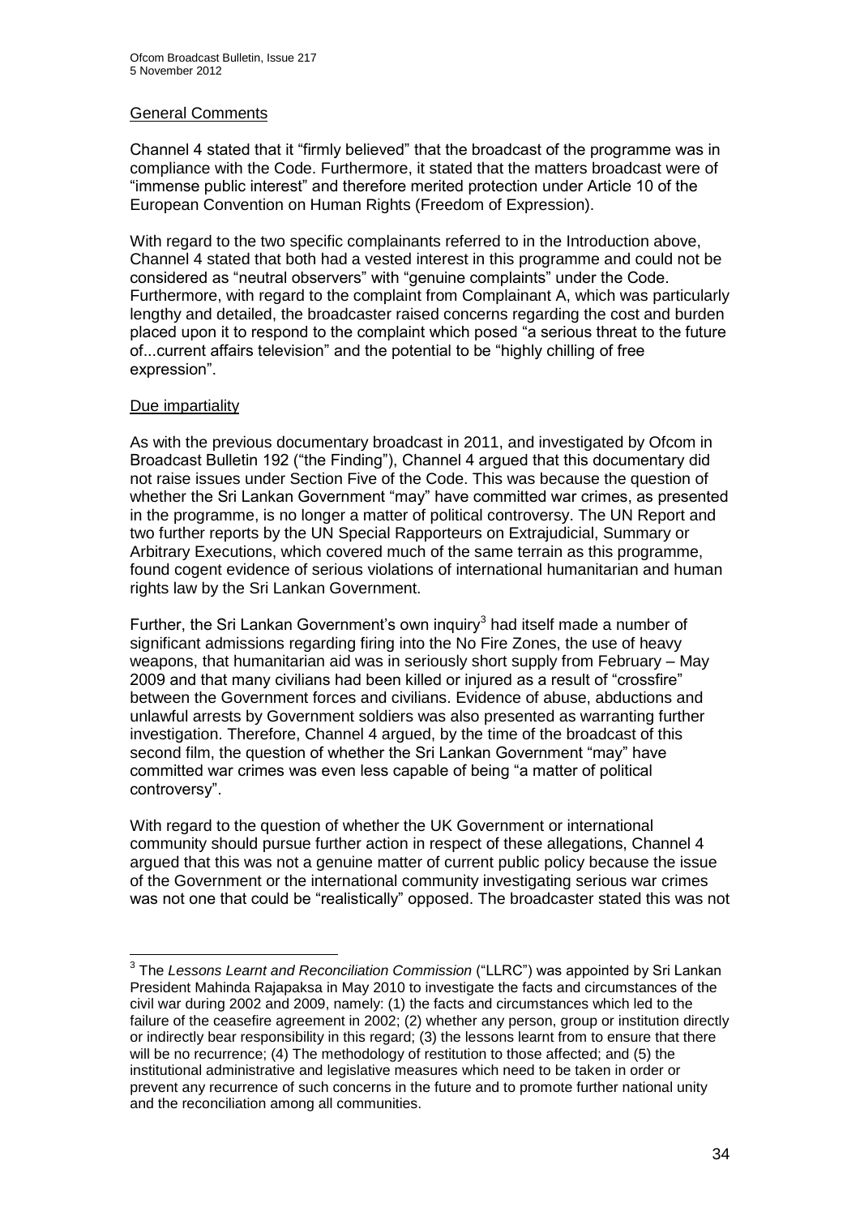General Comments

Channel 4 stated that it "firmly believed" that the broadcast of the programme was in compliance with the Code. Furthermore, it stated that the matters broadcast were of "immense public interest" and therefore merited protection under Article 10 of the European Convention on Human Rights (Freedom of Expression).

With regard to the two specific complainants referred to in the Introduction above, Channel 4 stated that both had a vested interest in this programme and could not be considered as "neutral observers" with "genuine complaints" under the Code. Furthermore, with regard to the complaint from Complainant A, which was particularly lengthy and detailed, the broadcaster raised concerns regarding the cost and burden placed upon it to respond to the complaint which posed "a serious threat to the future of...current affairs television" and the potential to be "highly chilling of free expression".

Due impartiality

As with the previous documentary broadcast in 2011, and investigated by Ofcom in Broadcast Bulletin 192 ("the Finding"), Channel 4 argued that this documentary did not raise issues under Section Five of the Code. This was because the question of whether the Sri Lankan Government "may" have committed war crimes, as presented in the programme, is no longer a matter of political controversy. The UN Report and two further reports by the UN Special Rapporteurs on Extrajudicial, Summary or Arbitrary Executions, which covered much of the same terrain as this programme, found cogent evidence of serious violations of international humanitarian and human rights law by the Sri Lankan Government.

Further, the Sri Lankan Government's own inquiry[3] had itself made a number of significant admissions regarding firing into the No Fire Zones, the use of heavy weapons, that humanitarian aid was in seriously short supply from February – May 2009 and that many civilians had been killed or injured as a result of "crossfire" between the Government forces and civilians. Evidence of abuse, abductions and unlawful arrests by Government soldiers was also presented as warranting further investigation. Therefore, Channel 4 argued, by the time of the broadcast of this second film, the question of whether the Sri Lankan Government "may" have committed war crimes was even less capable of being "a matter of political controversy".

With regard to the question of whether the UK Government or international community should pursue further action in respect of these allegations, Channel 4 argued that this was not a genuine matter of current public policy because the issue of the Government or the international community investigating serious war crimes was not one that could be "realistically" opposed. The broadcaster stated this was not

[3] The *Lessons Learnt and Reconciliation Commission* ("LLRC") was appointed by Sri Lankan President Mahinda Rajapaksa in May 2010 to investigate the facts and circumstances of the civil war during 2002 and 2009, namely: (1) the facts and circumstances which led to the failure of the ceasefire agreement in 2002; (2) whether any person, group or institution directly or indirectly bear responsibility in this regard; (3) the lessons learnt from to ensure that there will be no recurrence; (4) The methodology of restitution to those affected; and (5) the institutional administrative and legislative measures which need to be taken in order or prevent any recurrence of such concerns in the future and to promote further national unity and the reconciliation among all communities.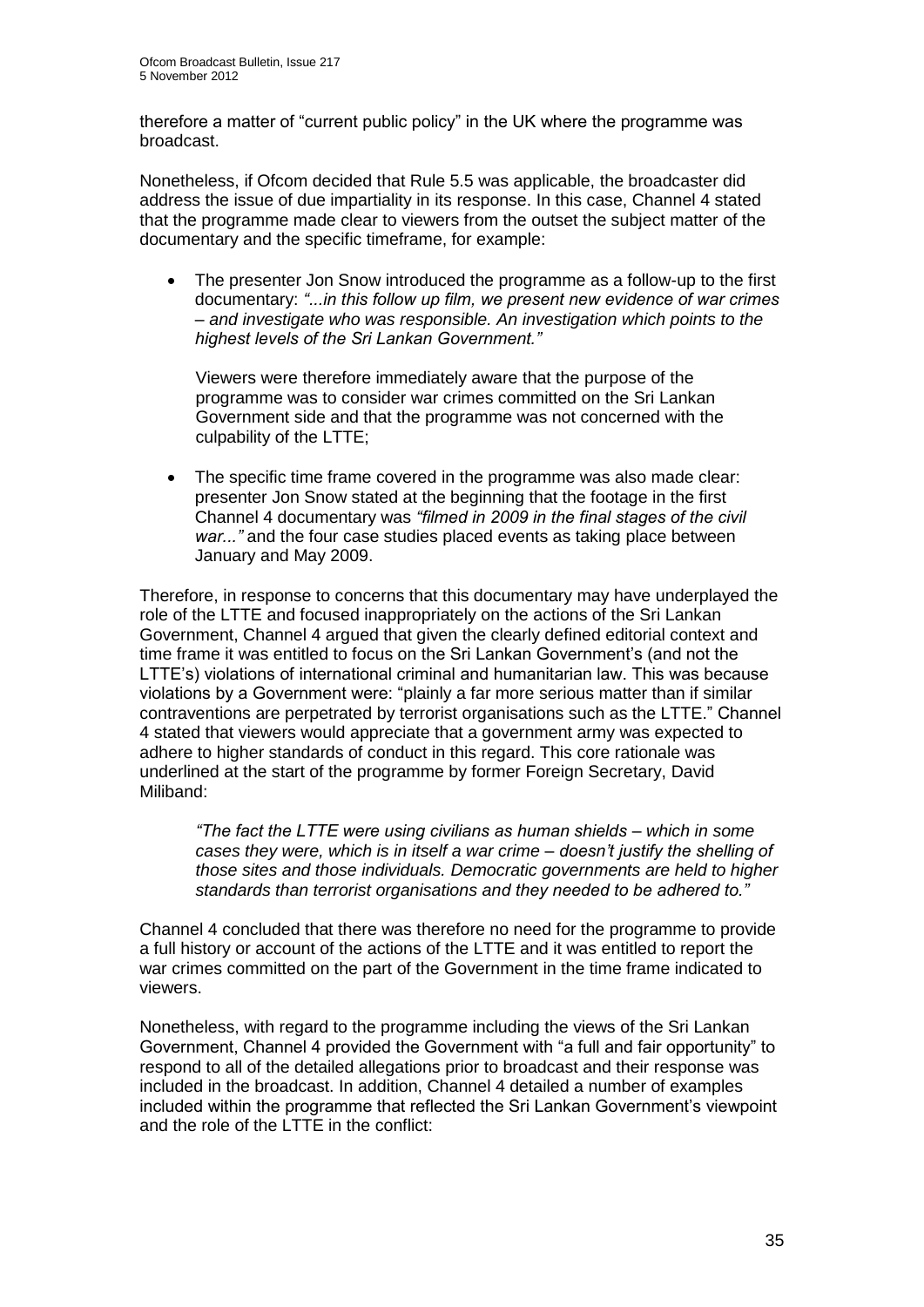therefore a matter of "current public policy" in the UK where the programme was broadcast.

Nonetheless, if Ofcom decided that Rule 5.5 was applicable, the broadcaster did address the issue of due impartiality in its response. In this case, Channel 4 stated that the programme made clear to viewers from the outset the subject matter of the documentary and the specific timeframe, for example:

- The presenter Jon Snow introduced the programme as a follow-up to the first documentary: *"...in this follow up film, we present new evidence of war crimes – and investigate who was responsible. An investigation which points to the highest levels of the Sri Lankan Government."*

  Viewers were therefore immediately aware that the purpose of the programme was to consider war crimes committed on the Sri Lankan Government side and that the programme was not concerned with the culpability of the LTTE;

- The specific time frame covered in the programme was also made clear: presenter Jon Snow stated at the beginning that the footage in the first Channel 4 documentary was *"filmed in 2009 in the final stages of the civil war..."* and the four case studies placed events as taking place between January and May 2009.

Therefore, in response to concerns that this documentary may have underplayed the role of the LTTE and focused inappropriately on the actions of the Sri Lankan Government, Channel 4 argued that given the clearly defined editorial context and time frame it was entitled to focus on the Sri Lankan Government's (and not the LTTE's) violations of international criminal and humanitarian law. This was because violations by a Government were: "plainly a far more serious matter than if similar contraventions are perpetrated by terrorist organisations such as the LTTE." Channel 4 stated that viewers would appreciate that a government army was expected to adhere to higher standards of conduct in this regard. This core rationale was underlined at the start of the programme by former Foreign Secretary, David Miliband:

> *"The fact the LTTE were using civilians as human shields – which in some cases they were, which is in itself a war crime – doesn't justify the shelling of those sites and those individuals. Democratic governments are held to higher standards than terrorist organisations and they needed to be adhered to."*

Channel 4 concluded that there was therefore no need for the programme to provide a full history or account of the actions of the LTTE and it was entitled to report the war crimes committed on the part of the Government in the time frame indicated to viewers.

Nonetheless, with regard to the programme including the views of the Sri Lankan Government, Channel 4 provided the Government with "a full and fair opportunity" to respond to all of the detailed allegations prior to broadcast and their response was included in the broadcast. In addition, Channel 4 detailed a number of examples included within the programme that reflected the Sri Lankan Government's viewpoint and the role of the LTTE in the conflict: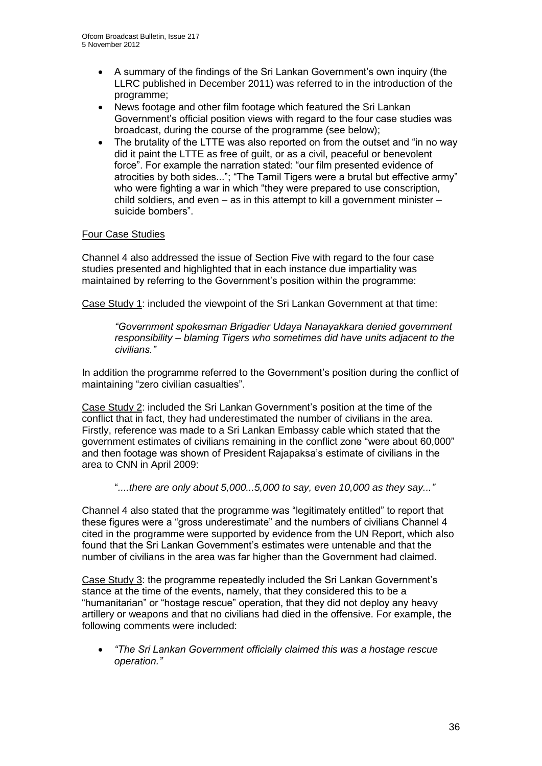- A summary of the findings of the Sri Lankan Government's own inquiry (the LLRC published in December 2011) was referred to in the introduction of the programme;
- News footage and other film footage which featured the Sri Lankan Government's official position views with regard to the four case studies was broadcast, during the course of the programme (see below);
- The brutality of the LTTE was also reported on from the outset and "in no way did it paint the LTTE as free of guilt, or as a civil, peaceful or benevolent force". For example the narration stated: "our film presented evidence of atrocities by both sides..."; "The Tamil Tigers were a brutal but effective army" who were fighting a war in which "they were prepared to use conscription, child soldiers, and even – as in this attempt to kill a government minister – suicide bombers".

Four Case Studies

Channel 4 also addressed the issue of Section Five with regard to the four case studies presented and highlighted that in each instance due impartiality was maintained by referring to the Government's position within the programme:

Case Study 1: included the viewpoint of the Sri Lankan Government at that time:

> *"Government spokesman Brigadier Udaya Nanayakkara denied government responsibility – blaming Tigers who sometimes did have units adjacent to the civilians."*

In addition the programme referred to the Government's position during the conflict of maintaining "zero civilian casualties".

Case Study 2: included the Sri Lankan Government's position at the time of the conflict that in fact, they had underestimated the number of civilians in the area. Firstly, reference was made to a Sri Lankan Embassy cable which stated that the government estimates of civilians remaining in the conflict zone "were about 60,000" and then footage was shown of President Rajapaksa's estimate of civilians in the area to CNN in April 2009:

> "*....there are only about 5,000...5,000 to say, even 10,000 as they say..."*

Channel 4 also stated that the programme was "legitimately entitled" to report that these figures were a "gross underestimate" and the numbers of civilians Channel 4 cited in the programme were supported by evidence from the UN Report, which also found that the Sri Lankan Government's estimates were untenable and that the number of civilians in the area was far higher than the Government had claimed.

Case Study 3: the programme repeatedly included the Sri Lankan Government's stance at the time of the events, namely, that they considered this to be a "humanitarian" or "hostage rescue" operation, that they did not deploy any heavy artillery or weapons and that no civilians had died in the offensive. For example, the following comments were included:

- *"The Sri Lankan Government officially claimed this was a hostage rescue operation."*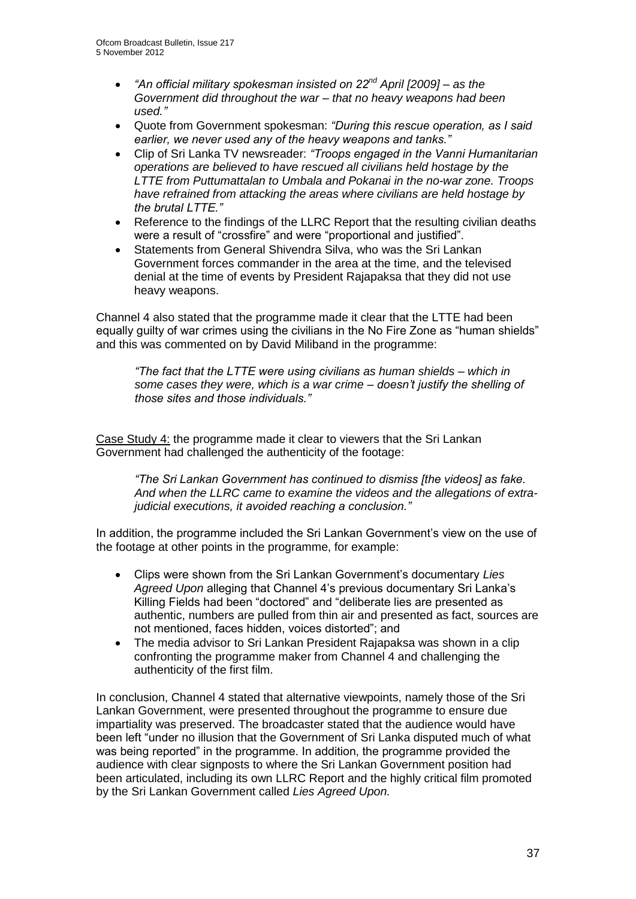- *"An official military spokesman insisted on 22nd April [2009] – as the Government did throughout the war – that no heavy weapons had been used."*
- Quote from Government spokesman: *"During this rescue operation, as I said earlier, we never used any of the heavy weapons and tanks."*
- Clip of Sri Lanka TV newsreader: *"Troops engaged in the Vanni Humanitarian operations are believed to have rescued all civilians held hostage by the LTTE from Puttumattalan to Umbala and Pokanai in the no-war zone. Troops have refrained from attacking the areas where civilians are held hostage by the brutal LTTE."*
- Reference to the findings of the LLRC Report that the resulting civilian deaths were a result of "crossfire" and were "proportional and justified".
- Statements from General Shivendra Silva, who was the Sri Lankan Government forces commander in the area at the time, and the televised denial at the time of events by President Rajapaksa that they did not use heavy weapons.

Channel 4 also stated that the programme made it clear that the LTTE had been equally guilty of war crimes using the civilians in the No Fire Zone as "human shields" and this was commented on by David Miliband in the programme:

> *"The fact that the LTTE were using civilians as human shields – which in some cases they were, which is a war crime – doesn't justify the shelling of those sites and those individuals."*

Case Study 4: the programme made it clear to viewers that the Sri Lankan Government had challenged the authenticity of the footage:

> *"The Sri Lankan Government has continued to dismiss [the videos] as fake. And when the LLRC came to examine the videos and the allegations of extra-judicial executions, it avoided reaching a conclusion."*

In addition, the programme included the Sri Lankan Government's view on the use of the footage at other points in the programme, for example:

- Clips were shown from the Sri Lankan Government's documentary *Lies Agreed Upon* alleging that Channel 4's previous documentary Sri Lanka's Killing Fields had been "doctored" and "deliberate lies are presented as authentic, numbers are pulled from thin air and presented as fact, sources are not mentioned, faces hidden, voices distorted"; and
- The media advisor to Sri Lankan President Rajapaksa was shown in a clip confronting the programme maker from Channel 4 and challenging the authenticity of the first film.

In conclusion, Channel 4 stated that alternative viewpoints, namely those of the Sri Lankan Government, were presented throughout the programme to ensure due impartiality was preserved. The broadcaster stated that the audience would have been left "under no illusion that the Government of Sri Lanka disputed much of what was being reported" in the programme. In addition, the programme provided the audience with clear signposts to where the Sri Lankan Government position had been articulated, including its own LLRC Report and the highly critical film promoted by the Sri Lankan Government called *Lies Agreed Upon.*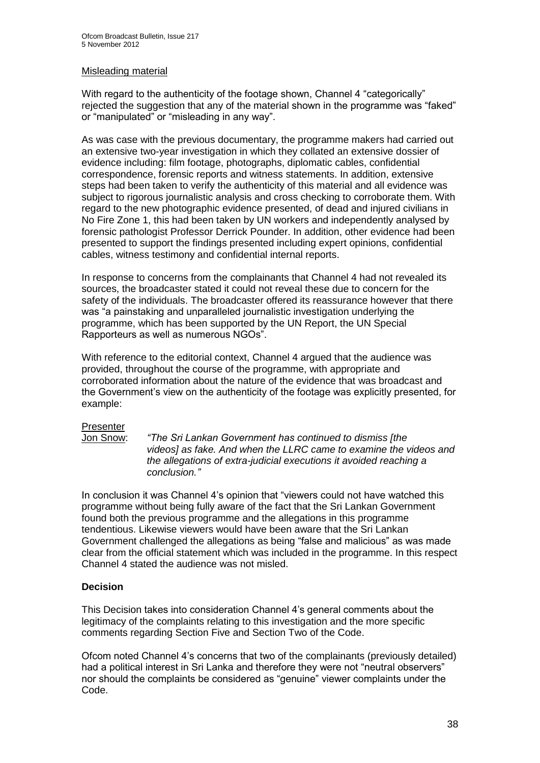Misleading material

With regard to the authenticity of the footage shown, Channel 4 "categorically" rejected the suggestion that any of the material shown in the programme was "faked" or "manipulated" or "misleading in any way".

As was case with the previous documentary, the programme makers had carried out an extensive two-year investigation in which they collated an extensive dossier of evidence including: film footage, photographs, diplomatic cables, confidential correspondence, forensic reports and witness statements. In addition, extensive steps had been taken to verify the authenticity of this material and all evidence was subject to rigorous journalistic analysis and cross checking to corroborate them. With regard to the new photographic evidence presented, of dead and injured civilians in No Fire Zone 1, this had been taken by UN workers and independently analysed by forensic pathologist Professor Derrick Pounder. In addition, other evidence had been presented to support the findings presented including expert opinions, confidential cables, witness testimony and confidential internal reports.

In response to concerns from the complainants that Channel 4 had not revealed its sources, the broadcaster stated it could not reveal these due to concern for the safety of the individuals. The broadcaster offered its reassurance however that there was "a painstaking and unparalleled journalistic investigation underlying the programme, which has been supported by the UN Report, the UN Special Rapporteurs as well as numerous NGOs".

With reference to the editorial context, Channel 4 argued that the audience was provided, throughout the course of the programme, with appropriate and corroborated information about the nature of the evidence that was broadcast and the Government's view on the authenticity of the footage was explicitly presented, for example:

Presenter
Jon Snow: *"The Sri Lankan Government has continued to dismiss [the videos] as fake. And when the LLRC came to examine the videos and the allegations of extra-judicial executions it avoided reaching a conclusion."*

In conclusion it was Channel 4's opinion that "viewers could not have watched this programme without being fully aware of the fact that the Sri Lankan Government found both the previous programme and the allegations in this programme tendentious. Likewise viewers would have been aware that the Sri Lankan Government challenged the allegations as being "false and malicious" as was made clear from the official statement which was included in the programme. In this respect Channel 4 stated the audience was not misled.

**Decision**

This Decision takes into consideration Channel 4's general comments about the legitimacy of the complaints relating to this investigation and the more specific comments regarding Section Five and Section Two of the Code.

Ofcom noted Channel 4's concerns that two of the complainants (previously detailed) had a political interest in Sri Lanka and therefore they were not "neutral observers" nor should the complaints be considered as "genuine" viewer complaints under the Code.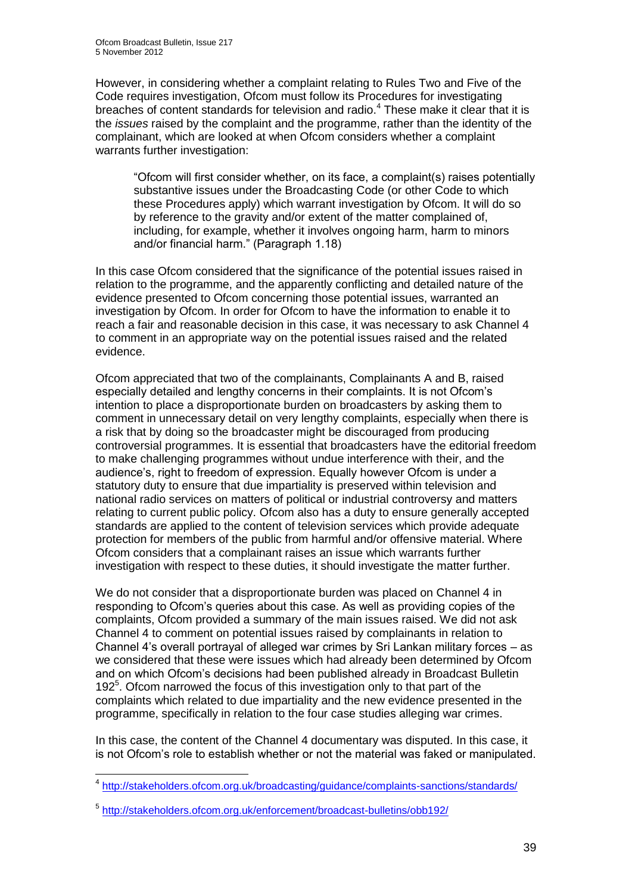However, in considering whether a complaint relating to Rules Two and Five of the Code requires investigation, Ofcom must follow its Procedures for investigating breaches of content standards for television and radio.[4] These make it clear that it is the *issues* raised by the complaint and the programme, rather than the identity of the complainant, which are looked at when Ofcom considers whether a complaint warrants further investigation:

> "Ofcom will first consider whether, on its face, a complaint(s) raises potentially substantive issues under the Broadcasting Code (or other Code to which these Procedures apply) which warrant investigation by Ofcom. It will do so by reference to the gravity and/or extent of the matter complained of, including, for example, whether it involves ongoing harm, harm to minors and/or financial harm." (Paragraph 1.18)

In this case Ofcom considered that the significance of the potential issues raised in relation to the programme, and the apparently conflicting and detailed nature of the evidence presented to Ofcom concerning those potential issues, warranted an investigation by Ofcom. In order for Ofcom to have the information to enable it to reach a fair and reasonable decision in this case, it was necessary to ask Channel 4 to comment in an appropriate way on the potential issues raised and the related evidence.

Ofcom appreciated that two of the complainants, Complainants A and B, raised especially detailed and lengthy concerns in their complaints. It is not Ofcom's intention to place a disproportionate burden on broadcasters by asking them to comment in unnecessary detail on very lengthy complaints, especially when there is a risk that by doing so the broadcaster might be discouraged from producing controversial programmes. It is essential that broadcasters have the editorial freedom to make challenging programmes without undue interference with their, and the audience's, right to freedom of expression. Equally however Ofcom is under a statutory duty to ensure that due impartiality is preserved within television and national radio services on matters of political or industrial controversy and matters relating to current public policy. Ofcom also has a duty to ensure generally accepted standards are applied to the content of television services which provide adequate protection for members of the public from harmful and/or offensive material. Where Ofcom considers that a complainant raises an issue which warrants further investigation with respect to these duties, it should investigate the matter further.

We do not consider that a disproportionate burden was placed on Channel 4 in responding to Ofcom's queries about this case. As well as providing copies of the complaints, Ofcom provided a summary of the main issues raised. We did not ask Channel 4 to comment on potential issues raised by complainants in relation to Channel 4's overall portrayal of alleged war crimes by Sri Lankan military forces – as we considered that these were issues which had already been determined by Ofcom and on which Ofcom's decisions had been published already in Broadcast Bulletin 192[5]. Ofcom narrowed the focus of this investigation only to that part of the complaints which related to due impartiality and the new evidence presented in the programme, specifically in relation to the four case studies alleging war crimes.

In this case, the content of the Channel 4 documentary was disputed. In this case, it is not Ofcom's role to establish whether or not the material was faked or manipulated.

---

[4] http://stakeholders.ofcom.org.uk/broadcasting/guidance/complaints-sanctions/standards/

[5] http://stakeholders.ofcom.org.uk/enforcement/broadcast-bulletins/obb192/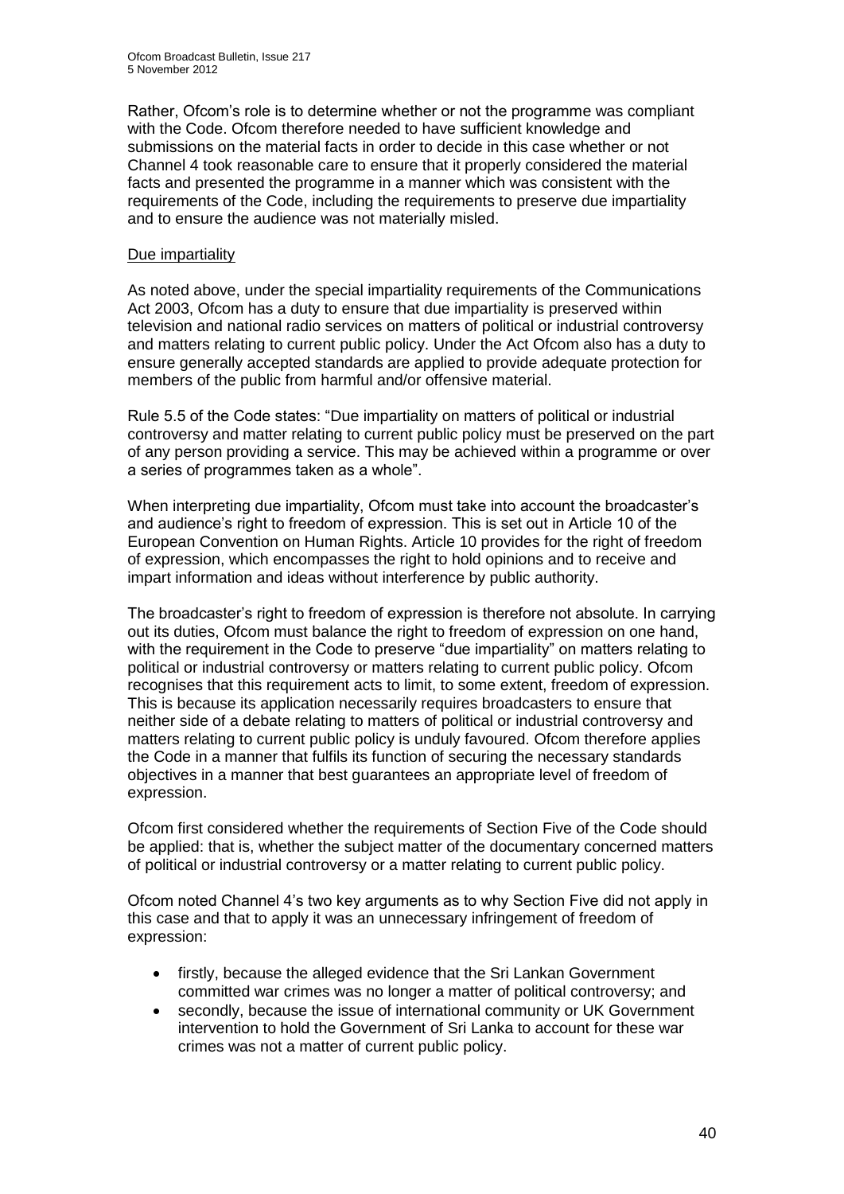Rather, Ofcom's role is to determine whether or not the programme was compliant with the Code. Ofcom therefore needed to have sufficient knowledge and submissions on the material facts in order to decide in this case whether or not Channel 4 took reasonable care to ensure that it properly considered the material facts and presented the programme in a manner which was consistent with the requirements of the Code, including the requirements to preserve due impartiality and to ensure the audience was not materially misled.

Due impartiality

As noted above, under the special impartiality requirements of the Communications Act 2003, Ofcom has a duty to ensure that due impartiality is preserved within television and national radio services on matters of political or industrial controversy and matters relating to current public policy. Under the Act Ofcom also has a duty to ensure generally accepted standards are applied to provide adequate protection for members of the public from harmful and/or offensive material.

Rule 5.5 of the Code states: "Due impartiality on matters of political or industrial controversy and matter relating to current public policy must be preserved on the part of any person providing a service. This may be achieved within a programme or over a series of programmes taken as a whole".

When interpreting due impartiality, Ofcom must take into account the broadcaster's and audience's right to freedom of expression. This is set out in Article 10 of the European Convention on Human Rights. Article 10 provides for the right of freedom of expression, which encompasses the right to hold opinions and to receive and impart information and ideas without interference by public authority.

The broadcaster's right to freedom of expression is therefore not absolute. In carrying out its duties, Ofcom must balance the right to freedom of expression on one hand, with the requirement in the Code to preserve "due impartiality" on matters relating to political or industrial controversy or matters relating to current public policy. Ofcom recognises that this requirement acts to limit, to some extent, freedom of expression. This is because its application necessarily requires broadcasters to ensure that neither side of a debate relating to matters of political or industrial controversy and matters relating to current public policy is unduly favoured. Ofcom therefore applies the Code in a manner that fulfils its function of securing the necessary standards objectives in a manner that best guarantees an appropriate level of freedom of expression.

Ofcom first considered whether the requirements of Section Five of the Code should be applied: that is, whether the subject matter of the documentary concerned matters of political or industrial controversy or a matter relating to current public policy.

Ofcom noted Channel 4's two key arguments as to why Section Five did not apply in this case and that to apply it was an unnecessary infringement of freedom of expression:

- firstly, because the alleged evidence that the Sri Lankan Government committed war crimes was no longer a matter of political controversy; and
- secondly, because the issue of international community or UK Government intervention to hold the Government of Sri Lanka to account for these war crimes was not a matter of current public policy.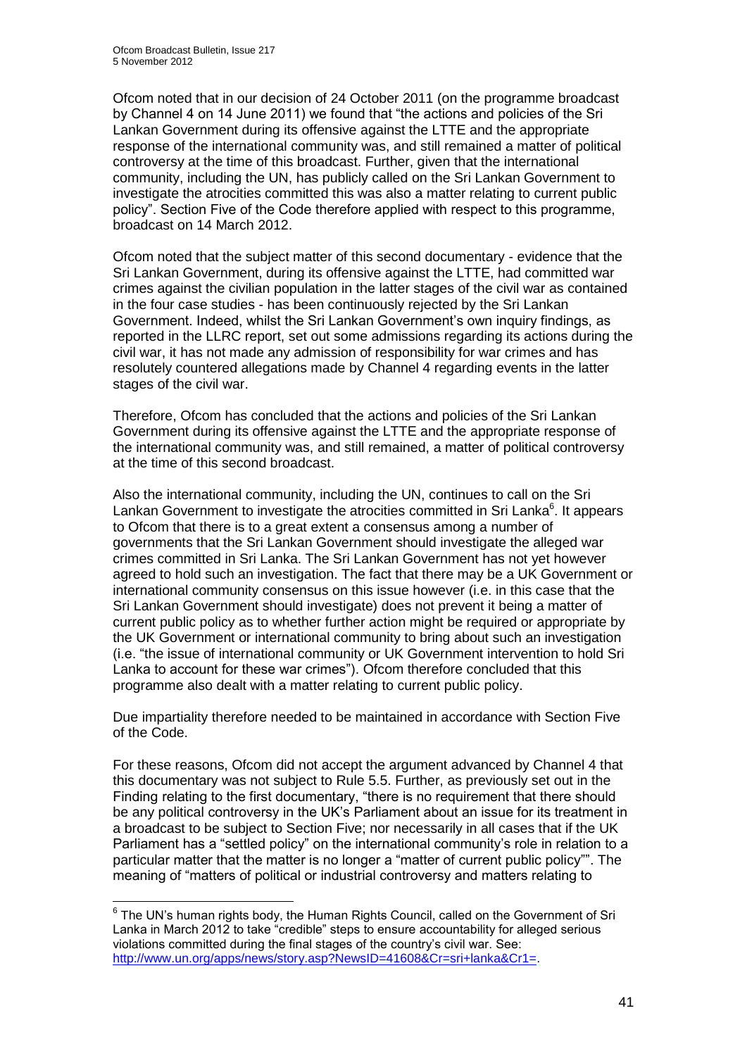Ofcom noted that in our decision of 24 October 2011 (on the programme broadcast by Channel 4 on 14 June 2011) we found that "the actions and policies of the Sri Lankan Government during its offensive against the LTTE and the appropriate response of the international community was, and still remained a matter of political controversy at the time of this broadcast. Further, given that the international community, including the UN, has publicly called on the Sri Lankan Government to investigate the atrocities committed this was also a matter relating to current public policy". Section Five of the Code therefore applied with respect to this programme, broadcast on 14 March 2012.

Ofcom noted that the subject matter of this second documentary - evidence that the Sri Lankan Government, during its offensive against the LTTE, had committed war crimes against the civilian population in the latter stages of the civil war as contained in the four case studies - has been continuously rejected by the Sri Lankan Government. Indeed, whilst the Sri Lankan Government's own inquiry findings, as reported in the LLRC report, set out some admissions regarding its actions during the civil war, it has not made any admission of responsibility for war crimes and has resolutely countered allegations made by Channel 4 regarding events in the latter stages of the civil war.

Therefore, Ofcom has concluded that the actions and policies of the Sri Lankan Government during its offensive against the LTTE and the appropriate response of the international community was, and still remained, a matter of political controversy at the time of this second broadcast.

Also the international community, including the UN, continues to call on the Sri Lankan Government to investigate the atrocities committed in Sri Lanka[6]. It appears to Ofcom that there is to a great extent a consensus among a number of governments that the Sri Lankan Government should investigate the alleged war crimes committed in Sri Lanka. The Sri Lankan Government has not yet however agreed to hold such an investigation. The fact that there may be a UK Government or international community consensus on this issue however (i.e. in this case that the Sri Lankan Government should investigate) does not prevent it being a matter of current public policy as to whether further action might be required or appropriate by the UK Government or international community to bring about such an investigation (i.e. "the issue of international community or UK Government intervention to hold Sri Lanka to account for these war crimes"). Ofcom therefore concluded that this programme also dealt with a matter relating to current public policy.

Due impartiality therefore needed to be maintained in accordance with Section Five of the Code.

For these reasons, Ofcom did not accept the argument advanced by Channel 4 that this documentary was not subject to Rule 5.5. Further, as previously set out in the Finding relating to the first documentary, "there is no requirement that there should be any political controversy in the UK's Parliament about an issue for its treatment in a broadcast to be subject to Section Five; nor necessarily in all cases that if the UK Parliament has a "settled policy" on the international community's role in relation to a particular matter that the matter is no longer a "matter of current public policy"". The meaning of "matters of political or industrial controversy and matters relating to

[6] The UN's human rights body, the Human Rights Council, called on the Government of Sri Lanka in March 2012 to take "credible" steps to ensure accountability for alleged serious violations committed during the final stages of the country's civil war. See: http://www.un.org/apps/news/story.asp?NewsID=41608&Cr=sri+lanka&Cr1=.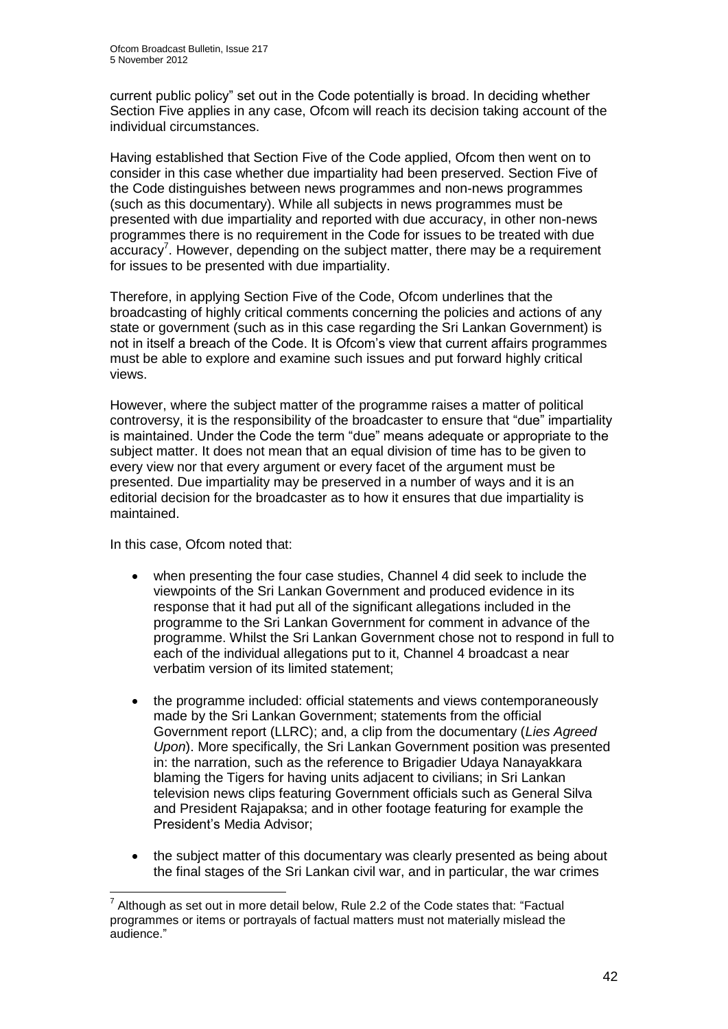current public policy" set out in the Code potentially is broad. In deciding whether Section Five applies in any case, Ofcom will reach its decision taking account of the individual circumstances.

Having established that Section Five of the Code applied, Ofcom then went on to consider in this case whether due impartiality had been preserved. Section Five of the Code distinguishes between news programmes and non-news programmes (such as this documentary). While all subjects in news programmes must be presented with due impartiality and reported with due accuracy, in other non-news programmes there is no requirement in the Code for issues to be treated with due accuracy[7]. However, depending on the subject matter, there may be a requirement for issues to be presented with due impartiality.

Therefore, in applying Section Five of the Code, Ofcom underlines that the broadcasting of highly critical comments concerning the policies and actions of any state or government (such as in this case regarding the Sri Lankan Government) is not in itself a breach of the Code. It is Ofcom's view that current affairs programmes must be able to explore and examine such issues and put forward highly critical views.

However, where the subject matter of the programme raises a matter of political controversy, it is the responsibility of the broadcaster to ensure that "due" impartiality is maintained. Under the Code the term "due" means adequate or appropriate to the subject matter. It does not mean that an equal division of time has to be given to every view nor that every argument or every facet of the argument must be presented. Due impartiality may be preserved in a number of ways and it is an editorial decision for the broadcaster as to how it ensures that due impartiality is maintained.

In this case, Ofcom noted that:

- when presenting the four case studies, Channel 4 did seek to include the viewpoints of the Sri Lankan Government and produced evidence in its response that it had put all of the significant allegations included in the programme to the Sri Lankan Government for comment in advance of the programme. Whilst the Sri Lankan Government chose not to respond in full to each of the individual allegations put to it, Channel 4 broadcast a near verbatim version of its limited statement;

- the programme included: official statements and views contemporaneously made by the Sri Lankan Government; statements from the official Government report (LLRC); and, a clip from the documentary (*Lies Agreed Upon*). More specifically, the Sri Lankan Government position was presented in: the narration, such as the reference to Brigadier Udaya Nanayakkara blaming the Tigers for having units adjacent to civilians; in Sri Lankan television news clips featuring Government officials such as General Silva and President Rajapaksa; and in other footage featuring for example the President's Media Advisor;

- the subject matter of this documentary was clearly presented as being about the final stages of the Sri Lankan civil war, and in particular, the war crimes

[7] Although as set out in more detail below, Rule 2.2 of the Code states that: "Factual programmes or items or portrayals of factual matters must not materially mislead the audience."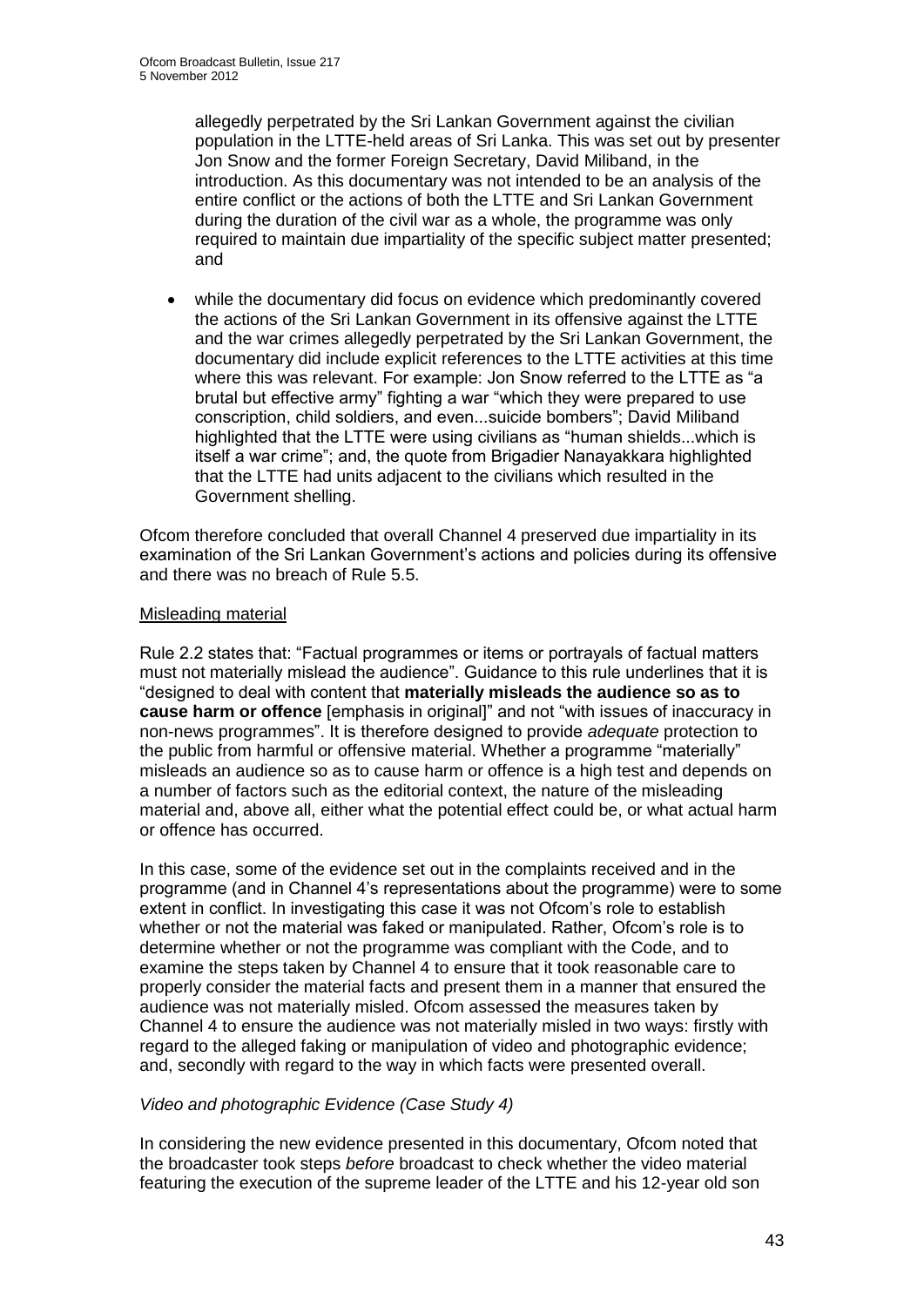allegedly perpetrated by the Sri Lankan Government against the civilian population in the LTTE-held areas of Sri Lanka. This was set out by presenter Jon Snow and the former Foreign Secretary, David Miliband, in the introduction. As this documentary was not intended to be an analysis of the entire conflict or the actions of both the LTTE and Sri Lankan Government during the duration of the civil war as a whole, the programme was only required to maintain due impartiality of the specific subject matter presented; and

- while the documentary did focus on evidence which predominantly covered the actions of the Sri Lankan Government in its offensive against the LTTE and the war crimes allegedly perpetrated by the Sri Lankan Government, the documentary did include explicit references to the LTTE activities at this time where this was relevant. For example: Jon Snow referred to the LTTE as "a brutal but effective army" fighting a war "which they were prepared to use conscription, child soldiers, and even...suicide bombers"; David Miliband highlighted that the LTTE were using civilians as "human shields...which is itself a war crime"; and, the quote from Brigadier Nanayakkara highlighted that the LTTE had units adjacent to the civilians which resulted in the Government shelling.

Ofcom therefore concluded that overall Channel 4 preserved due impartiality in its examination of the Sri Lankan Government's actions and policies during its offensive and there was no breach of Rule 5.5.

Misleading material

Rule 2.2 states that: "Factual programmes or items or portrayals of factual matters must not materially mislead the audience". Guidance to this rule underlines that it is "designed to deal with content that **materially misleads the audience so as to cause harm or offence** [emphasis in original]" and not "with issues of inaccuracy in non-news programmes". It is therefore designed to provide *adequate* protection to the public from harmful or offensive material. Whether a programme "materially" misleads an audience so as to cause harm or offence is a high test and depends on a number of factors such as the editorial context, the nature of the misleading material and, above all, either what the potential effect could be, or what actual harm or offence has occurred.

In this case, some of the evidence set out in the complaints received and in the programme (and in Channel 4's representations about the programme) were to some extent in conflict. In investigating this case it was not Ofcom's role to establish whether or not the material was faked or manipulated. Rather, Ofcom's role is to determine whether or not the programme was compliant with the Code, and to examine the steps taken by Channel 4 to ensure that it took reasonable care to properly consider the material facts and present them in a manner that ensured the audience was not materially misled. Ofcom assessed the measures taken by Channel 4 to ensure the audience was not materially misled in two ways: firstly with regard to the alleged faking or manipulation of video and photographic evidence; and, secondly with regard to the way in which facts were presented overall.

*Video and photographic Evidence (Case Study 4)*

In considering the new evidence presented in this documentary, Ofcom noted that the broadcaster took steps *before* broadcast to check whether the video material featuring the execution of the supreme leader of the LTTE and his 12-year old son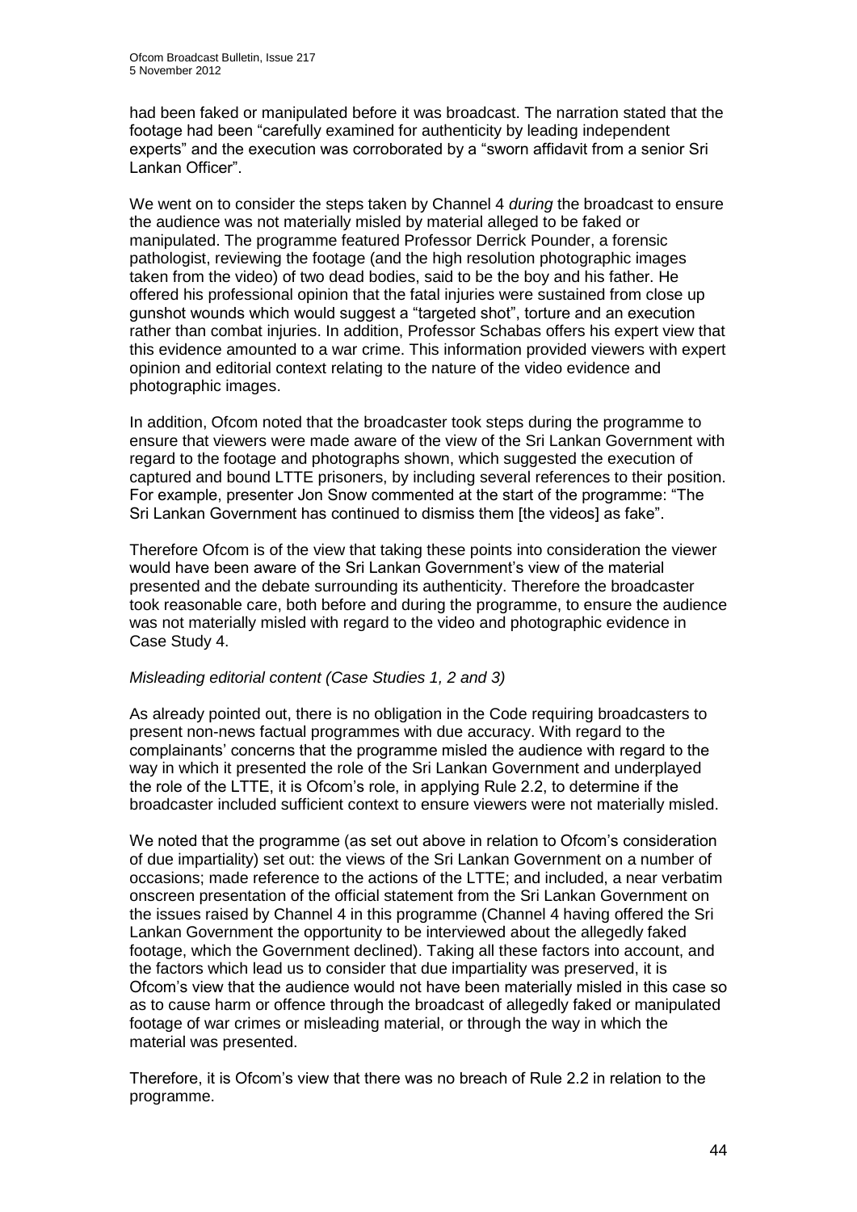had been faked or manipulated before it was broadcast. The narration stated that the footage had been "carefully examined for authenticity by leading independent experts" and the execution was corroborated by a "sworn affidavit from a senior Sri Lankan Officer".

We went on to consider the steps taken by Channel 4 *during* the broadcast to ensure the audience was not materially misled by material alleged to be faked or manipulated. The programme featured Professor Derrick Pounder, a forensic pathologist, reviewing the footage (and the high resolution photographic images taken from the video) of two dead bodies, said to be the boy and his father. He offered his professional opinion that the fatal injuries were sustained from close up gunshot wounds which would suggest a "targeted shot", torture and an execution rather than combat injuries. In addition, Professor Schabas offers his expert view that this evidence amounted to a war crime. This information provided viewers with expert opinion and editorial context relating to the nature of the video evidence and photographic images.

In addition, Ofcom noted that the broadcaster took steps during the programme to ensure that viewers were made aware of the view of the Sri Lankan Government with regard to the footage and photographs shown, which suggested the execution of captured and bound LTTE prisoners, by including several references to their position. For example, presenter Jon Snow commented at the start of the programme: "The Sri Lankan Government has continued to dismiss them [the videos] as fake".

Therefore Ofcom is of the view that taking these points into consideration the viewer would have been aware of the Sri Lankan Government's view of the material presented and the debate surrounding its authenticity. Therefore the broadcaster took reasonable care, both before and during the programme, to ensure the audience was not materially misled with regard to the video and photographic evidence in Case Study 4.

*Misleading editorial content (Case Studies 1, 2 and 3)*

As already pointed out, there is no obligation in the Code requiring broadcasters to present non-news factual programmes with due accuracy. With regard to the complainants' concerns that the programme misled the audience with regard to the way in which it presented the role of the Sri Lankan Government and underplayed the role of the LTTE, it is Ofcom's role, in applying Rule 2.2, to determine if the broadcaster included sufficient context to ensure viewers were not materially misled.

We noted that the programme (as set out above in relation to Ofcom's consideration of due impartiality) set out: the views of the Sri Lankan Government on a number of occasions; made reference to the actions of the LTTE; and included, a near verbatim onscreen presentation of the official statement from the Sri Lankan Government on the issues raised by Channel 4 in this programme (Channel 4 having offered the Sri Lankan Government the opportunity to be interviewed about the allegedly faked footage, which the Government declined). Taking all these factors into account, and the factors which lead us to consider that due impartiality was preserved, it is Ofcom's view that the audience would not have been materially misled in this case so as to cause harm or offence through the broadcast of allegedly faked or manipulated footage of war crimes or misleading material, or through the way in which the material was presented.

Therefore, it is Ofcom's view that there was no breach of Rule 2.2 in relation to the programme.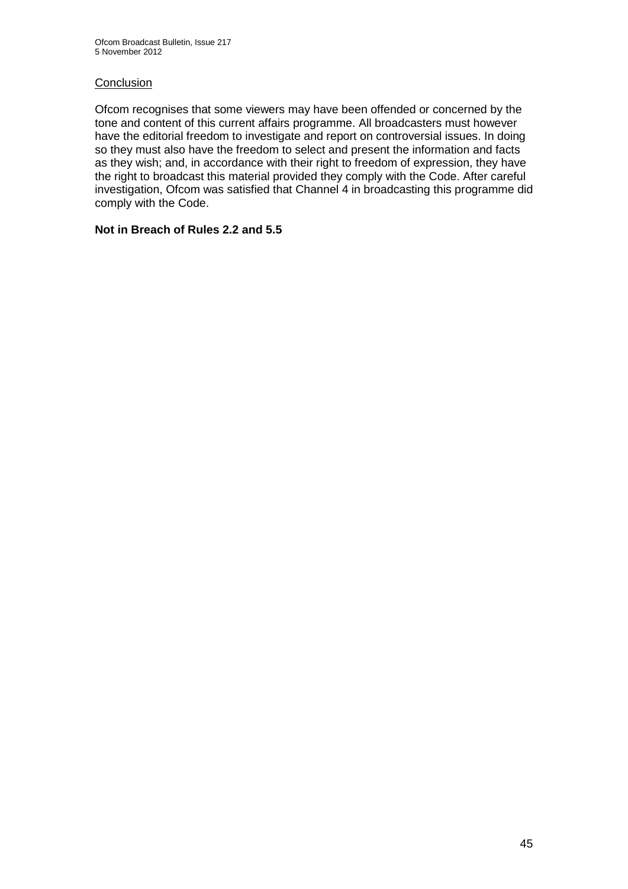<u>Conclusion</u>

Ofcom recognises that some viewers may have been offended or concerned by the tone and content of this current affairs programme. All broadcasters must however have the editorial freedom to investigate and report on controversial issues. In doing so they must also have the freedom to select and present the information and facts as they wish; and, in accordance with their right to freedom of expression, they have the right to broadcast this material provided they comply with the Code. After careful investigation, Ofcom was satisfied that Channel 4 in broadcasting this programme did comply with the Code.

**Not in Breach of Rules 2.2 and 5.5**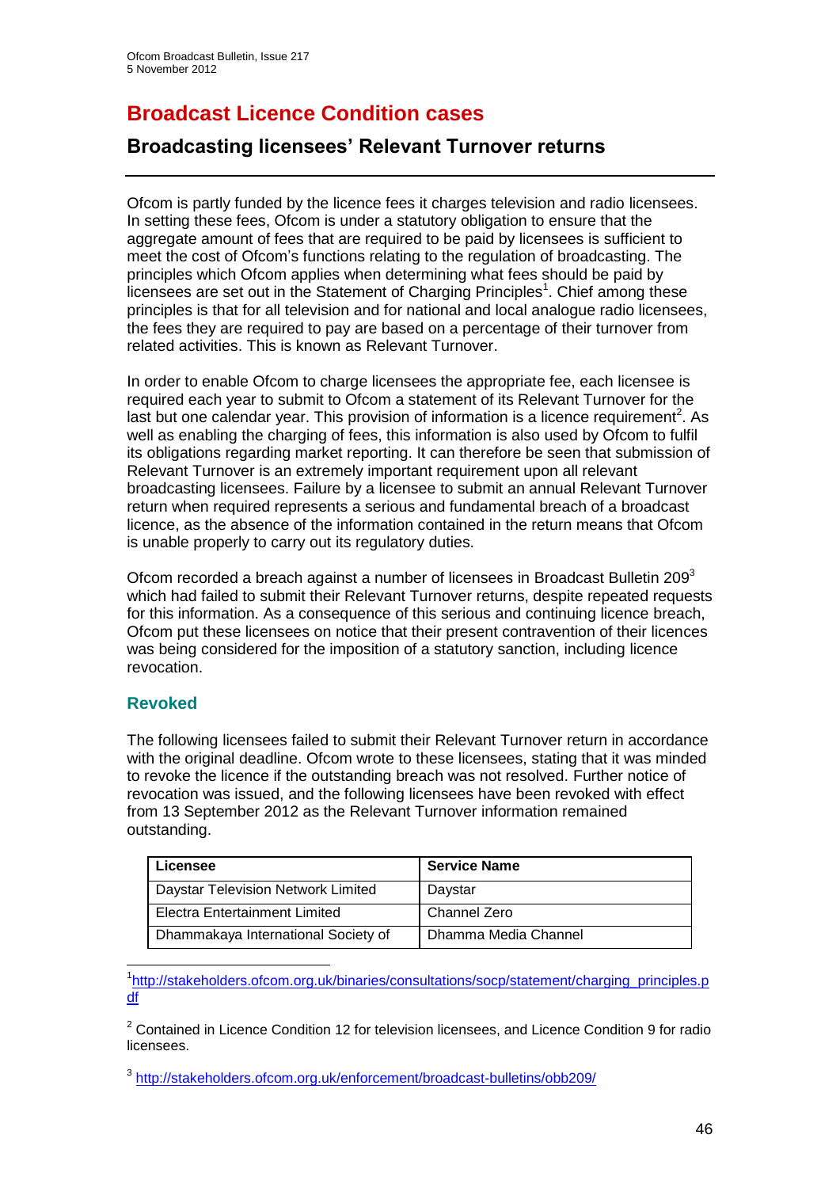# Broadcast Licence Condition cases

## Broadcasting licensees' Relevant Turnover returns

Ofcom is partly funded by the licence fees it charges television and radio licensees. In setting these fees, Ofcom is under a statutory obligation to ensure that the aggregate amount of fees that are required to be paid by licensees is sufficient to meet the cost of Ofcom's functions relating to the regulation of broadcasting. The principles which Ofcom applies when determining what fees should be paid by licensees are set out in the Statement of Charging Principles[1]. Chief among these principles is that for all television and for national and local analogue radio licensees, the fees they are required to pay are based on a percentage of their turnover from related activities. This is known as Relevant Turnover.

In order to enable Ofcom to charge licensees the appropriate fee, each licensee is required each year to submit to Ofcom a statement of its Relevant Turnover for the last but one calendar year. This provision of information is a licence requirement[2]. As well as enabling the charging of fees, this information is also used by Ofcom to fulfil its obligations regarding market reporting. It can therefore be seen that submission of Relevant Turnover is an extremely important requirement upon all relevant broadcasting licensees. Failure by a licensee to submit an annual Relevant Turnover return when required represents a serious and fundamental breach of a broadcast licence, as the absence of the information contained in the return means that Ofcom is unable properly to carry out its regulatory duties.

Ofcom recorded a breach against a number of licensees in Broadcast Bulletin 209[3] which had failed to submit their Relevant Turnover returns, despite repeated requests for this information. As a consequence of this serious and continuing licence breach, Ofcom put these licensees on notice that their present contravention of their licences was being considered for the imposition of a statutory sanction, including licence revocation.

### Revoked

The following licensees failed to submit their Relevant Turnover return in accordance with the original deadline. Ofcom wrote to these licensees, stating that it was minded to revoke the licence if the outstanding breach was not resolved. Further notice of revocation was issued, and the following licensees have been revoked with effect from 13 September 2012 as the Relevant Turnover information remained outstanding.

| Licensee | Service Name |
|---|---|
| Daystar Television Network Limited | Daystar |
| Electra Entertainment Limited | Channel Zero |
| Dhammakaya International Society of | Dhamma Media Channel |

---

[1] http://stakeholders.ofcom.org.uk/binaries/consultations/socp/statement/charging_principles.pdf

[2] Contained in Licence Condition 12 for television licensees, and Licence Condition 9 for radio licensees.

[3] http://stakeholders.ofcom.org.uk/enforcement/broadcast-bulletins/obb209/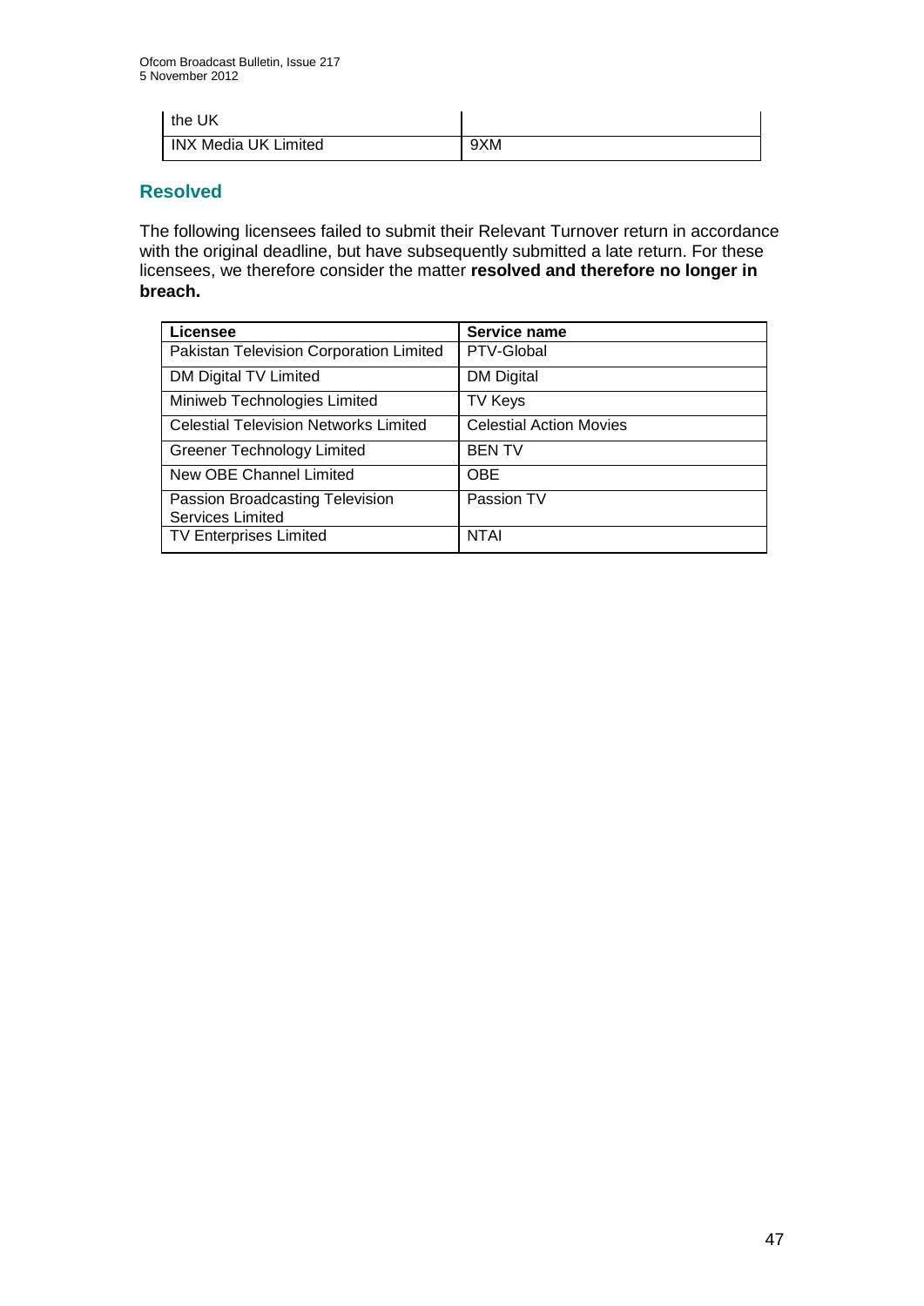| the UK | |
|---|---|
| INX Media UK Limited | 9XM |

## Resolved

The following licensees failed to submit their Relevant Turnover return in accordance with the original deadline, but have subsequently submitted a late return. For these licensees, we therefore consider the matter **resolved and therefore no longer in breach.**

| Licensee | Service name |
|---|---|
| Pakistan Television Corporation Limited | PTV-Global |
| DM Digital TV Limited | DM Digital |
| Miniweb Technologies Limited | TV Keys |
| Celestial Television Networks Limited | Celestial Action Movies |
| Greener Technology Limited | BEN TV |
| New OBE Channel Limited | OBE |
| Passion Broadcasting Television Services Limited | Passion TV |
| TV Enterprises Limited | NTAI |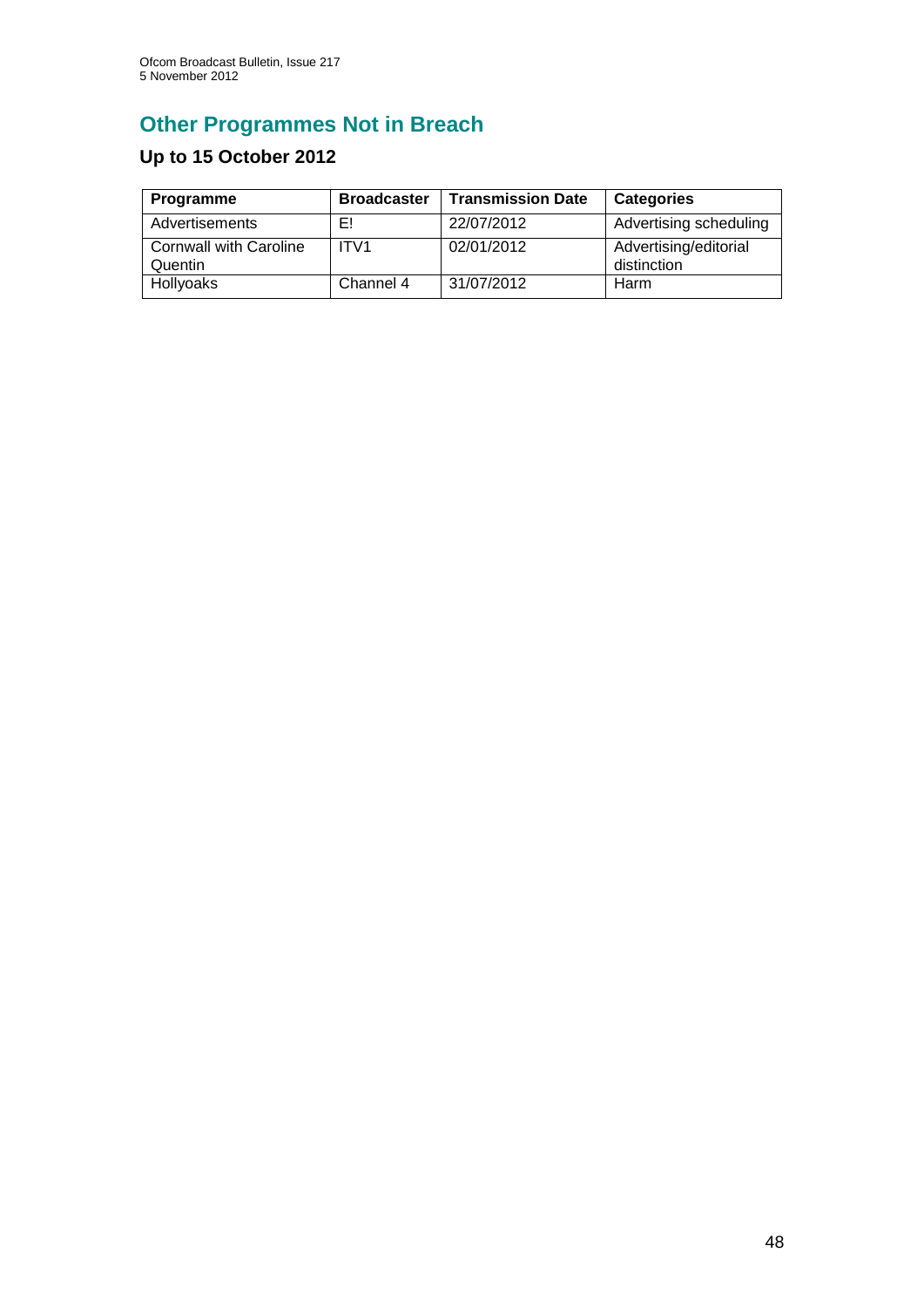## Other Programmes Not in Breach

### Up to 15 October 2012

| Programme | Broadcaster | Transmission Date | Categories |
|---|---|---|---|
| Advertisements | E! | 22/07/2012 | Advertising scheduling |
| Cornwall with Caroline Quentin | ITV1 | 02/01/2012 | Advertising/editorial distinction |
| Hollyoaks | Channel 4 | 31/07/2012 | Harm |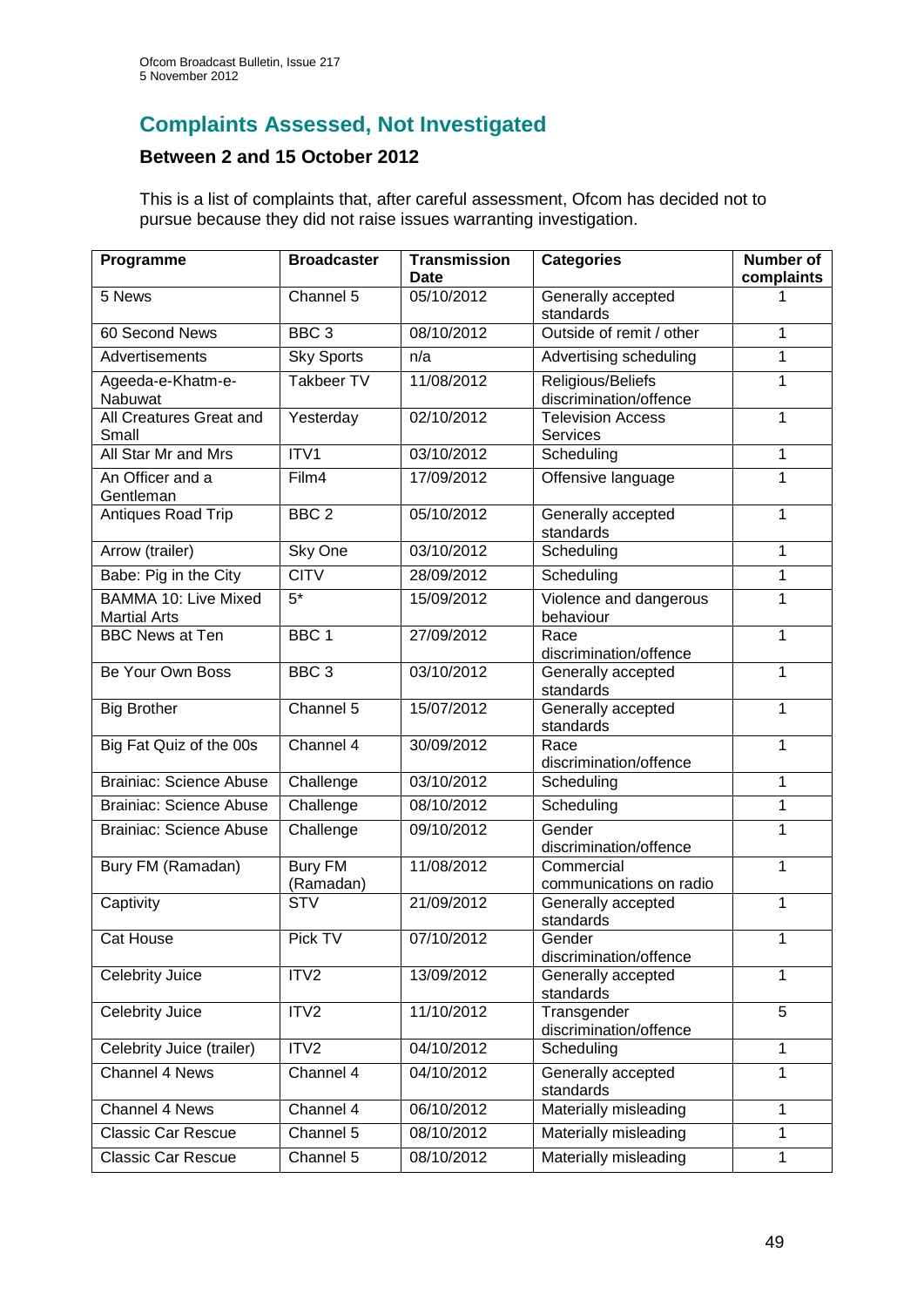## Complaints Assessed, Not Investigated

### Between 2 and 15 October 2012

This is a list of complaints that, after careful assessment, Ofcom has decided not to pursue because they did not raise issues warranting investigation.

| Programme | Broadcaster | Transmission Date | Categories | Number of complaints |
|---|---|---|---|---|
| 5 News | Channel 5 | 05/10/2012 | Generally accepted standards | 1 |
| 60 Second News | BBC 3 | 08/10/2012 | Outside of remit / other | 1 |
| Advertisements | Sky Sports | n/a | Advertising scheduling | 1 |
| Ageeda-e-Khatm-e-Nabuwat | Takbeer TV | 11/08/2012 | Religious/Beliefs discrimination/offence | 1 |
| All Creatures Great and Small | Yesterday | 02/10/2012 | Television Access Services | 1 |
| All Star Mr and Mrs | ITV1 | 03/10/2012 | Scheduling | 1 |
| An Officer and a Gentleman | Film4 | 17/09/2012 | Offensive language | 1 |
| Antiques Road Trip | BBC 2 | 05/10/2012 | Generally accepted standards | 1 |
| Arrow (trailer) | Sky One | 03/10/2012 | Scheduling | 1 |
| Babe: Pig in the City | CITV | 28/09/2012 | Scheduling | 1 |
| BAMMA 10: Live Mixed Martial Arts | 5* | 15/09/2012 | Violence and dangerous behaviour | 1 |
| BBC News at Ten | BBC 1 | 27/09/2012 | Race discrimination/offence | 1 |
| Be Your Own Boss | BBC 3 | 03/10/2012 | Generally accepted standards | 1 |
| Big Brother | Channel 5 | 15/07/2012 | Generally accepted standards | 1 |
| Big Fat Quiz of the 00s | Channel 4 | 30/09/2012 | Race discrimination/offence | 1 |
| Brainiac: Science Abuse | Challenge | 03/10/2012 | Scheduling | 1 |
| Brainiac: Science Abuse | Challenge | 08/10/2012 | Scheduling | 1 |
| Brainiac: Science Abuse | Challenge | 09/10/2012 | Gender discrimination/offence | 1 |
| Bury FM (Ramadan) | Bury FM (Ramadan) | 11/08/2012 | Commercial communications on radio | 1 |
| Captivity | STV | 21/09/2012 | Generally accepted standards | 1 |
| Cat House | Pick TV | 07/10/2012 | Gender discrimination/offence | 1 |
| Celebrity Juice | ITV2 | 13/09/2012 | Generally accepted standards | 1 |
| Celebrity Juice | ITV2 | 11/10/2012 | Transgender discrimination/offence | 5 |
| Celebrity Juice (trailer) | ITV2 | 04/10/2012 | Scheduling | 1 |
| Channel 4 News | Channel 4 | 04/10/2012 | Generally accepted standards | 1 |
| Channel 4 News | Channel 4 | 06/10/2012 | Materially misleading | 1 |
| Classic Car Rescue | Channel 5 | 08/10/2012 | Materially misleading | 1 |
| Classic Car Rescue | Channel 5 | 08/10/2012 | Materially misleading | 1 |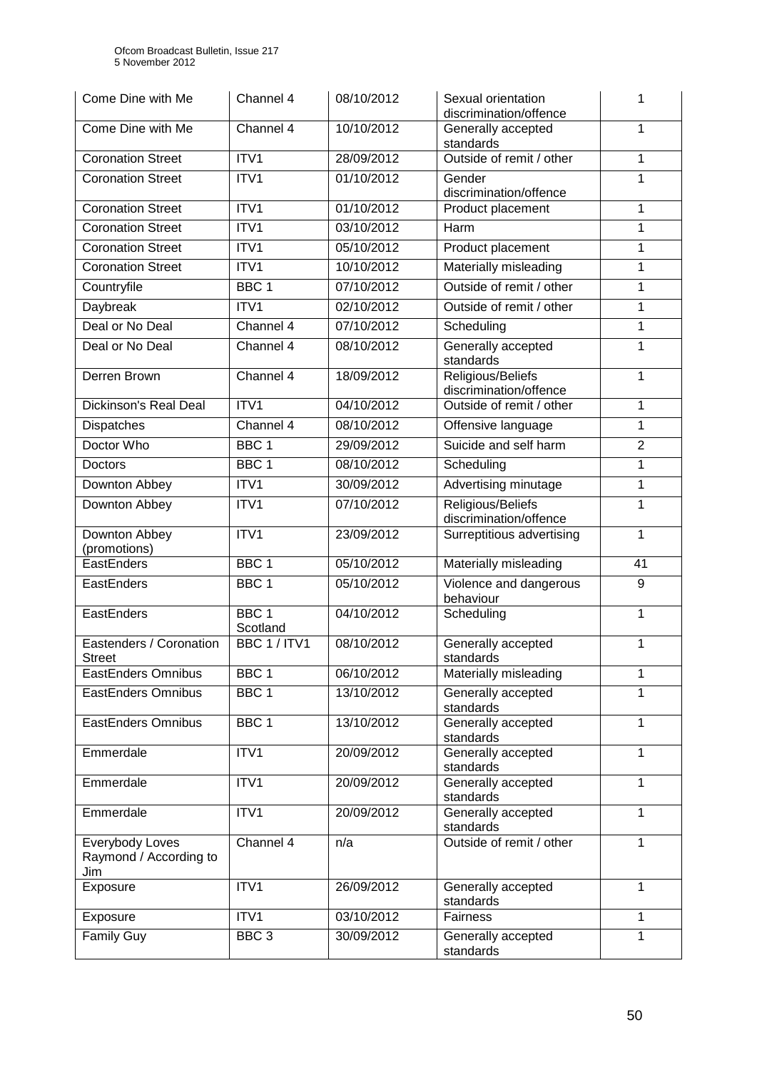| Come Dine with Me | Channel 4 | 08/10/2012 | Sexual orientation discrimination/offence | 1 |
|---|---|---|---|---|
| Come Dine with Me | Channel 4 | 10/10/2012 | Generally accepted standards | 1 |
| Coronation Street | ITV1 | 28/09/2012 | Outside of remit / other | 1 |
| Coronation Street | ITV1 | 01/10/2012 | Gender discrimination/offence | 1 |
| Coronation Street | ITV1 | 01/10/2012 | Product placement | 1 |
| Coronation Street | ITV1 | 03/10/2012 | Harm | 1 |
| Coronation Street | ITV1 | 05/10/2012 | Product placement | 1 |
| Coronation Street | ITV1 | 10/10/2012 | Materially misleading | 1 |
| Countryfile | BBC 1 | 07/10/2012 | Outside of remit / other | 1 |
| Daybreak | ITV1 | 02/10/2012 | Outside of remit / other | 1 |
| Deal or No Deal | Channel 4 | 07/10/2012 | Scheduling | 1 |
| Deal or No Deal | Channel 4 | 08/10/2012 | Generally accepted standards | 1 |
| Derren Brown | Channel 4 | 18/09/2012 | Religious/Beliefs discrimination/offence | 1 |
| Dickinson's Real Deal | ITV1 | 04/10/2012 | Outside of remit / other | 1 |
| Dispatches | Channel 4 | 08/10/2012 | Offensive language | 1 |
| Doctor Who | BBC 1 | 29/09/2012 | Suicide and self harm | 2 |
| Doctors | BBC 1 | 08/10/2012 | Scheduling | 1 |
| Downton Abbey | ITV1 | 30/09/2012 | Advertising minutage | 1 |
| Downton Abbey | ITV1 | 07/10/2012 | Religious/Beliefs discrimination/offence | 1 |
| Downton Abbey (promotions) | ITV1 | 23/09/2012 | Surreptitious advertising | 1 |
| EastEnders | BBC 1 | 05/10/2012 | Materially misleading | 41 |
| EastEnders | BBC 1 | 05/10/2012 | Violence and dangerous behaviour | 9 |
| EastEnders | BBC 1 Scotland | 04/10/2012 | Scheduling | 1 |
| Eastenders / Coronation Street | BBC 1 / ITV1 | 08/10/2012 | Generally accepted standards | 1 |
| EastEnders Omnibus | BBC 1 | 06/10/2012 | Materially misleading | 1 |
| EastEnders Omnibus | BBC 1 | 13/10/2012 | Generally accepted standards | 1 |
| EastEnders Omnibus | BBC 1 | 13/10/2012 | Generally accepted standards | 1 |
| Emmerdale | ITV1 | 20/09/2012 | Generally accepted standards | 1 |
| Emmerdale | ITV1 | 20/09/2012 | Generally accepted standards | 1 |
| Emmerdale | ITV1 | 20/09/2012 | Generally accepted standards | 1 |
| Everybody Loves Raymond / According to Jim | Channel 4 | n/a | Outside of remit / other | 1 |
| Exposure | ITV1 | 26/09/2012 | Generally accepted standards | 1 |
| Exposure | ITV1 | 03/10/2012 | Fairness | 1 |
| Family Guy | BBC 3 | 30/09/2012 | Generally accepted standards | 1 |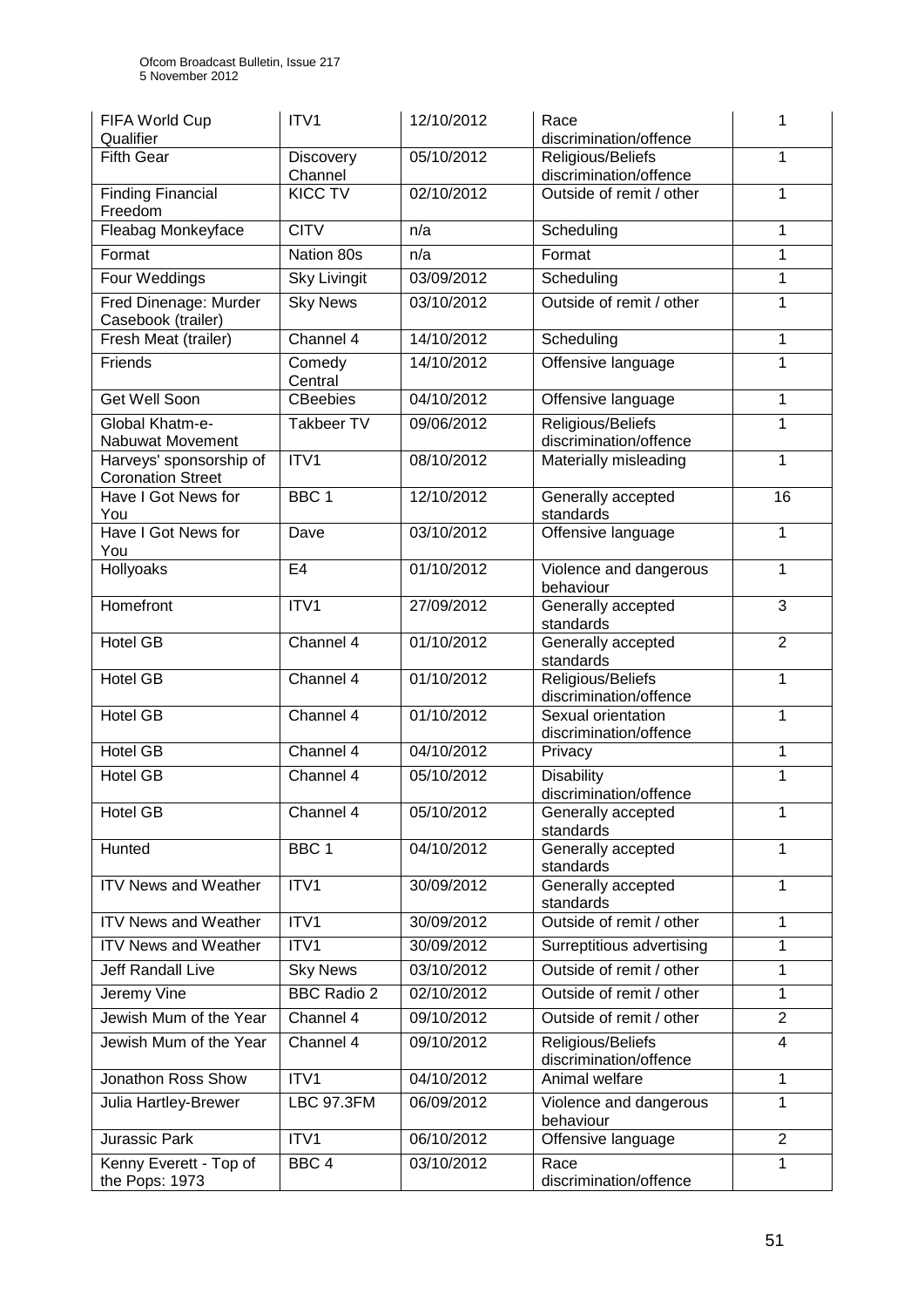| FIFA World Cup Qualifier | ITV1 | 12/10/2012 | Race discrimination/offence | 1 |
|---|---|---|---|---|
| Fifth Gear | Discovery Channel | 05/10/2012 | Religious/Beliefs discrimination/offence | 1 |
| Finding Financial Freedom | KICC TV | 02/10/2012 | Outside of remit / other | 1 |
| Fleabag Monkeyface | CITV | n/a | Scheduling | 1 |
| Format | Nation 80s | n/a | Format | 1 |
| Four Weddings | Sky Livingit | 03/09/2012 | Scheduling | 1 |
| Fred Dinenage: Murder Casebook (trailer) | Sky News | 03/10/2012 | Outside of remit / other | 1 |
| Fresh Meat (trailer) | Channel 4 | 14/10/2012 | Scheduling | 1 |
| Friends | Comedy Central | 14/10/2012 | Offensive language | 1 |
| Get Well Soon | CBeebies | 04/10/2012 | Offensive language | 1 |
| Global Khatm-e-Nabuwat Movement | Takbeer TV | 09/06/2012 | Religious/Beliefs discrimination/offence | 1 |
| Harveys' sponsorship of Coronation Street | ITV1 | 08/10/2012 | Materially misleading | 1 |
| Have I Got News for You | BBC 1 | 12/10/2012 | Generally accepted standards | 16 |
| Have I Got News for You | Dave | 03/10/2012 | Offensive language | 1 |
| Hollyoaks | E4 | 01/10/2012 | Violence and dangerous behaviour | 1 |
| Homefront | ITV1 | 27/09/2012 | Generally accepted standards | 3 |
| Hotel GB | Channel 4 | 01/10/2012 | Generally accepted standards | 2 |
| Hotel GB | Channel 4 | 01/10/2012 | Religious/Beliefs discrimination/offence | 1 |
| Hotel GB | Channel 4 | 01/10/2012 | Sexual orientation discrimination/offence | 1 |
| Hotel GB | Channel 4 | 04/10/2012 | Privacy | 1 |
| Hotel GB | Channel 4 | 05/10/2012 | Disability discrimination/offence | 1 |
| Hotel GB | Channel 4 | 05/10/2012 | Generally accepted standards | 1 |
| Hunted | BBC 1 | 04/10/2012 | Generally accepted standards | 1 |
| ITV News and Weather | ITV1 | 30/09/2012 | Generally accepted standards | 1 |
| ITV News and Weather | ITV1 | 30/09/2012 | Outside of remit / other | 1 |
| ITV News and Weather | ITV1 | 30/09/2012 | Surreptitious advertising | 1 |
| Jeff Randall Live | Sky News | 03/10/2012 | Outside of remit / other | 1 |
| Jeremy Vine | BBC Radio 2 | 02/10/2012 | Outside of remit / other | 1 |
| Jewish Mum of the Year | Channel 4 | 09/10/2012 | Outside of remit / other | 2 |
| Jewish Mum of the Year | Channel 4 | 09/10/2012 | Religious/Beliefs discrimination/offence | 4 |
| Jonathon Ross Show | ITV1 | 04/10/2012 | Animal welfare | 1 |
| Julia Hartley-Brewer | LBC 97.3FM | 06/09/2012 | Violence and dangerous behaviour | 1 |
| Jurassic Park | ITV1 | 06/10/2012 | Offensive language | 2 |
| Kenny Everett - Top of the Pops: 1973 | BBC 4 | 03/10/2012 | Race discrimination/offence | 1 |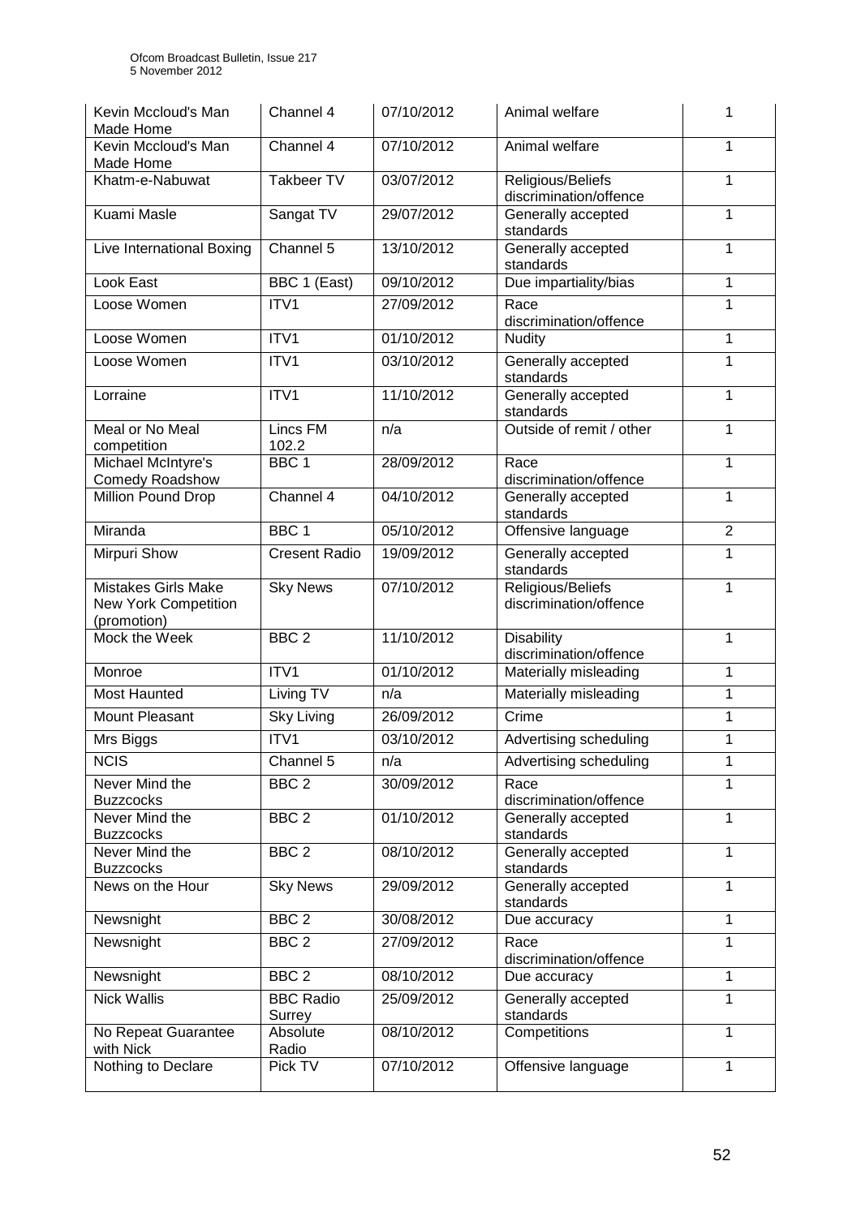| Kevin Mccloud's Man Made Home | Channel 4 | 07/10/2012 | Animal welfare | 1 |
|---|---|---|---|---|
| Kevin Mccloud's Man Made Home | Channel 4 | 07/10/2012 | Animal welfare | 1 |
| Khatm-e-Nabuwat | Takbeer TV | 03/07/2012 | Religious/Beliefs discrimination/offence | 1 |
| Kuami Masle | Sangat TV | 29/07/2012 | Generally accepted standards | 1 |
| Live International Boxing | Channel 5 | 13/10/2012 | Generally accepted standards | 1 |
| Look East | BBC 1 (East) | 09/10/2012 | Due impartiality/bias | 1 |
| Loose Women | ITV1 | 27/09/2012 | Race discrimination/offence | 1 |
| Loose Women | ITV1 | 01/10/2012 | Nudity | 1 |
| Loose Women | ITV1 | 03/10/2012 | Generally accepted standards | 1 |
| Lorraine | ITV1 | 11/10/2012 | Generally accepted standards | 1 |
| Meal or No Meal competition | Lincs FM 102.2 | n/a | Outside of remit / other | 1 |
| Michael McIntyre's Comedy Roadshow | BBC 1 | 28/09/2012 | Race discrimination/offence | 1 |
| Million Pound Drop | Channel 4 | 04/10/2012 | Generally accepted standards | 1 |
| Miranda | BBC 1 | 05/10/2012 | Offensive language | 2 |
| Mirpuri Show | Cresent Radio | 19/09/2012 | Generally accepted standards | 1 |
| Mistakes Girls Make New York Competition (promotion) | Sky News | 07/10/2012 | Religious/Beliefs discrimination/offence | 1 |
| Mock the Week | BBC 2 | 11/10/2012 | Disability discrimination/offence | 1 |
| Monroe | ITV1 | 01/10/2012 | Materially misleading | 1 |
| Most Haunted | Living TV | n/a | Materially misleading | 1 |
| Mount Pleasant | Sky Living | 26/09/2012 | Crime | 1 |
| Mrs Biggs | ITV1 | 03/10/2012 | Advertising scheduling | 1 |
| NCIS | Channel 5 | n/a | Advertising scheduling | 1 |
| Never Mind the Buzzcocks | BBC 2 | 30/09/2012 | Race discrimination/offence | 1 |
| Never Mind the Buzzcocks | BBC 2 | 01/10/2012 | Generally accepted standards | 1 |
| Never Mind the Buzzcocks | BBC 2 | 08/10/2012 | Generally accepted standards | 1 |
| News on the Hour | Sky News | 29/09/2012 | Generally accepted standards | 1 |
| Newsnight | BBC 2 | 30/08/2012 | Due accuracy | 1 |
| Newsnight | BBC 2 | 27/09/2012 | Race discrimination/offence | 1 |
| Newsnight | BBC 2 | 08/10/2012 | Due accuracy | 1 |
| Nick Wallis | BBC Radio Surrey | 25/09/2012 | Generally accepted standards | 1 |
| No Repeat Guarantee with Nick | Absolute Radio | 08/10/2012 | Competitions | 1 |
| Nothing to Declare | Pick TV | 07/10/2012 | Offensive language | 1 |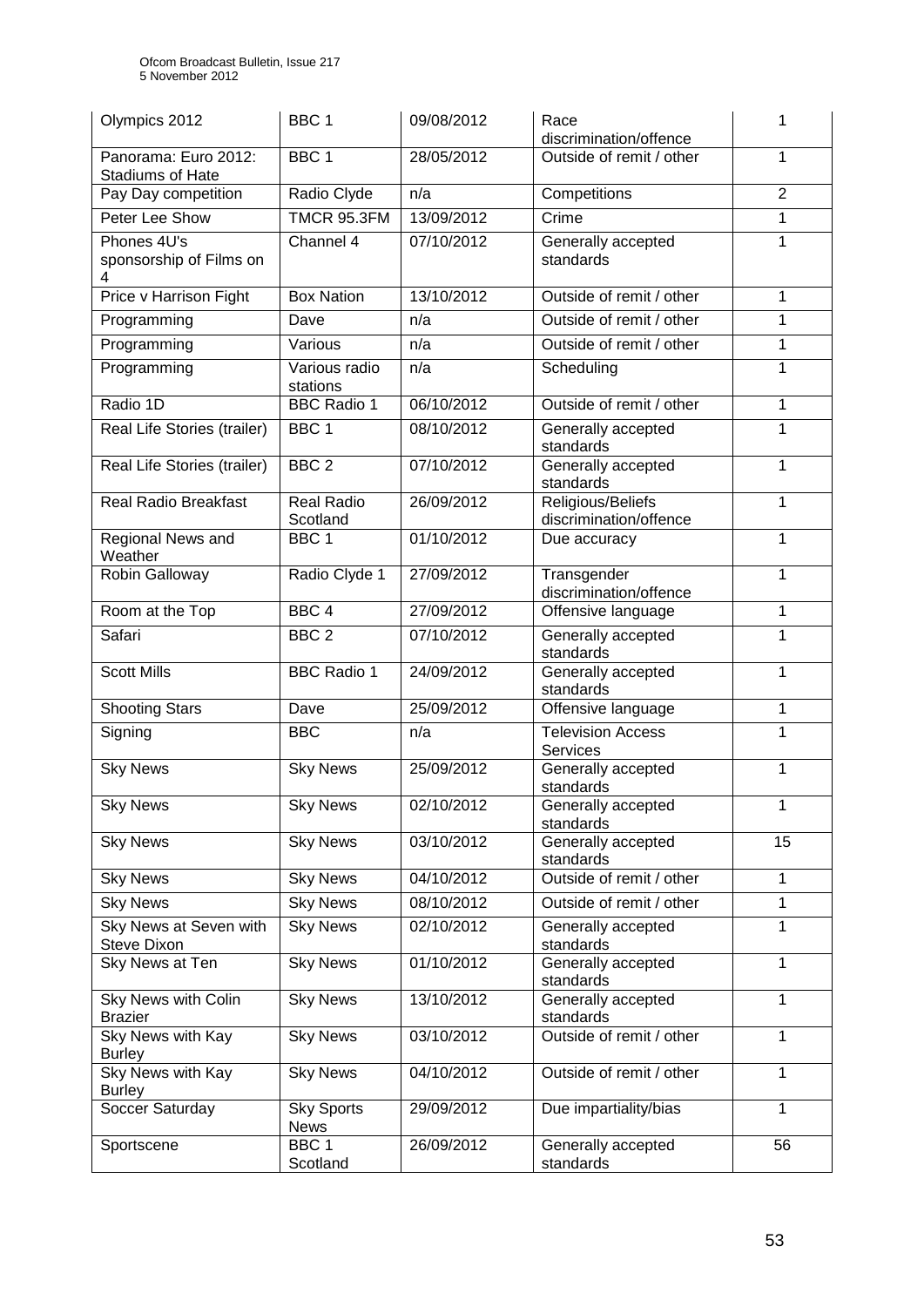| Olympics 2012 | BBC 1 | 09/08/2012 | Race discrimination/offence | 1 |
|---|---|---|---|---|
| Panorama: Euro 2012: Stadiums of Hate | BBC 1 | 28/05/2012 | Outside of remit / other | 1 |
| Pay Day competition | Radio Clyde | n/a | Competitions | 2 |
| Peter Lee Show | TMCR 95.3FM | 13/09/2012 | Crime | 1 |
| Phones 4U's sponsorship of Films on 4 | Channel 4 | 07/10/2012 | Generally accepted standards | 1 |
| Price v Harrison Fight | Box Nation | 13/10/2012 | Outside of remit / other | 1 |
| Programming | Dave | n/a | Outside of remit / other | 1 |
| Programming | Various | n/a | Outside of remit / other | 1 |
| Programming | Various radio stations | n/a | Scheduling | 1 |
| Radio 1D | BBC Radio 1 | 06/10/2012 | Outside of remit / other | 1 |
| Real Life Stories (trailer) | BBC 1 | 08/10/2012 | Generally accepted standards | 1 |
| Real Life Stories (trailer) | BBC 2 | 07/10/2012 | Generally accepted standards | 1 |
| Real Radio Breakfast | Real Radio Scotland | 26/09/2012 | Religious/Beliefs discrimination/offence | 1 |
| Regional News and Weather | BBC 1 | 01/10/2012 | Due accuracy | 1 |
| Robin Galloway | Radio Clyde 1 | 27/09/2012 | Transgender discrimination/offence | 1 |
| Room at the Top | BBC 4 | 27/09/2012 | Offensive language | 1 |
| Safari | BBC 2 | 07/10/2012 | Generally accepted standards | 1 |
| Scott Mills | BBC Radio 1 | 24/09/2012 | Generally accepted standards | 1 |
| Shooting Stars | Dave | 25/09/2012 | Offensive language | 1 |
| Signing | BBC | n/a | Television Access Services | 1 |
| Sky News | Sky News | 25/09/2012 | Generally accepted standards | 1 |
| Sky News | Sky News | 02/10/2012 | Generally accepted standards | 1 |
| Sky News | Sky News | 03/10/2012 | Generally accepted standards | 15 |
| Sky News | Sky News | 04/10/2012 | Outside of remit / other | 1 |
| Sky News | Sky News | 08/10/2012 | Outside of remit / other | 1 |
| Sky News at Seven with Steve Dixon | Sky News | 02/10/2012 | Generally accepted standards | 1 |
| Sky News at Ten | Sky News | 01/10/2012 | Generally accepted standards | 1 |
| Sky News with Colin Brazier | Sky News | 13/10/2012 | Generally accepted standards | 1 |
| Sky News with Kay Burley | Sky News | 03/10/2012 | Outside of remit / other | 1 |
| Sky News with Kay Burley | Sky News | 04/10/2012 | Outside of remit / other | 1 |
| Soccer Saturday | Sky Sports News | 29/09/2012 | Due impartiality/bias | 1 |
| Sportscene | BBC 1 Scotland | 26/09/2012 | Generally accepted standards | 56 |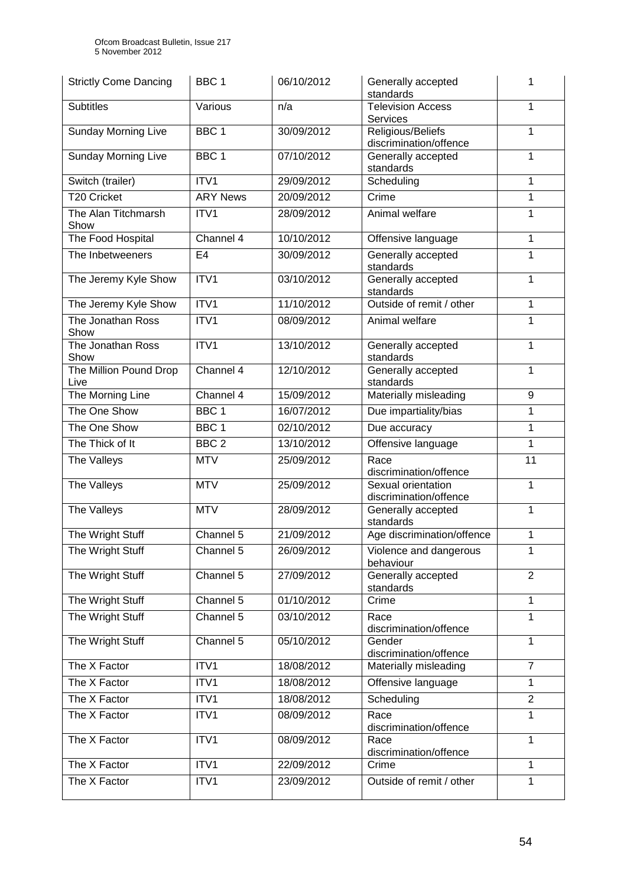| Strictly Come Dancing | BBC 1 | 06/10/2012 | Generally accepted standards | 1 |
|---|---|---|---|---|
| Subtitles | Various | n/a | Television Access Services | 1 |
| Sunday Morning Live | BBC 1 | 30/09/2012 | Religious/Beliefs discrimination/offence | 1 |
| Sunday Morning Live | BBC 1 | 07/10/2012 | Generally accepted standards | 1 |
| Switch (trailer) | ITV1 | 29/09/2012 | Scheduling | 1 |
| T20 Cricket | ARY News | 20/09/2012 | Crime | 1 |
| The Alan Titchmarsh Show | ITV1 | 28/09/2012 | Animal welfare | 1 |
| The Food Hospital | Channel 4 | 10/10/2012 | Offensive language | 1 |
| The Inbetweeners | E4 | 30/09/2012 | Generally accepted standards | 1 |
| The Jeremy Kyle Show | ITV1 | 03/10/2012 | Generally accepted standards | 1 |
| The Jeremy Kyle Show | ITV1 | 11/10/2012 | Outside of remit / other | 1 |
| The Jonathan Ross Show | ITV1 | 08/09/2012 | Animal welfare | 1 |
| The Jonathan Ross Show | ITV1 | 13/10/2012 | Generally accepted standards | 1 |
| The Million Pound Drop Live | Channel 4 | 12/10/2012 | Generally accepted standards | 1 |
| The Morning Line | Channel 4 | 15/09/2012 | Materially misleading | 9 |
| The One Show | BBC 1 | 16/07/2012 | Due impartiality/bias | 1 |
| The One Show | BBC 1 | 02/10/2012 | Due accuracy | 1 |
| The Thick of It | BBC 2 | 13/10/2012 | Offensive language | 1 |
| The Valleys | MTV | 25/09/2012 | Race discrimination/offence | 11 |
| The Valleys | MTV | 25/09/2012 | Sexual orientation discrimination/offence | 1 |
| The Valleys | MTV | 28/09/2012 | Generally accepted standards | 1 |
| The Wright Stuff | Channel 5 | 21/09/2012 | Age discrimination/offence | 1 |
| The Wright Stuff | Channel 5 | 26/09/2012 | Violence and dangerous behaviour | 1 |
| The Wright Stuff | Channel 5 | 27/09/2012 | Generally accepted standards | 2 |
| The Wright Stuff | Channel 5 | 01/10/2012 | Crime | 1 |
| The Wright Stuff | Channel 5 | 03/10/2012 | Race discrimination/offence | 1 |
| The Wright Stuff | Channel 5 | 05/10/2012 | Gender discrimination/offence | 1 |
| The X Factor | ITV1 | 18/08/2012 | Materially misleading | 7 |
| The X Factor | ITV1 | 18/08/2012 | Offensive language | 1 |
| The X Factor | ITV1 | 18/08/2012 | Scheduling | 2 |
| The X Factor | ITV1 | 08/09/2012 | Race discrimination/offence | 1 |
| The X Factor | ITV1 | 08/09/2012 | Race discrimination/offence | 1 |
| The X Factor | ITV1 | 22/09/2012 | Crime | 1 |
| The X Factor | ITV1 | 23/09/2012 | Outside of remit / other | 1 |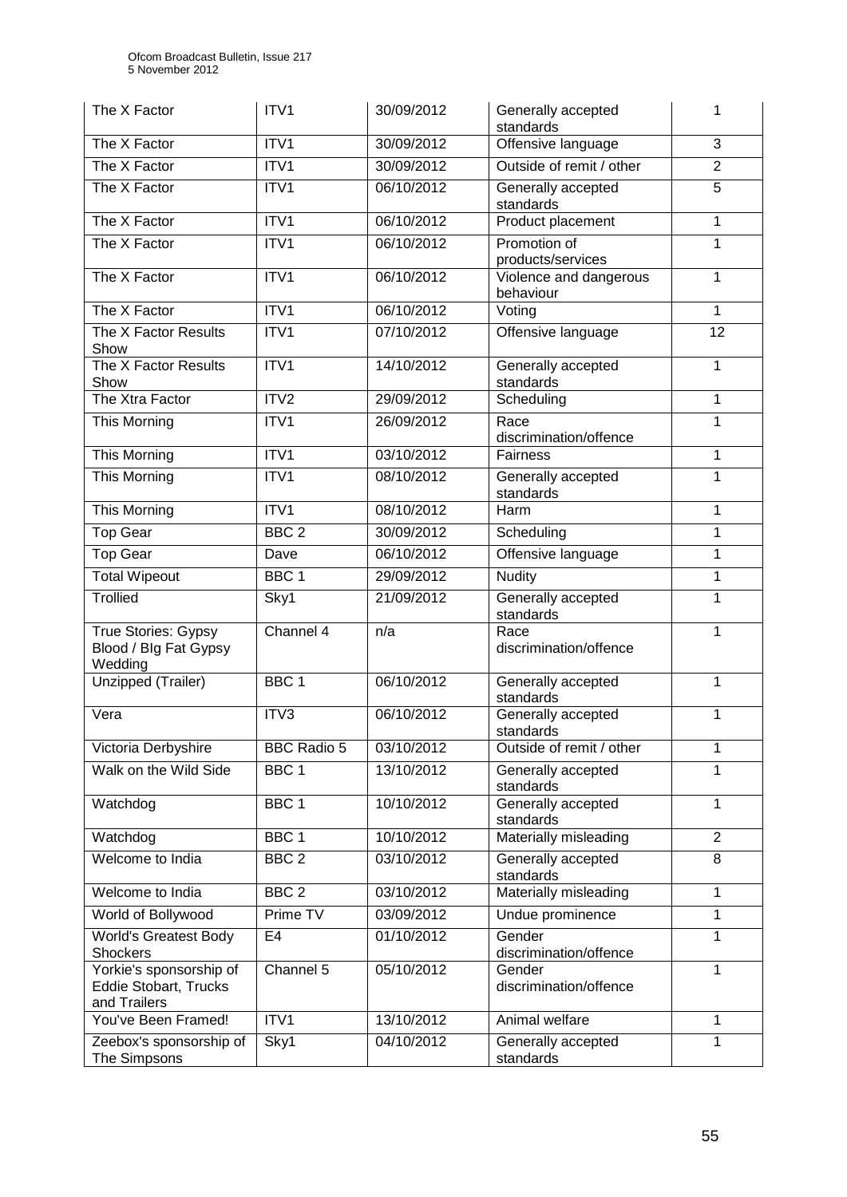| The X Factor | ITV1 | 30/09/2012 | Generally accepted standards | 1 |
|---|---|---|---|---|
| The X Factor | ITV1 | 30/09/2012 | Offensive language | 3 |
| The X Factor | ITV1 | 30/09/2012 | Outside of remit / other | 2 |
| The X Factor | ITV1 | 06/10/2012 | Generally accepted standards | 5 |
| The X Factor | ITV1 | 06/10/2012 | Product placement | 1 |
| The X Factor | ITV1 | 06/10/2012 | Promotion of products/services | 1 |
| The X Factor | ITV1 | 06/10/2012 | Violence and dangerous behaviour | 1 |
| The X Factor | ITV1 | 06/10/2012 | Voting | 1 |
| The X Factor Results Show | ITV1 | 07/10/2012 | Offensive language | 12 |
| The X Factor Results Show | ITV1 | 14/10/2012 | Generally accepted standards | 1 |
| The Xtra Factor | ITV2 | 29/09/2012 | Scheduling | 1 |
| This Morning | ITV1 | 26/09/2012 | Race discrimination/offence | 1 |
| This Morning | ITV1 | 03/10/2012 | Fairness | 1 |
| This Morning | ITV1 | 08/10/2012 | Generally accepted standards | 1 |
| This Morning | ITV1 | 08/10/2012 | Harm | 1 |
| Top Gear | BBC 2 | 30/09/2012 | Scheduling | 1 |
| Top Gear | Dave | 06/10/2012 | Offensive language | 1 |
| Total Wipeout | BBC 1 | 29/09/2012 | Nudity | 1 |
| Trollied | Sky1 | 21/09/2012 | Generally accepted standards | 1 |
| True Stories: Gypsy Blood / BIg Fat Gypsy Wedding | Channel 4 | n/a | Race discrimination/offence | 1 |
| Unzipped (Trailer) | BBC 1 | 06/10/2012 | Generally accepted standards | 1 |
| Vera | ITV3 | 06/10/2012 | Generally accepted standards | 1 |
| Victoria Derbyshire | BBC Radio 5 | 03/10/2012 | Outside of remit / other | 1 |
| Walk on the Wild Side | BBC 1 | 13/10/2012 | Generally accepted standards | 1 |
| Watchdog | BBC 1 | 10/10/2012 | Generally accepted standards | 1 |
| Watchdog | BBC 1 | 10/10/2012 | Materially misleading | 2 |
| Welcome to India | BBC 2 | 03/10/2012 | Generally accepted standards | 8 |
| Welcome to India | BBC 2 | 03/10/2012 | Materially misleading | 1 |
| World of Bollywood | Prime TV | 03/09/2012 | Undue prominence | 1 |
| World's Greatest Body Shockers | E4 | 01/10/2012 | Gender discrimination/offence | 1 |
| Yorkie's sponsorship of Eddie Stobart, Trucks and Trailers | Channel 5 | 05/10/2012 | Gender discrimination/offence | 1 |
| You've Been Framed! | ITV1 | 13/10/2012 | Animal welfare | 1 |
| Zeebox's sponsorship of The Simpsons | Sky1 | 04/10/2012 | Generally accepted standards | 1 |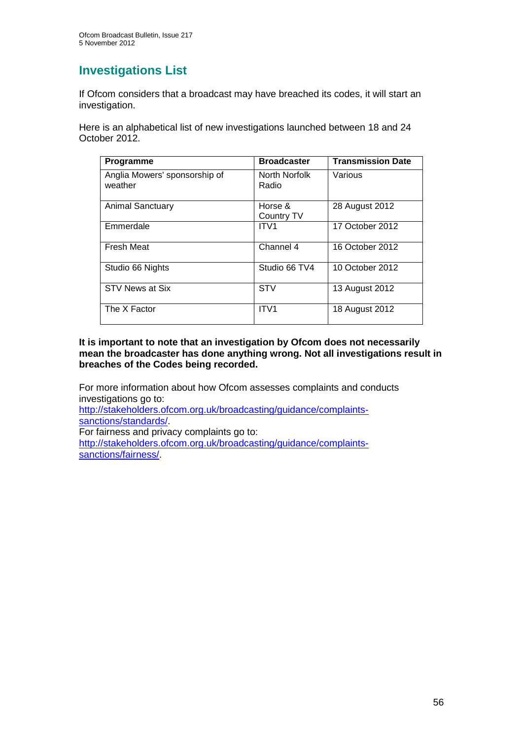## Investigations List

If Ofcom considers that a broadcast may have breached its codes, it will start an investigation.

Here is an alphabetical list of new investigations launched between 18 and 24 October 2012.

| Programme | Broadcaster | Transmission Date |
|---|---|---|
| Anglia Mowers' sponsorship of weather | North Norfolk Radio | Various |
| Animal Sanctuary | Horse & Country TV | 28 August 2012 |
| Emmerdale | ITV1 | 17 October 2012 |
| Fresh Meat | Channel 4 | 16 October 2012 |
| Studio 66 Nights | Studio 66 TV4 | 10 October 2012 |
| STV News at Six | STV | 13 August 2012 |
| The X Factor | ITV1 | 18 August 2012 |

**It is important to note that an investigation by Ofcom does not necessarily mean the broadcaster has done anything wrong. Not all investigations result in breaches of the Codes being recorded.**

For more information about how Ofcom assesses complaints and conducts investigations go to:
http://stakeholders.ofcom.org.uk/broadcasting/guidance/complaints-sanctions/standards/.
For fairness and privacy complaints go to:
http://stakeholders.ofcom.org.uk/broadcasting/guidance/complaints-sanctions/fairness/.